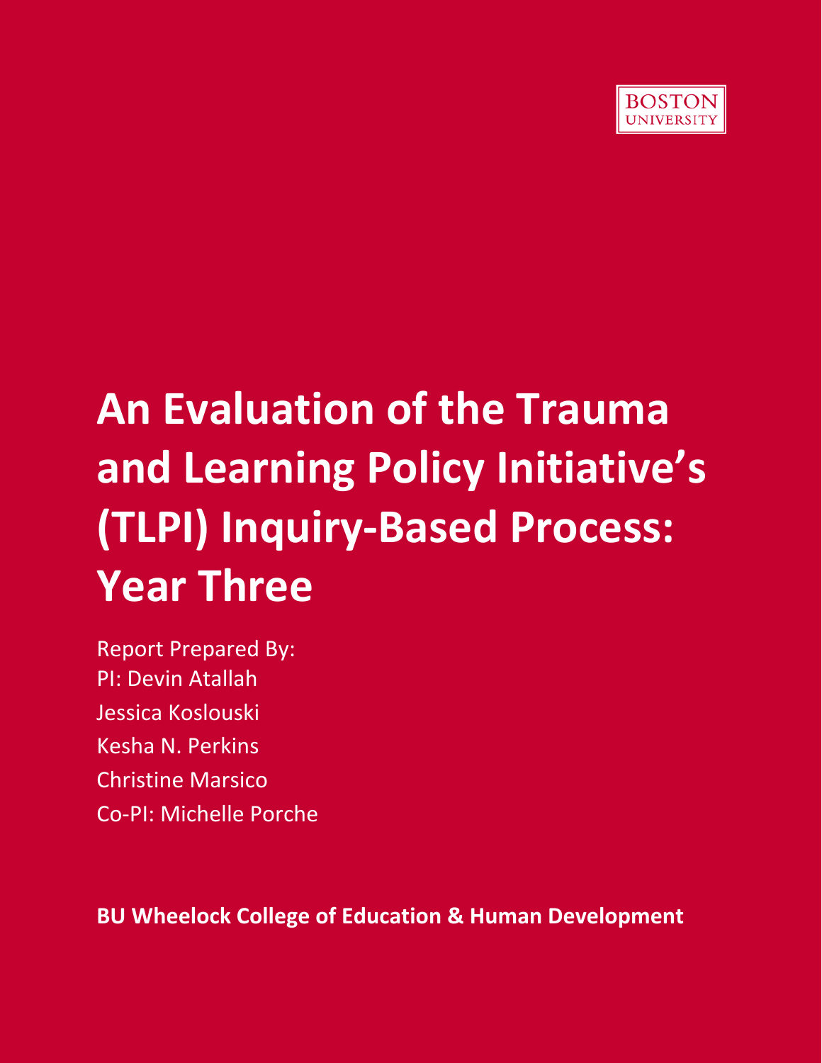BOSTON UNIVERSITY

# An Evaluation of the Trauma and Learning Policy Initiative's (TLPI) Inquiry-Based Process: Year Three

Report Prepared By:
PI: Devin Atallah
Jessica Koslouski
Kesha N. Perkins
Christine Marsico
Co-PI: Michelle Porche

**BU Wheelock College of Education & Human Development**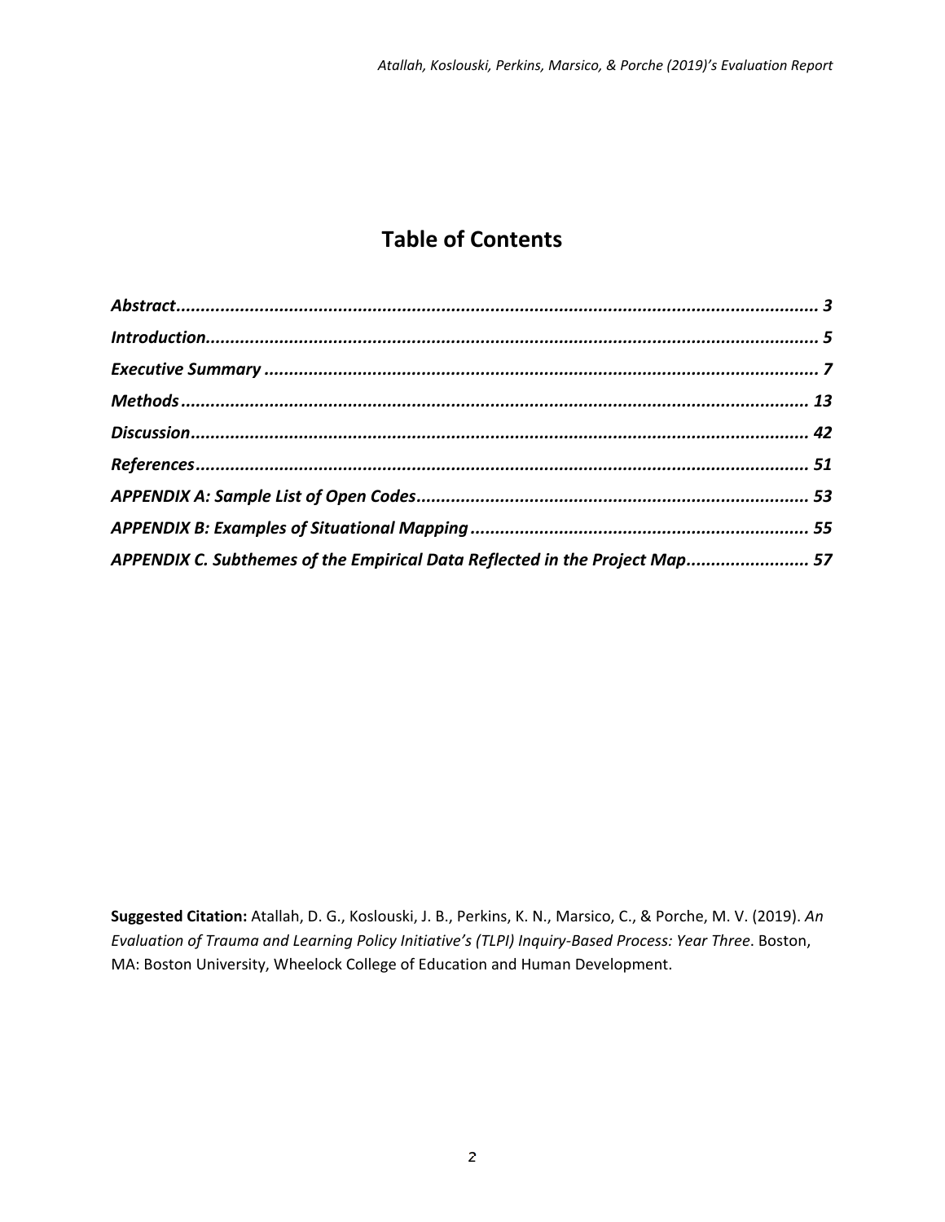# Table of Contents

***Abstract*** ........................................................................................................................ ***3***
***Introduction*** ...................................................................................................................... ***5***
***Executive Summary*** ........................................................................................................ ***7***
***Methods*** ......................................................................................................................... ***13***
***Discussion*** ...................................................................................................................... ***42***
***References*** ...................................................................................................................... ***51***
***APPENDIX A: Sample List of Open Codes*** .................................................................. ***53***
***APPENDIX B: Examples of Situational Mapping*** ......................................................... ***55***
***APPENDIX C. Subthemes of the Empirical Data Reflected in the Project Map*** ............... ***57***

**Suggested Citation:** Atallah, D. G., Koslouski, J. B., Perkins, K. N., Marsico, C., & Porche, M. V. (2019). *An Evaluation of Trauma and Learning Policy Initiative's (TLPI) Inquiry-Based Process: Year Three*. Boston, MA: Boston University, Wheelock College of Education and Human Development.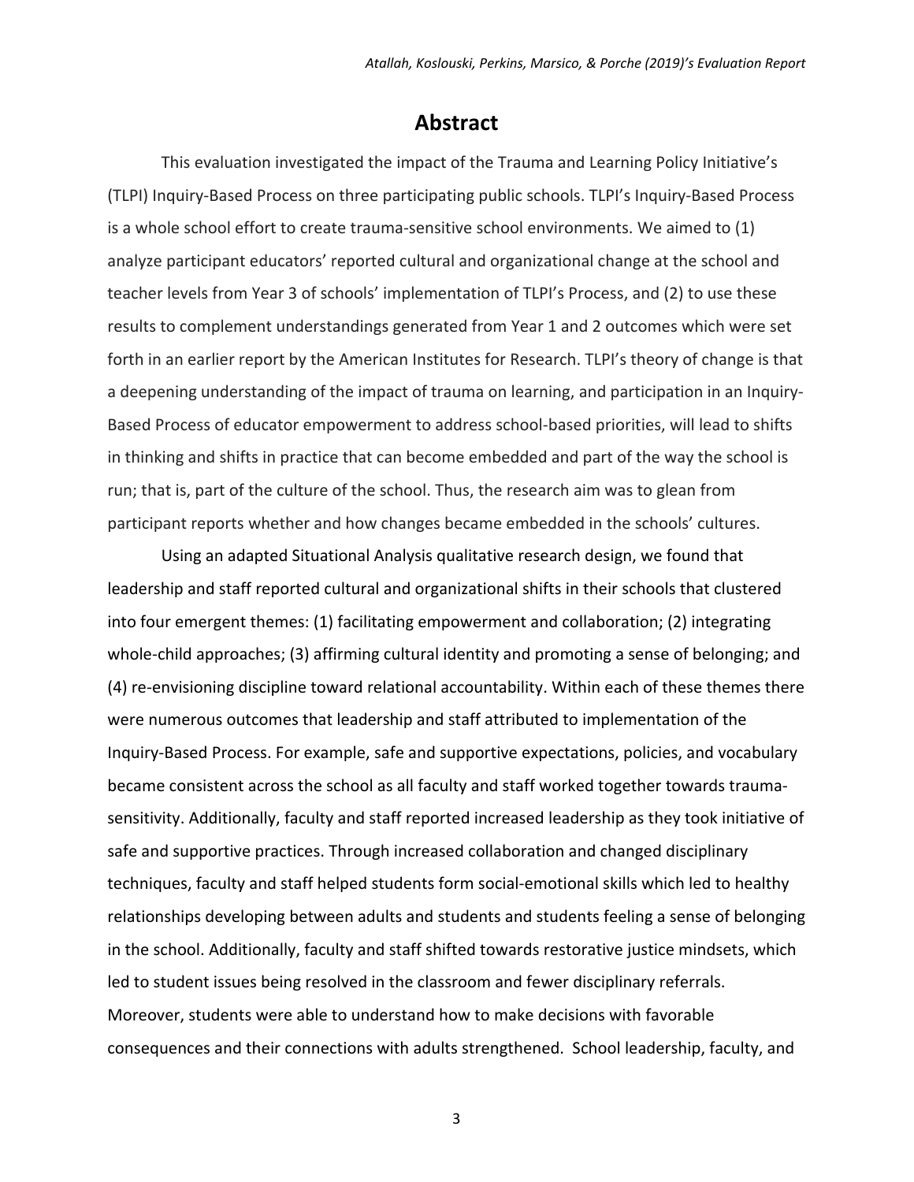# Abstract

This evaluation investigated the impact of the Trauma and Learning Policy Initiative's (TLPI) Inquiry-Based Process on three participating public schools. TLPI's Inquiry-Based Process is a whole school effort to create trauma-sensitive school environments. We aimed to (1) analyze participant educators' reported cultural and organizational change at the school and teacher levels from Year 3 of schools' implementation of TLPI's Process, and (2) to use these results to complement understandings generated from Year 1 and 2 outcomes which were set forth in an earlier report by the American Institutes for Research. TLPI's theory of change is that a deepening understanding of the impact of trauma on learning, and participation in an Inquiry-Based Process of educator empowerment to address school-based priorities, will lead to shifts in thinking and shifts in practice that can become embedded and part of the way the school is run; that is, part of the culture of the school. Thus, the research aim was to glean from participant reports whether and how changes became embedded in the schools' cultures.

Using an adapted Situational Analysis qualitative research design, we found that leadership and staff reported cultural and organizational shifts in their schools that clustered into four emergent themes: (1) facilitating empowerment and collaboration; (2) integrating whole-child approaches; (3) affirming cultural identity and promoting a sense of belonging; and (4) re-envisioning discipline toward relational accountability. Within each of these themes there were numerous outcomes that leadership and staff attributed to implementation of the Inquiry-Based Process. For example, safe and supportive expectations, policies, and vocabulary became consistent across the school as all faculty and staff worked together towards trauma-sensitivity. Additionally, faculty and staff reported increased leadership as they took initiative of safe and supportive practices. Through increased collaboration and changed disciplinary techniques, faculty and staff helped students form social-emotional skills which led to healthy relationships developing between adults and students and students feeling a sense of belonging in the school. Additionally, faculty and staff shifted towards restorative justice mindsets, which led to student issues being resolved in the classroom and fewer disciplinary referrals. Moreover, students were able to understand how to make decisions with favorable consequences and their connections with adults strengthened. School leadership, faculty, and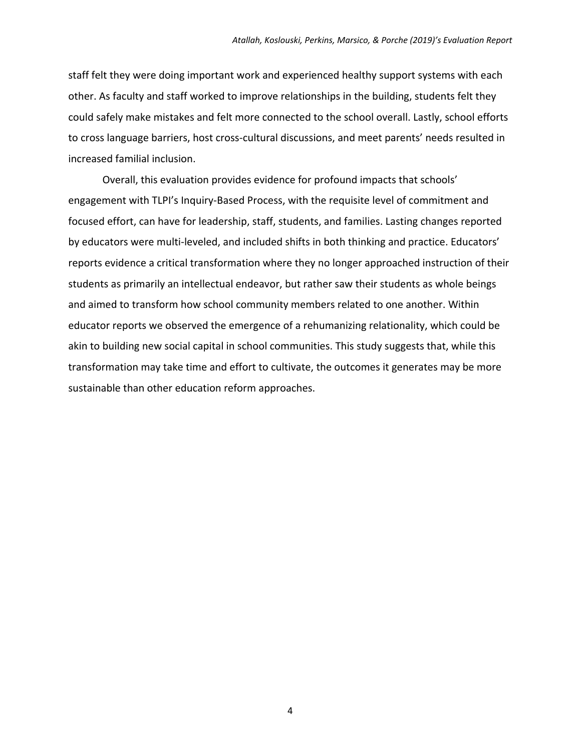staff felt they were doing important work and experienced healthy support systems with each other. As faculty and staff worked to improve relationships in the building, students felt they could safely make mistakes and felt more connected to the school overall. Lastly, school efforts to cross language barriers, host cross-cultural discussions, and meet parents' needs resulted in increased familial inclusion.

Overall, this evaluation provides evidence for profound impacts that schools' engagement with TLPI's Inquiry-Based Process, with the requisite level of commitment and focused effort, can have for leadership, staff, students, and families. Lasting changes reported by educators were multi-leveled, and included shifts in both thinking and practice. Educators' reports evidence a critical transformation where they no longer approached instruction of their students as primarily an intellectual endeavor, but rather saw their students as whole beings and aimed to transform how school community members related to one another. Within educator reports we observed the emergence of a rehumanizing relationality, which could be akin to building new social capital in school communities. This study suggests that, while this transformation may take time and effort to cultivate, the outcomes it generates may be more sustainable than other education reform approaches.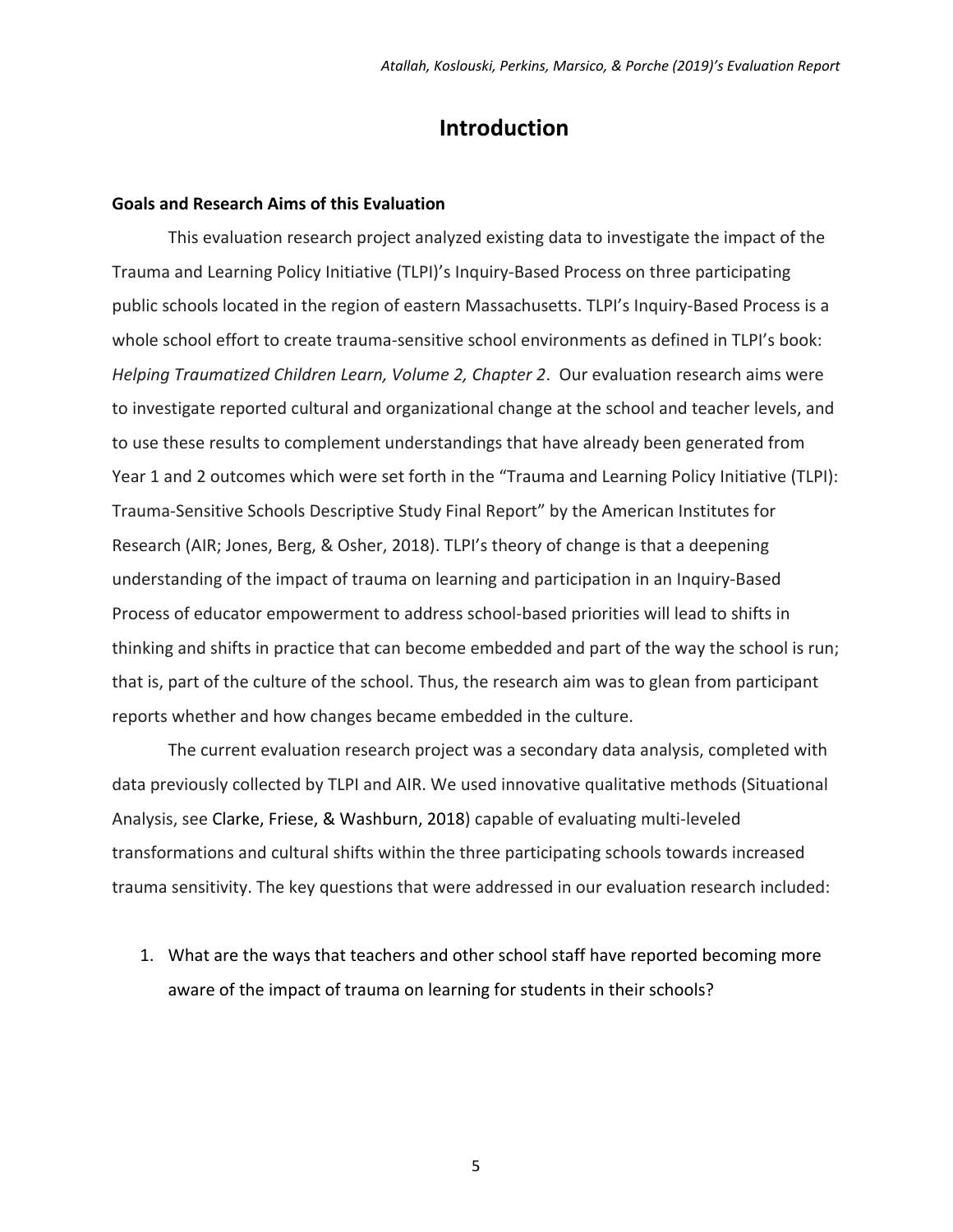# Introduction

**Goals and Research Aims of this Evaluation**

This evaluation research project analyzed existing data to investigate the impact of the Trauma and Learning Policy Initiative (TLPI)'s Inquiry-Based Process on three participating public schools located in the region of eastern Massachusetts. TLPI's Inquiry-Based Process is a whole school effort to create trauma-sensitive school environments as defined in TLPI's book: *Helping Traumatized Children Learn, Volume 2, Chapter 2*. Our evaluation research aims were to investigate reported cultural and organizational change at the school and teacher levels, and to use these results to complement understandings that have already been generated from Year 1 and 2 outcomes which were set forth in the "Trauma and Learning Policy Initiative (TLPI): Trauma-Sensitive Schools Descriptive Study Final Report" by the American Institutes for Research (AIR; Jones, Berg, & Osher, 2018). TLPI's theory of change is that a deepening understanding of the impact of trauma on learning and participation in an Inquiry-Based Process of educator empowerment to address school-based priorities will lead to shifts in thinking and shifts in practice that can become embedded and part of the way the school is run; that is, part of the culture of the school. Thus, the research aim was to glean from participant reports whether and how changes became embedded in the culture.

The current evaluation research project was a secondary data analysis, completed with data previously collected by TLPI and AIR. We used innovative qualitative methods (Situational Analysis, see Clarke, Friese, & Washburn, 2018) capable of evaluating multi-leveled transformations and cultural shifts within the three participating schools towards increased trauma sensitivity. The key questions that were addressed in our evaluation research included:

1. What are the ways that teachers and other school staff have reported becoming more aware of the impact of trauma on learning for students in their schools?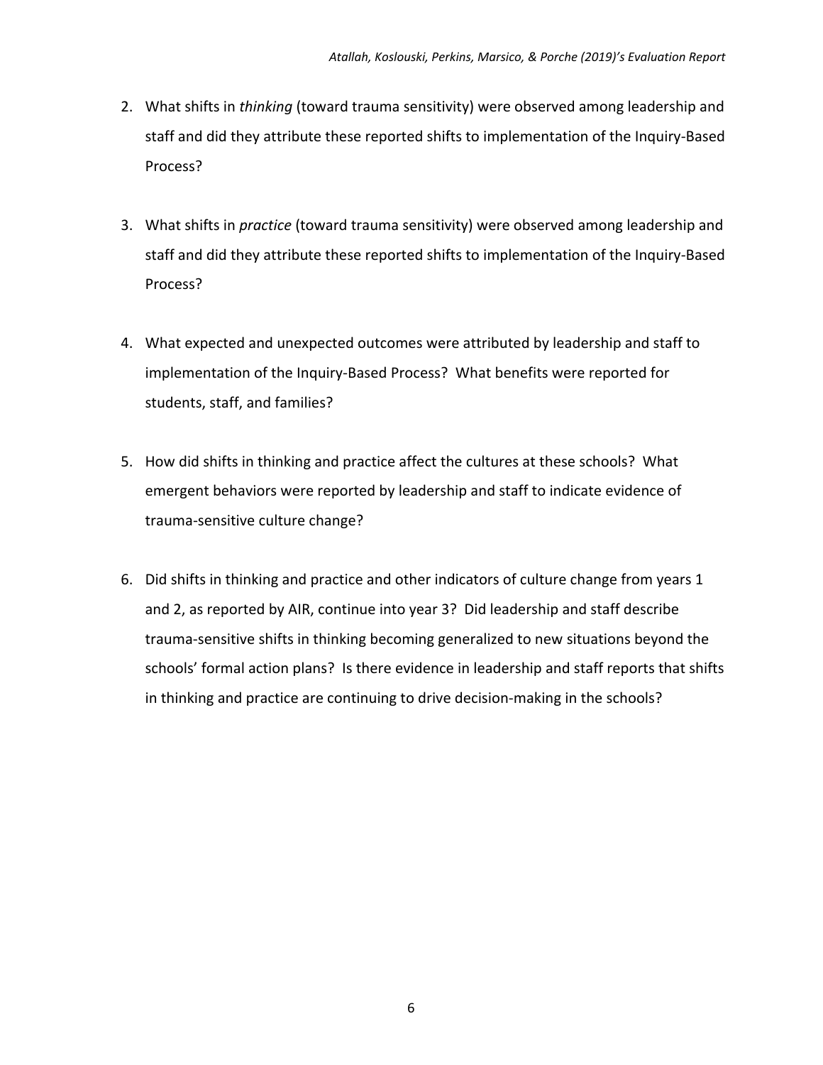2. What shifts in *thinking* (toward trauma sensitivity) were observed among leadership and staff and did they attribute these reported shifts to implementation of the Inquiry-Based Process?

3. What shifts in *practice* (toward trauma sensitivity) were observed among leadership and staff and did they attribute these reported shifts to implementation of the Inquiry-Based Process?

4. What expected and unexpected outcomes were attributed by leadership and staff to implementation of the Inquiry-Based Process? What benefits were reported for students, staff, and families?

5. How did shifts in thinking and practice affect the cultures at these schools? What emergent behaviors were reported by leadership and staff to indicate evidence of trauma-sensitive culture change?

6. Did shifts in thinking and practice and other indicators of culture change from years 1 and 2, as reported by AIR, continue into year 3? Did leadership and staff describe trauma-sensitive shifts in thinking becoming generalized to new situations beyond the schools' formal action plans? Is there evidence in leadership and staff reports that shifts in thinking and practice are continuing to drive decision-making in the schools?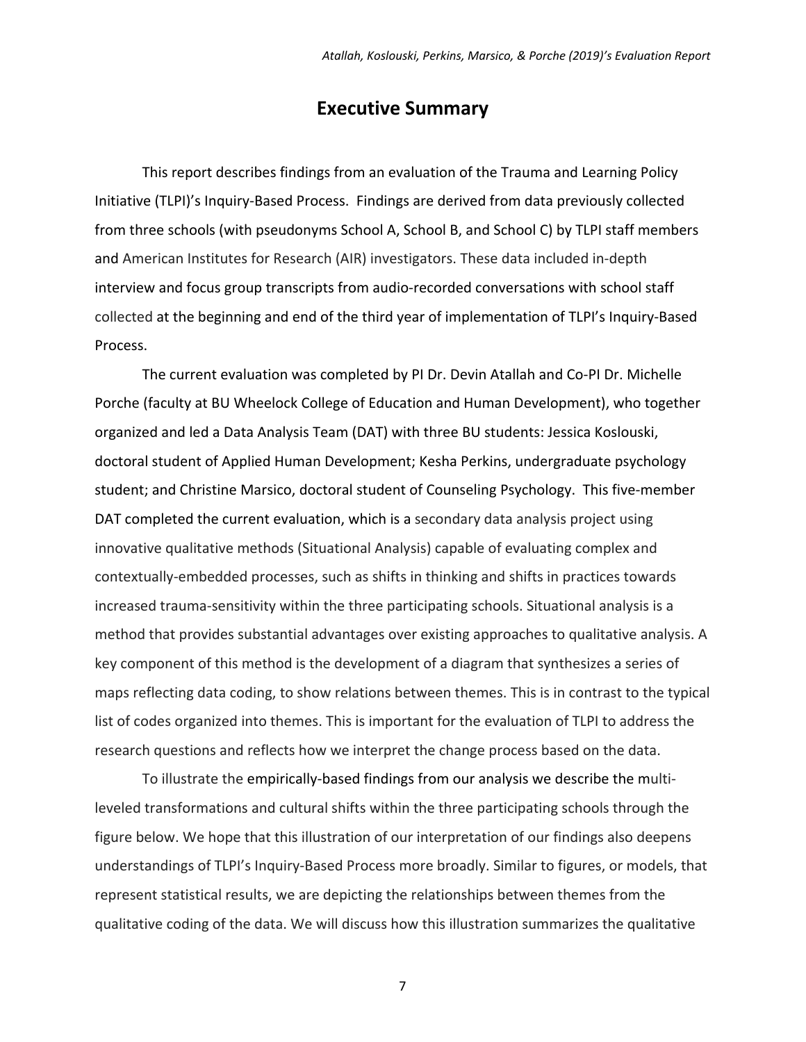# Executive Summary

This report describes findings from an evaluation of the Trauma and Learning Policy Initiative (TLPI)'s Inquiry-Based Process. Findings are derived from data previously collected from three schools (with pseudonyms School A, School B, and School C) by TLPI staff members and American Institutes for Research (AIR) investigators. These data included in-depth interview and focus group transcripts from audio-recorded conversations with school staff collected at the beginning and end of the third year of implementation of TLPI's Inquiry-Based Process.

The current evaluation was completed by PI Dr. Devin Atallah and Co-PI Dr. Michelle Porche (faculty at BU Wheelock College of Education and Human Development), who together organized and led a Data Analysis Team (DAT) with three BU students: Jessica Koslouski, doctoral student of Applied Human Development; Kesha Perkins, undergraduate psychology student; and Christine Marsico, doctoral student of Counseling Psychology. This five-member DAT completed the current evaluation, which is a secondary data analysis project using innovative qualitative methods (Situational Analysis) capable of evaluating complex and contextually-embedded processes, such as shifts in thinking and shifts in practices towards increased trauma-sensitivity within the three participating schools. Situational analysis is a method that provides substantial advantages over existing approaches to qualitative analysis. A key component of this method is the development of a diagram that synthesizes a series of maps reflecting data coding, to show relations between themes. This is in contrast to the typical list of codes organized into themes. This is important for the evaluation of TLPI to address the research questions and reflects how we interpret the change process based on the data.

To illustrate the empirically-based findings from our analysis we describe the multi-leveled transformations and cultural shifts within the three participating schools through the figure below. We hope that this illustration of our interpretation of our findings also deepens understandings of TLPI's Inquiry-Based Process more broadly. Similar to figures, or models, that represent statistical results, we are depicting the relationships between themes from the qualitative coding of the data. We will discuss how this illustration summarizes the qualitative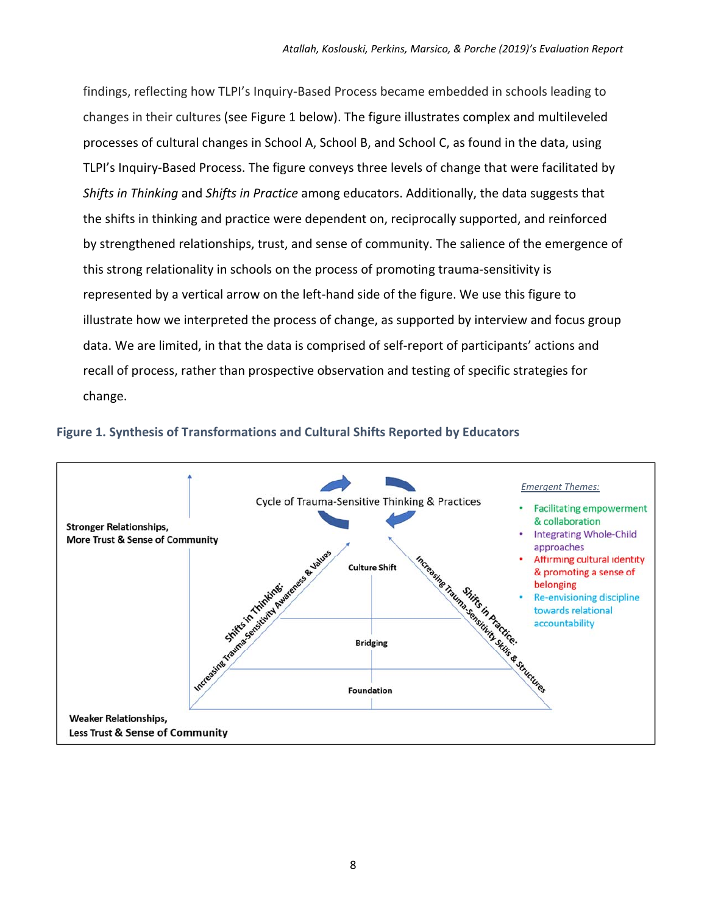findings, reflecting how TLPI's Inquiry-Based Process became embedded in schools leading to changes in their cultures (see Figure 1 below). The figure illustrates complex and multileveled processes of cultural changes in School A, School B, and School C, as found in the data, using TLPI's Inquiry-Based Process. The figure conveys three levels of change that were facilitated by *Shifts in Thinking* and *Shifts in Practice* among educators. Additionally, the data suggests that the shifts in thinking and practice were dependent on, reciprocally supported, and reinforced by strengthened relationships, trust, and sense of community. The salience of the emergence of this strong relationality in schools on the process of promoting trauma-sensitivity is represented by a vertical arrow on the left-hand side of the figure. We use this figure to illustrate how we interpreted the process of change, as supported by interview and focus group data. We are limited, in that the data is comprised of self-report of participants' actions and recall of process, rather than prospective observation and testing of specific strategies for change.

**Figure 1. Synthesis of Transformations and Cultural Shifts Reported by Educators**

Cycle of Trauma-Sensitive Thinking & Practices

Stronger Relationships, More Trust & Sense of Community

Weaker Relationships, Less Trust & Sense of Community

Shifts in Thinking: Increasing Trauma-Sensitivity Awareness & Values

Shifts in Practice: Increasing Trauma-Sensitivity Skills & Structures

Culture Shift

Bridging

Foundation

*Emergent Themes:*

- Facilitating empowerment & collaboration
- Integrating Whole-Child approaches
- Affirming cultural identity & promoting a sense of belonging
- Re-envisioning discipline towards relational accountability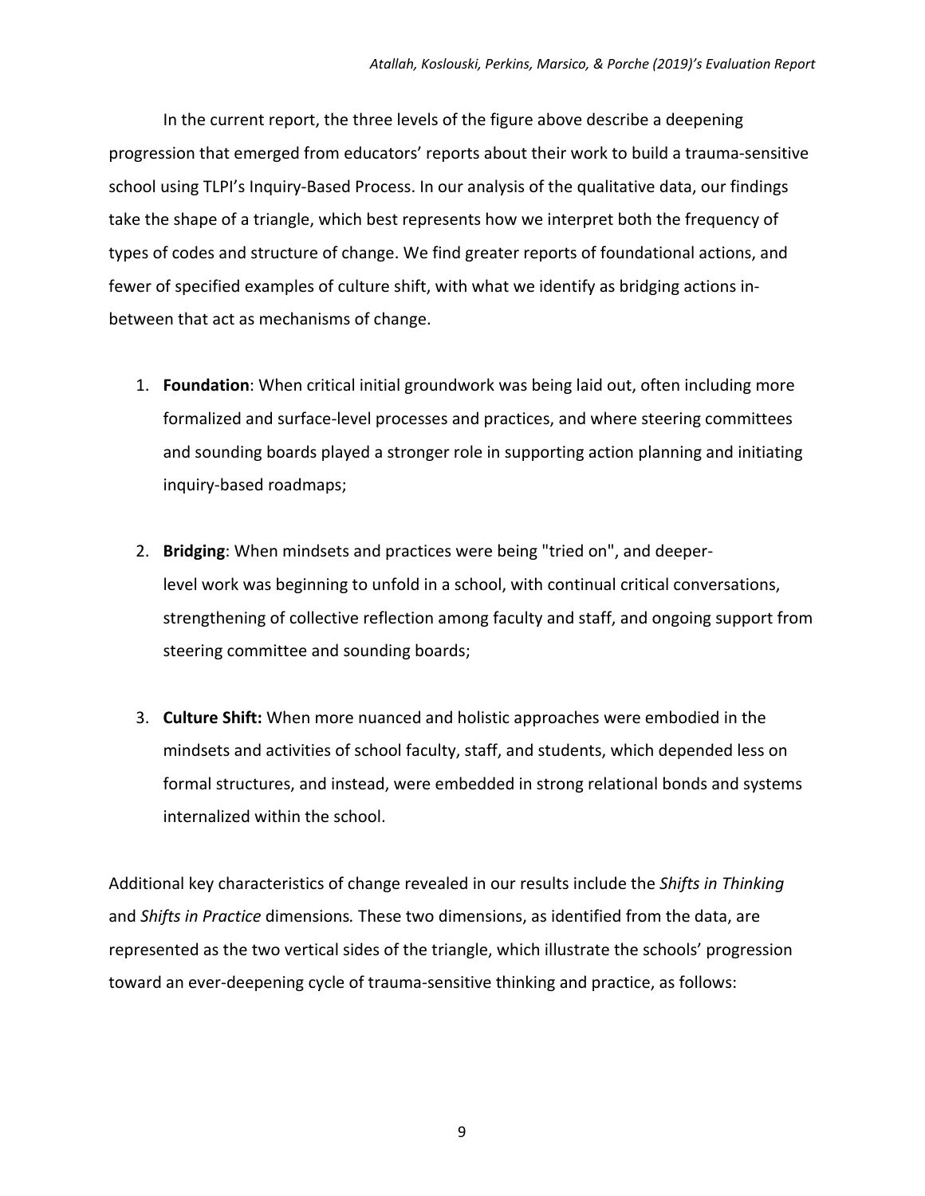In the current report, the three levels of the figure above describe a deepening progression that emerged from educators' reports about their work to build a trauma-sensitive school using TLPI's Inquiry-Based Process. In our analysis of the qualitative data, our findings take the shape of a triangle, which best represents how we interpret both the frequency of types of codes and structure of change. We find greater reports of foundational actions, and fewer of specified examples of culture shift, with what we identify as bridging actions in-between that act as mechanisms of change.

1. **Foundation**: When critical initial groundwork was being laid out, often including more formalized and surface-level processes and practices, and where steering committees and sounding boards played a stronger role in supporting action planning and initiating inquiry-based roadmaps;

2. **Bridging**: When mindsets and practices were being "tried on", and deeper-level work was beginning to unfold in a school, with continual critical conversations, strengthening of collective reflection among faculty and staff, and ongoing support from steering committee and sounding boards;

3. **Culture Shift:** When more nuanced and holistic approaches were embodied in the mindsets and activities of school faculty, staff, and students, which depended less on formal structures, and instead, were embedded in strong relational bonds and systems internalized within the school.

Additional key characteristics of change revealed in our results include the *Shifts in Thinking* and *Shifts in Practice* dimensions. These two dimensions, as identified from the data, are represented as the two vertical sides of the triangle, which illustrate the schools' progression toward an ever-deepening cycle of trauma-sensitive thinking and practice, as follows: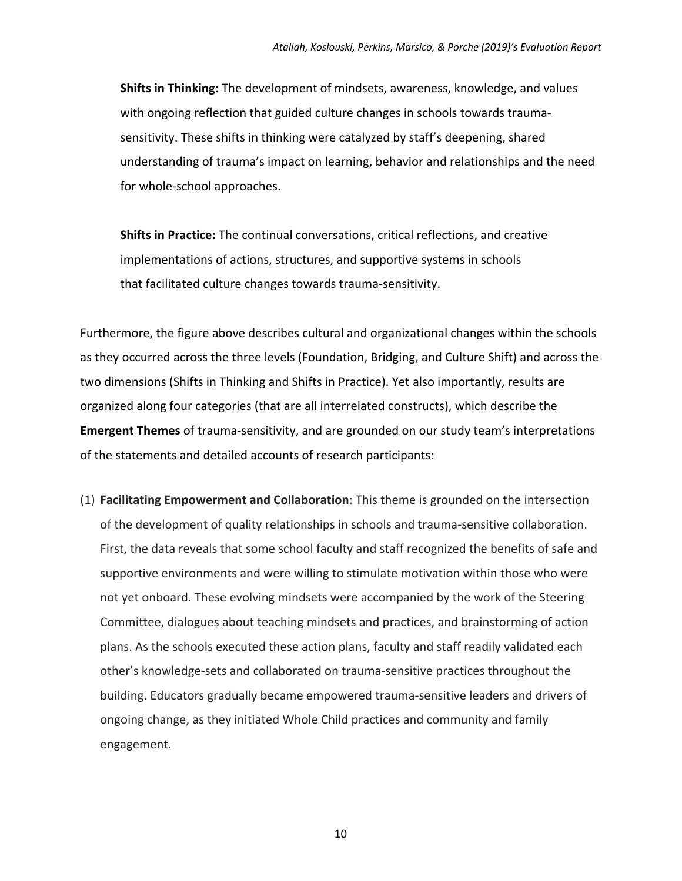**Shifts in Thinking**: The development of mindsets, awareness, knowledge, and values with ongoing reflection that guided culture changes in schools towards trauma-sensitivity. These shifts in thinking were catalyzed by staff's deepening, shared understanding of trauma's impact on learning, behavior and relationships and the need for whole-school approaches.

**Shifts in Practice:** The continual conversations, critical reflections, and creative implementations of actions, structures, and supportive systems in schools that facilitated culture changes towards trauma-sensitivity.

Furthermore, the figure above describes cultural and organizational changes within the schools as they occurred across the three levels (Foundation, Bridging, and Culture Shift) and across the two dimensions (Shifts in Thinking and Shifts in Practice). Yet also importantly, results are organized along four categories (that are all interrelated constructs), which describe the **Emergent Themes** of trauma-sensitivity, and are grounded on our study team's interpretations of the statements and detailed accounts of research participants:

(1) **Facilitating Empowerment and Collaboration**: This theme is grounded on the intersection of the development of quality relationships in schools and trauma-sensitive collaboration. First, the data reveals that some school faculty and staff recognized the benefits of safe and supportive environments and were willing to stimulate motivation within those who were not yet onboard. These evolving mindsets were accompanied by the work of the Steering Committee, dialogues about teaching mindsets and practices, and brainstorming of action plans. As the schools executed these action plans, faculty and staff readily validated each other's knowledge-sets and collaborated on trauma-sensitive practices throughout the building. Educators gradually became empowered trauma-sensitive leaders and drivers of ongoing change, as they initiated Whole Child practices and community and family engagement.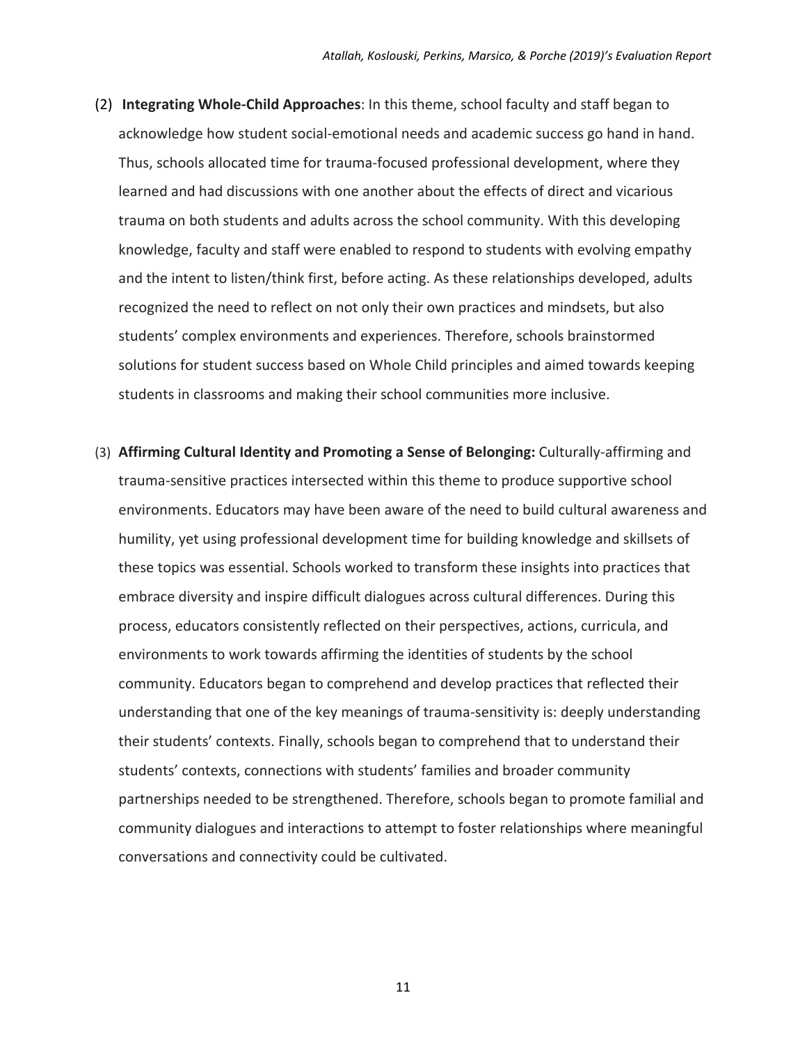(2) **Integrating Whole-Child Approaches**: In this theme, school faculty and staff began to acknowledge how student social-emotional needs and academic success go hand in hand. Thus, schools allocated time for trauma-focused professional development, where they learned and had discussions with one another about the effects of direct and vicarious trauma on both students and adults across the school community. With this developing knowledge, faculty and staff were enabled to respond to students with evolving empathy and the intent to listen/think first, before acting. As these relationships developed, adults recognized the need to reflect on not only their own practices and mindsets, but also students' complex environments and experiences. Therefore, schools brainstormed solutions for student success based on Whole Child principles and aimed towards keeping students in classrooms and making their school communities more inclusive.

(3) **Affirming Cultural Identity and Promoting a Sense of Belonging:** Culturally-affirming and trauma-sensitive practices intersected within this theme to produce supportive school environments. Educators may have been aware of the need to build cultural awareness and humility, yet using professional development time for building knowledge and skillsets of these topics was essential. Schools worked to transform these insights into practices that embrace diversity and inspire difficult dialogues across cultural differences. During this process, educators consistently reflected on their perspectives, actions, curricula, and environments to work towards affirming the identities of students by the school community. Educators began to comprehend and develop practices that reflected their understanding that one of the key meanings of trauma-sensitivity is: deeply understanding their students' contexts. Finally, schools began to comprehend that to understand their students' contexts, connections with students' families and broader community partnerships needed to be strengthened. Therefore, schools began to promote familial and community dialogues and interactions to attempt to foster relationships where meaningful conversations and connectivity could be cultivated.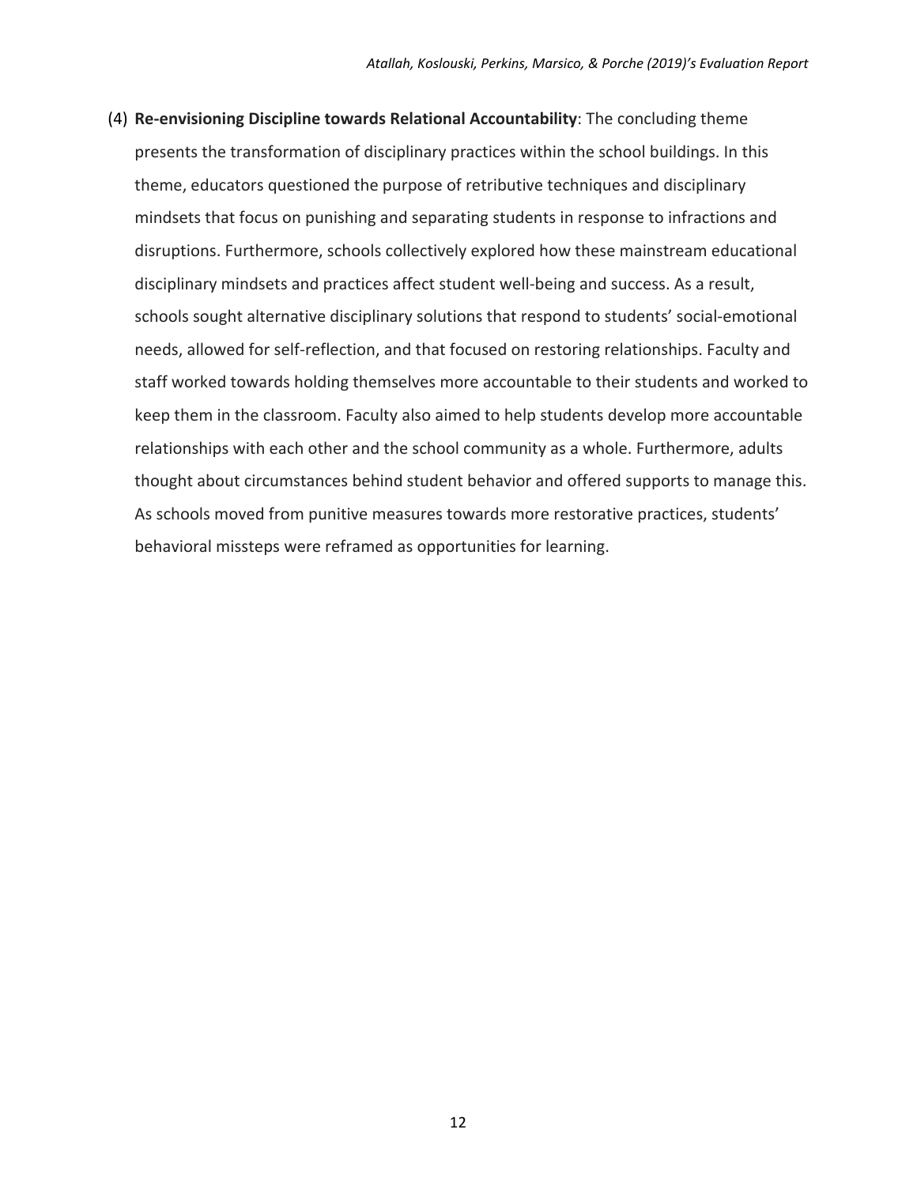(4) **Re-envisioning Discipline towards Relational Accountability**: The concluding theme presents the transformation of disciplinary practices within the school buildings. In this theme, educators questioned the purpose of retributive techniques and disciplinary mindsets that focus on punishing and separating students in response to infractions and disruptions. Furthermore, schools collectively explored how these mainstream educational disciplinary mindsets and practices affect student well-being and success. As a result, schools sought alternative disciplinary solutions that respond to students' social-emotional needs, allowed for self-reflection, and that focused on restoring relationships. Faculty and staff worked towards holding themselves more accountable to their students and worked to keep them in the classroom. Faculty also aimed to help students develop more accountable relationships with each other and the school community as a whole. Furthermore, adults thought about circumstances behind student behavior and offered supports to manage this. As schools moved from punitive measures towards more restorative practices, students' behavioral missteps were reframed as opportunities for learning.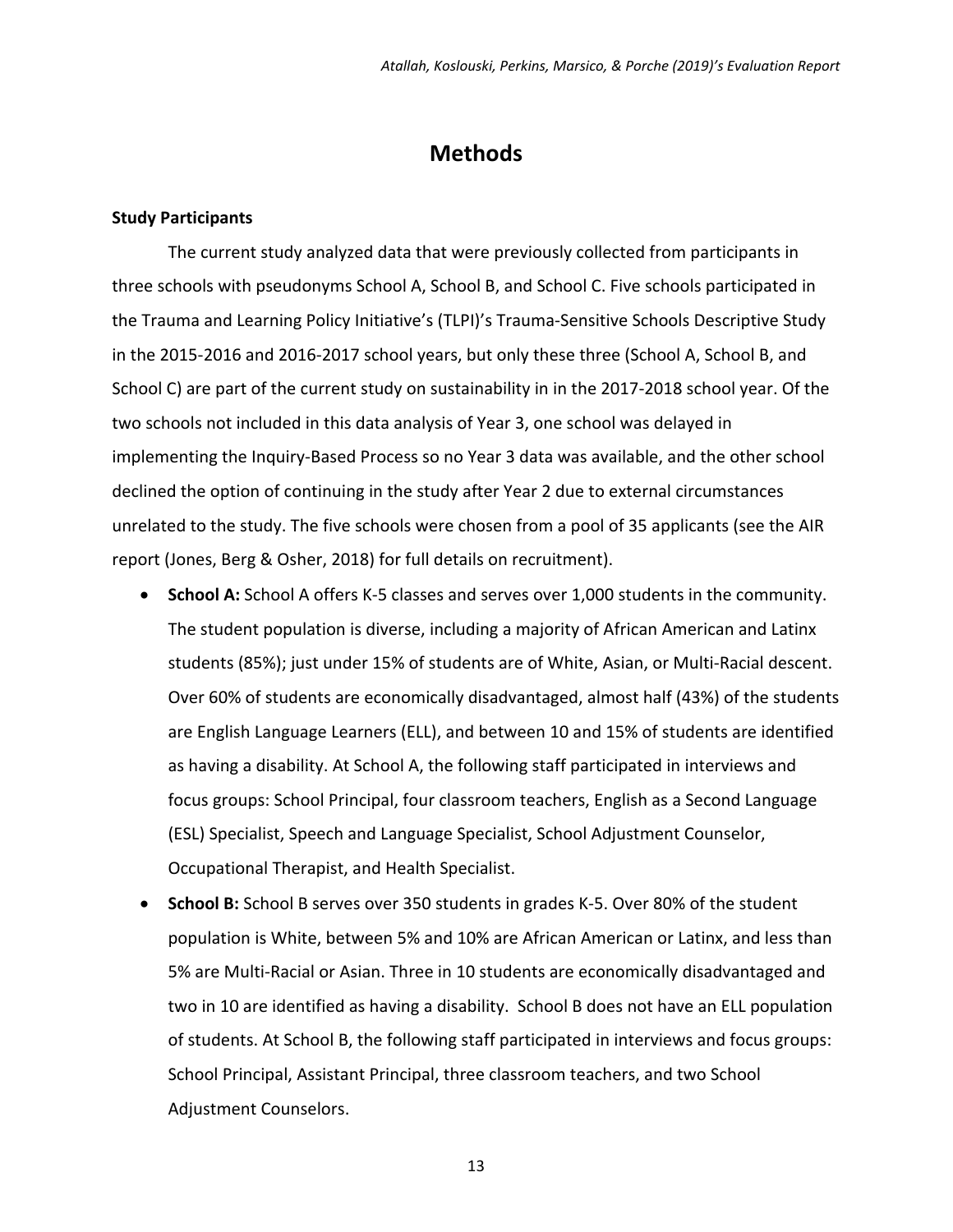# Methods

**Study Participants**

The current study analyzed data that were previously collected from participants in three schools with pseudonyms School A, School B, and School C. Five schools participated in the Trauma and Learning Policy Initiative's (TLPI)'s Trauma-Sensitive Schools Descriptive Study in the 2015-2016 and 2016-2017 school years, but only these three (School A, School B, and School C) are part of the current study on sustainability in in the 2017-2018 school year. Of the two schools not included in this data analysis of Year 3, one school was delayed in implementing the Inquiry-Based Process so no Year 3 data was available, and the other school declined the option of continuing in the study after Year 2 due to external circumstances unrelated to the study. The five schools were chosen from a pool of 35 applicants (see the AIR report (Jones, Berg & Osher, 2018) for full details on recruitment).

- **School A:** School A offers K-5 classes and serves over 1,000 students in the community. The student population is diverse, including a majority of African American and Latinx students (85%); just under 15% of students are of White, Asian, or Multi-Racial descent. Over 60% of students are economically disadvantaged, almost half (43%) of the students are English Language Learners (ELL), and between 10 and 15% of students are identified as having a disability. At School A, the following staff participated in interviews and focus groups: School Principal, four classroom teachers, English as a Second Language (ESL) Specialist, Speech and Language Specialist, School Adjustment Counselor, Occupational Therapist, and Health Specialist.
- **School B:** School B serves over 350 students in grades K-5. Over 80% of the student population is White, between 5% and 10% are African American or Latinx, and less than 5% are Multi-Racial or Asian. Three in 10 students are economically disadvantaged and two in 10 are identified as having a disability. School B does not have an ELL population of students. At School B, the following staff participated in interviews and focus groups: School Principal, Assistant Principal, three classroom teachers, and two School Adjustment Counselors.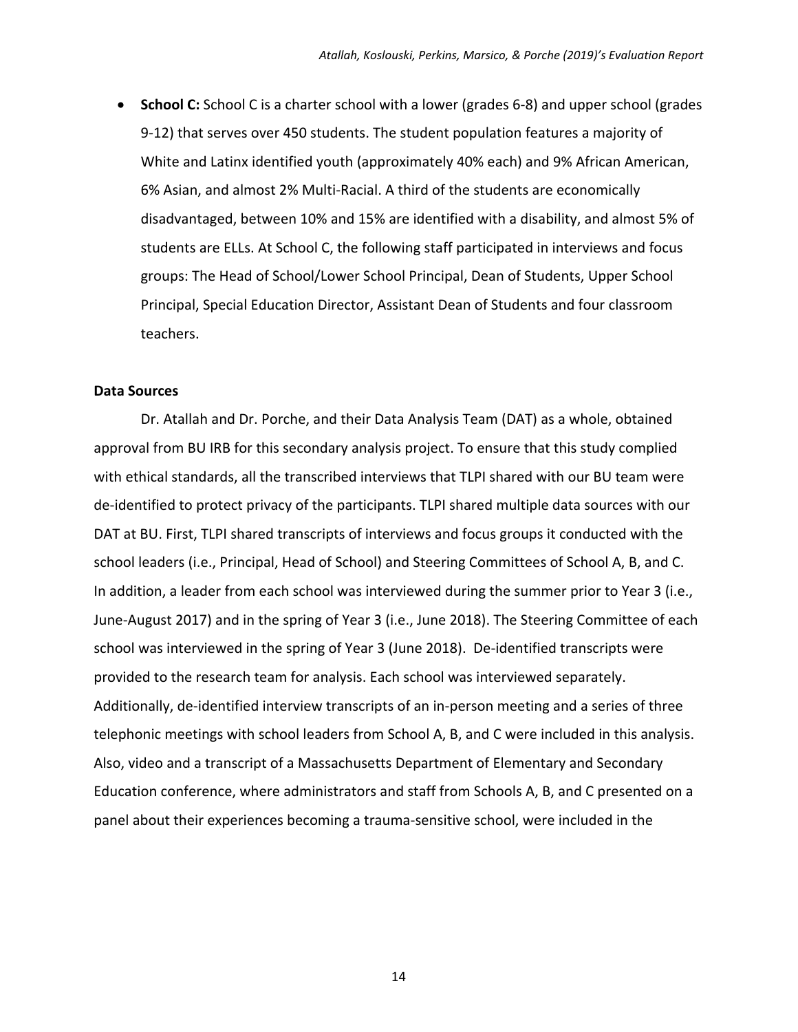- **School C:** School C is a charter school with a lower (grades 6-8) and upper school (grades 9-12) that serves over 450 students. The student population features a majority of White and Latinx identified youth (approximately 40% each) and 9% African American, 6% Asian, and almost 2% Multi-Racial. A third of the students are economically disadvantaged, between 10% and 15% are identified with a disability, and almost 5% of students are ELLs. At School C, the following staff participated in interviews and focus groups: The Head of School/Lower School Principal, Dean of Students, Upper School Principal, Special Education Director, Assistant Dean of Students and four classroom teachers.

**Data Sources**

Dr. Atallah and Dr. Porche, and their Data Analysis Team (DAT) as a whole, obtained approval from BU IRB for this secondary analysis project. To ensure that this study complied with ethical standards, all the transcribed interviews that TLPI shared with our BU team were de-identified to protect privacy of the participants. TLPI shared multiple data sources with our DAT at BU. First, TLPI shared transcripts of interviews and focus groups it conducted with the school leaders (i.e., Principal, Head of School) and Steering Committees of School A, B, and C. In addition, a leader from each school was interviewed during the summer prior to Year 3 (i.e., June-August 2017) and in the spring of Year 3 (i.e., June 2018). The Steering Committee of each school was interviewed in the spring of Year 3 (June 2018). De-identified transcripts were provided to the research team for analysis. Each school was interviewed separately. Additionally, de-identified interview transcripts of an in-person meeting and a series of three telephonic meetings with school leaders from School A, B, and C were included in this analysis. Also, video and a transcript of a Massachusetts Department of Elementary and Secondary Education conference, where administrators and staff from Schools A, B, and C presented on a panel about their experiences becoming a trauma-sensitive school, were included in the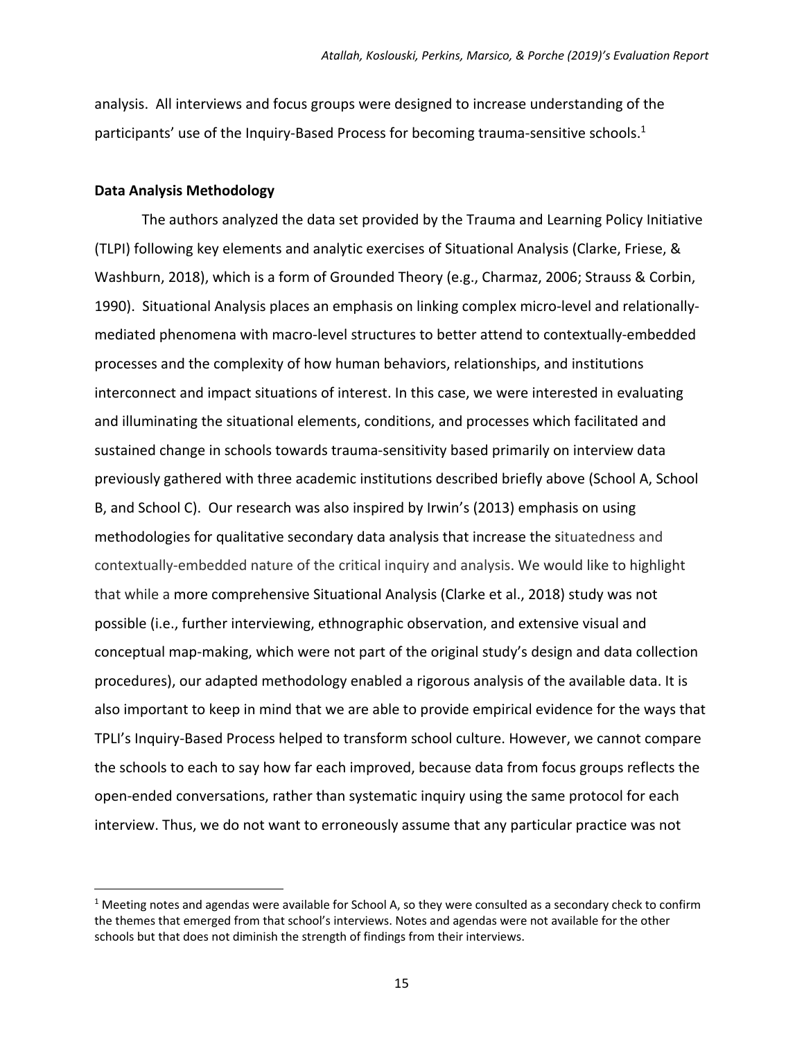analysis. All interviews and focus groups were designed to increase understanding of the participants' use of the Inquiry-Based Process for becoming trauma-sensitive schools.[1]

**Data Analysis Methodology**

The authors analyzed the data set provided by the Trauma and Learning Policy Initiative (TLPI) following key elements and analytic exercises of Situational Analysis (Clarke, Friese, & Washburn, 2018), which is a form of Grounded Theory (e.g., Charmaz, 2006; Strauss & Corbin, 1990). Situational Analysis places an emphasis on linking complex micro-level and relationally-mediated phenomena with macro-level structures to better attend to contextually-embedded processes and the complexity of how human behaviors, relationships, and institutions interconnect and impact situations of interest. In this case, we were interested in evaluating and illuminating the situational elements, conditions, and processes which facilitated and sustained change in schools towards trauma-sensitivity based primarily on interview data previously gathered with three academic institutions described briefly above (School A, School B, and School C). Our research was also inspired by Irwin's (2013) emphasis on using methodologies for qualitative secondary data analysis that increase the situatedness and contextually-embedded nature of the critical inquiry and analysis. We would like to highlight that while a more comprehensive Situational Analysis (Clarke et al., 2018) study was not possible (i.e., further interviewing, ethnographic observation, and extensive visual and conceptual map-making, which were not part of the original study's design and data collection procedures), our adapted methodology enabled a rigorous analysis of the available data. It is also important to keep in mind that we are able to provide empirical evidence for the ways that TPLI's Inquiry-Based Process helped to transform school culture. However, we cannot compare the schools to each to say how far each improved, because data from focus groups reflects the open-ended conversations, rather than systematic inquiry using the same protocol for each interview. Thus, we do not want to erroneously assume that any particular practice was not

[1] Meeting notes and agendas were available for School A, so they were consulted as a secondary check to confirm the themes that emerged from that school's interviews. Notes and agendas were not available for the other schools but that does not diminish the strength of findings from their interviews.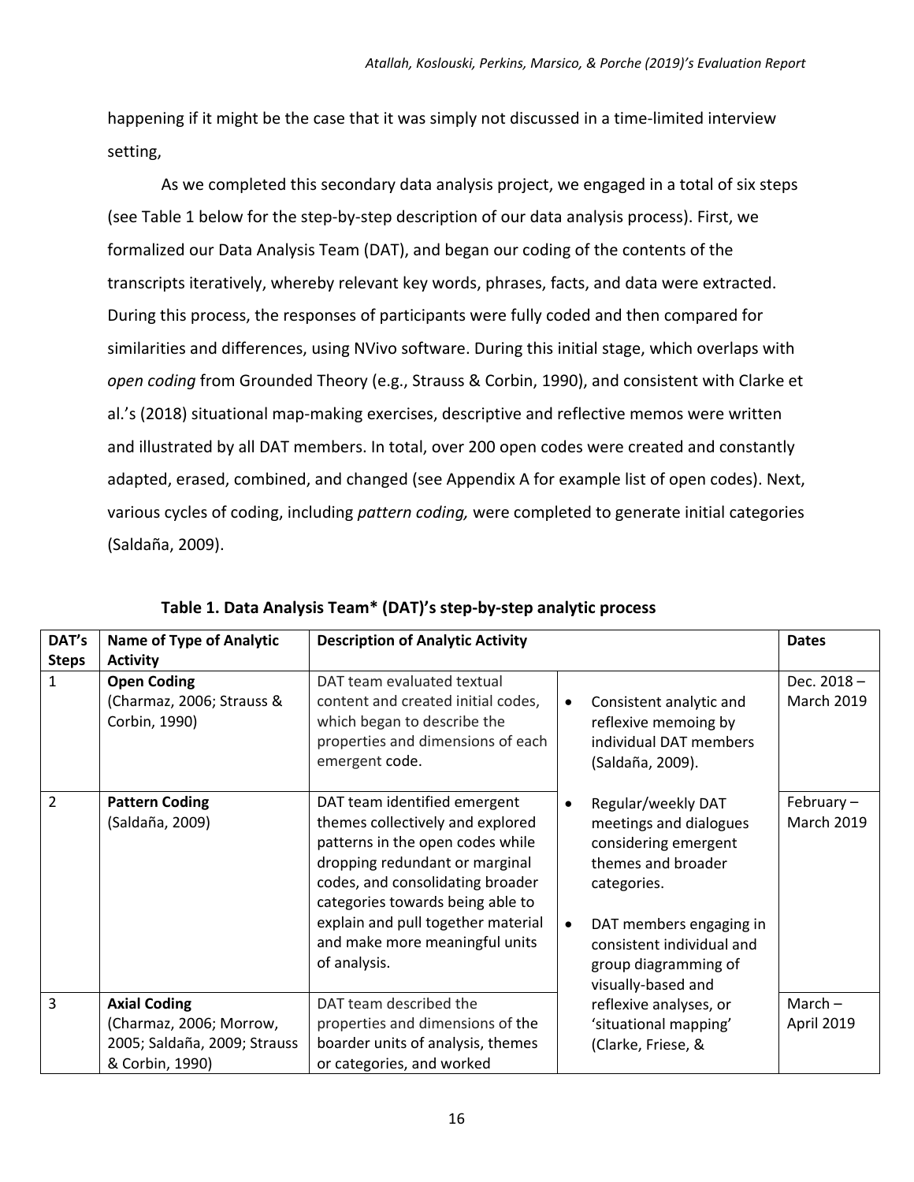happening if it might be the case that it was simply not discussed in a time-limited interview setting,

As we completed this secondary data analysis project, we engaged in a total of six steps (see Table 1 below for the step-by-step description of our data analysis process). First, we formalized our Data Analysis Team (DAT), and began our coding of the contents of the transcripts iteratively, whereby relevant key words, phrases, facts, and data were extracted. During this process, the responses of participants were fully coded and then compared for similarities and differences, using NVivo software. During this initial stage, which overlaps with *open coding* from Grounded Theory (e.g., Strauss & Corbin, 1990), and consistent with Clarke et al.'s (2018) situational map-making exercises, descriptive and reflective memos were written and illustrated by all DAT members. In total, over 200 open codes were created and constantly adapted, erased, combined, and changed (see Appendix A for example list of open codes). Next, various cycles of coding, including *pattern coding,* were completed to generate initial categories (Saldaña, 2009).

**Table 1. Data Analysis Team\* (DAT)'s step-by-step analytic process**

| DAT's Steps | Name of Type of Analytic Activity | Description of Analytic Activity | | Dates |
|---|---|---|---|---|
| 1 | **Open Coding** (Charmaz, 2006; Strauss & Corbin, 1990) | DAT team evaluated textual content and created initial codes, which began to describe the properties and dimensions of each emergent code. | • Consistent analytic and reflexive memoing by individual DAT members (Saldaña, 2009). | Dec. 2018 – March 2019 |
| 2 | **Pattern Coding** (Saldaña, 2009) | DAT team identified emergent themes collectively and explored patterns in the open codes while dropping redundant or marginal codes, and consolidating broader categories towards being able to explain and pull together material and make more meaningful units of analysis. | • Regular/weekly DAT meetings and dialogues considering emergent themes and broader categories. • DAT members engaging in consistent individual and group diagramming of visually-based and | February – March 2019 |
| 3 | **Axial Coding** (Charmaz, 2006; Morrow, 2005; Saldaña, 2009; Strauss & Corbin, 1990) | DAT team described the properties and dimensions of the boarder units of analysis, themes or categories, and worked | reflexive analyses, or 'situational mapping' (Clarke, Friese, & | March – April 2019 |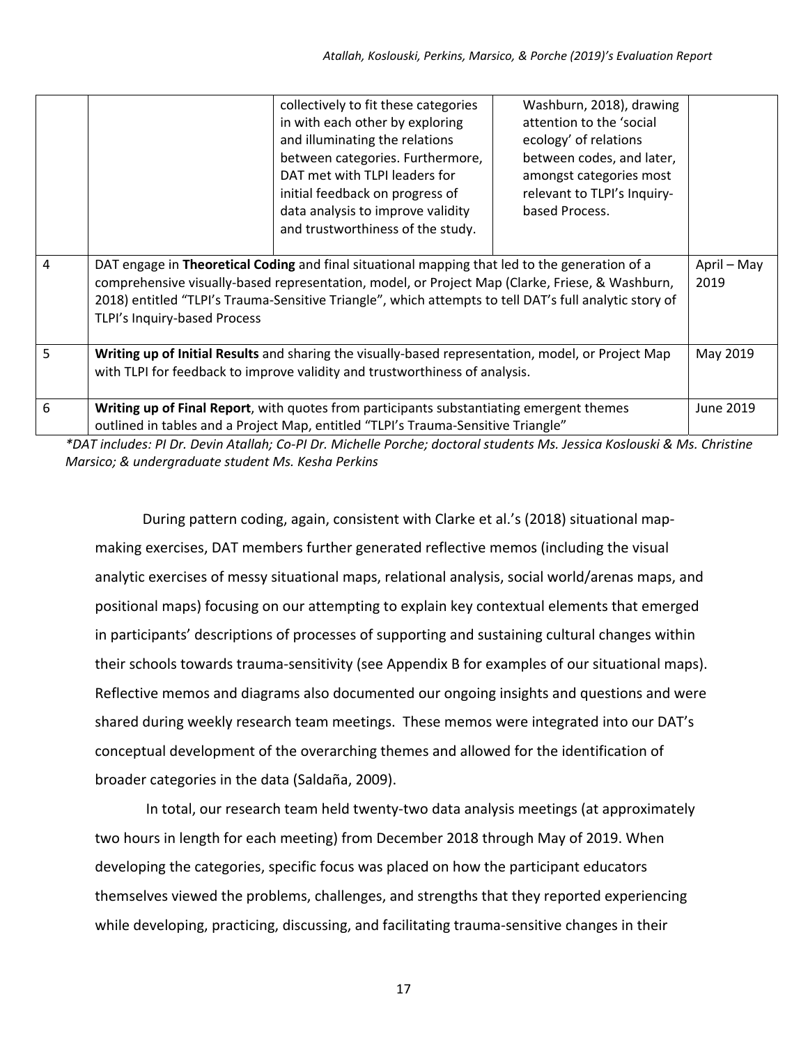| | | | | |
|---|---|---|---|---|
| | | collectively to fit these categories in with each other by exploring and illuminating the relations between categories. Furthermore, DAT met with TLPI leaders for initial feedback on progress of data analysis to improve validity and trustworthiness of the study. | Washburn, 2018), drawing attention to the 'social ecology' of relations between codes, and later, amongst categories most relevant to TLPI's Inquiry-based Process. | |
| 4 | DAT engage in **Theoretical Coding** and final situational mapping that led to the generation of a comprehensive visually-based representation, model, or Project Map (Clarke, Friese, & Washburn, 2018) entitled "TLPI's Trauma-Sensitive Triangle", which attempts to tell DAT's full analytic story of TLPI's Inquiry-based Process | | | April – May 2019 |
| 5 | **Writing up of Initial Results** and sharing the visually-based representation, model, or Project Map with TLPI for feedback to improve validity and trustworthiness of analysis. | | | May 2019 |
| 6 | **Writing up of Final Report**, with quotes from participants substantiating emergent themes outlined in tables and a Project Map, entitled "TLPI's Trauma-Sensitive Triangle" | | | June 2019 |

*\*DAT includes: PI Dr. Devin Atallah; Co-PI Dr. Michelle Porche; doctoral students Ms. Jessica Koslouski & Ms. Christine Marsico; & undergraduate student Ms. Kesha Perkins*

During pattern coding, again, consistent with Clarke et al.'s (2018) situational map-making exercises, DAT members further generated reflective memos (including the visual analytic exercises of messy situational maps, relational analysis, social world/arenas maps, and positional maps) focusing on our attempting to explain key contextual elements that emerged in participants' descriptions of processes of supporting and sustaining cultural changes within their schools towards trauma-sensitivity (see Appendix B for examples of our situational maps). Reflective memos and diagrams also documented our ongoing insights and questions and were shared during weekly research team meetings. These memos were integrated into our DAT's conceptual development of the overarching themes and allowed for the identification of broader categories in the data (Saldaña, 2009).

In total, our research team held twenty-two data analysis meetings (at approximately two hours in length for each meeting) from December 2018 through May of 2019. When developing the categories, specific focus was placed on how the participant educators themselves viewed the problems, challenges, and strengths that they reported experiencing while developing, practicing, discussing, and facilitating trauma-sensitive changes in their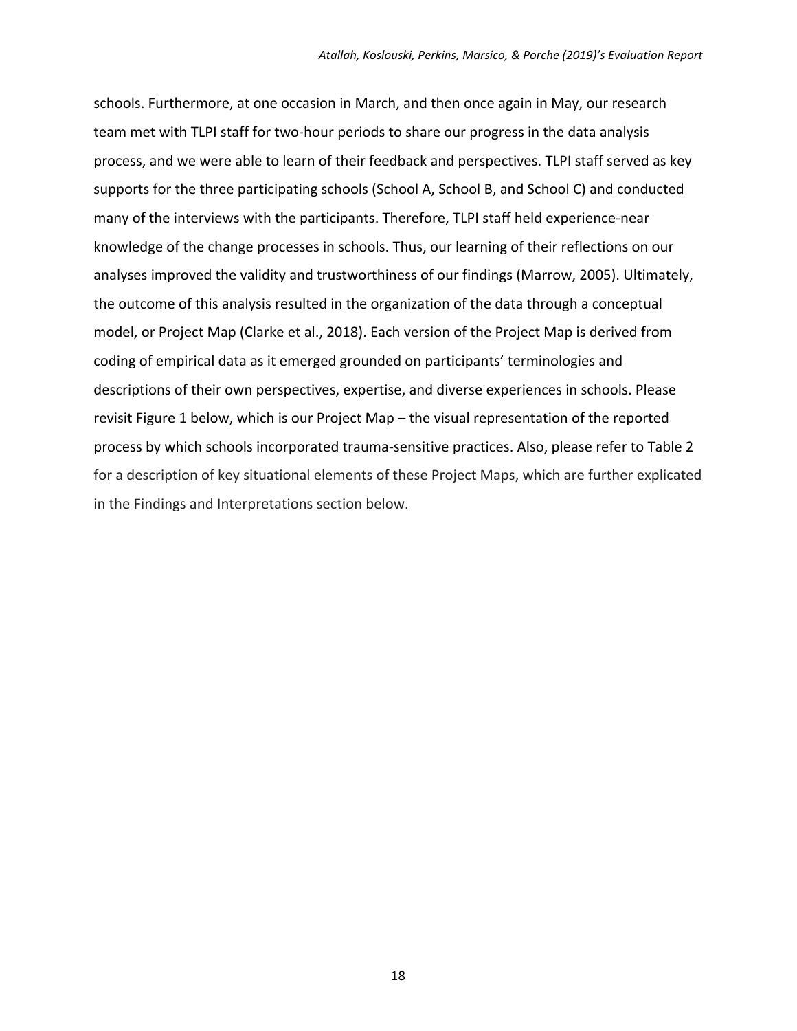schools. Furthermore, at one occasion in March, and then once again in May, our research team met with TLPI staff for two-hour periods to share our progress in the data analysis process, and we were able to learn of their feedback and perspectives. TLPI staff served as key supports for the three participating schools (School A, School B, and School C) and conducted many of the interviews with the participants. Therefore, TLPI staff held experience-near knowledge of the change processes in schools. Thus, our learning of their reflections on our analyses improved the validity and trustworthiness of our findings (Marrow, 2005). Ultimately, the outcome of this analysis resulted in the organization of the data through a conceptual model, or Project Map (Clarke et al., 2018). Each version of the Project Map is derived from coding of empirical data as it emerged grounded on participants' terminologies and descriptions of their own perspectives, expertise, and diverse experiences in schools. Please revisit Figure 1 below, which is our Project Map – the visual representation of the reported process by which schools incorporated trauma-sensitive practices. Also, please refer to Table 2 for a description of key situational elements of these Project Maps, which are further explicated in the Findings and Interpretations section below.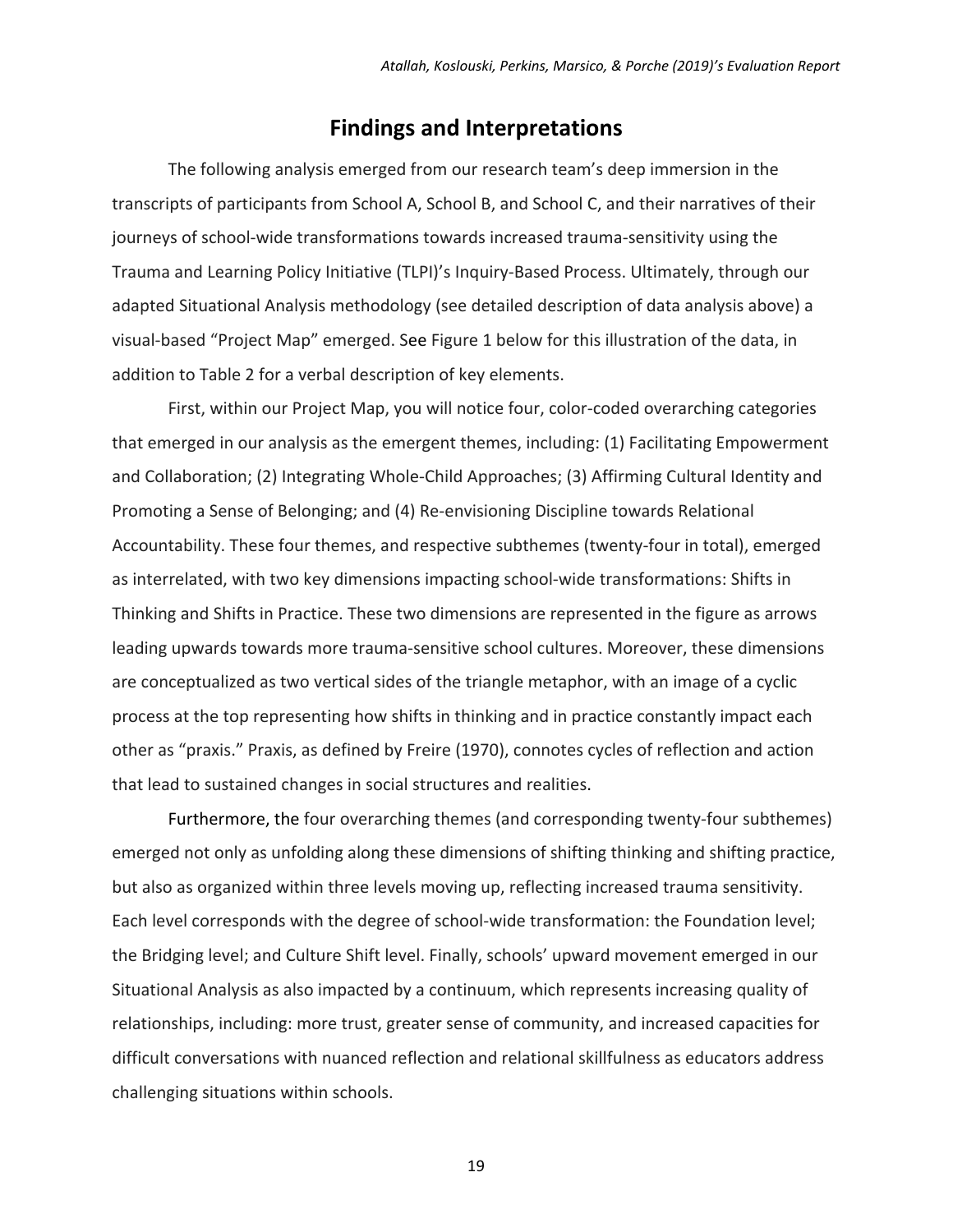## Findings and Interpretations

The following analysis emerged from our research team's deep immersion in the transcripts of participants from School A, School B, and School C, and their narratives of their journeys of school-wide transformations towards increased trauma-sensitivity using the Trauma and Learning Policy Initiative (TLPI)'s Inquiry-Based Process. Ultimately, through our adapted Situational Analysis methodology (see detailed description of data analysis above) a visual-based "Project Map" emerged. See Figure 1 below for this illustration of the data, in addition to Table 2 for a verbal description of key elements.

First, within our Project Map, you will notice four, color-coded overarching categories that emerged in our analysis as the emergent themes, including: (1) Facilitating Empowerment and Collaboration; (2) Integrating Whole-Child Approaches; (3) Affirming Cultural Identity and Promoting a Sense of Belonging; and (4) Re-envisioning Discipline towards Relational Accountability. These four themes, and respective subthemes (twenty-four in total), emerged as interrelated, with two key dimensions impacting school-wide transformations: Shifts in Thinking and Shifts in Practice. These two dimensions are represented in the figure as arrows leading upwards towards more trauma-sensitive school cultures. Moreover, these dimensions are conceptualized as two vertical sides of the triangle metaphor, with an image of a cyclic process at the top representing how shifts in thinking and in practice constantly impact each other as "praxis." Praxis, as defined by Freire (1970), connotes cycles of reflection and action that lead to sustained changes in social structures and realities.

Furthermore, the four overarching themes (and corresponding twenty-four subthemes) emerged not only as unfolding along these dimensions of shifting thinking and shifting practice, but also as organized within three levels moving up, reflecting increased trauma sensitivity. Each level corresponds with the degree of school-wide transformation: the Foundation level; the Bridging level; and Culture Shift level. Finally, schools' upward movement emerged in our Situational Analysis as also impacted by a continuum, which represents increasing quality of relationships, including: more trust, greater sense of community, and increased capacities for difficult conversations with nuanced reflection and relational skillfulness as educators address challenging situations within schools.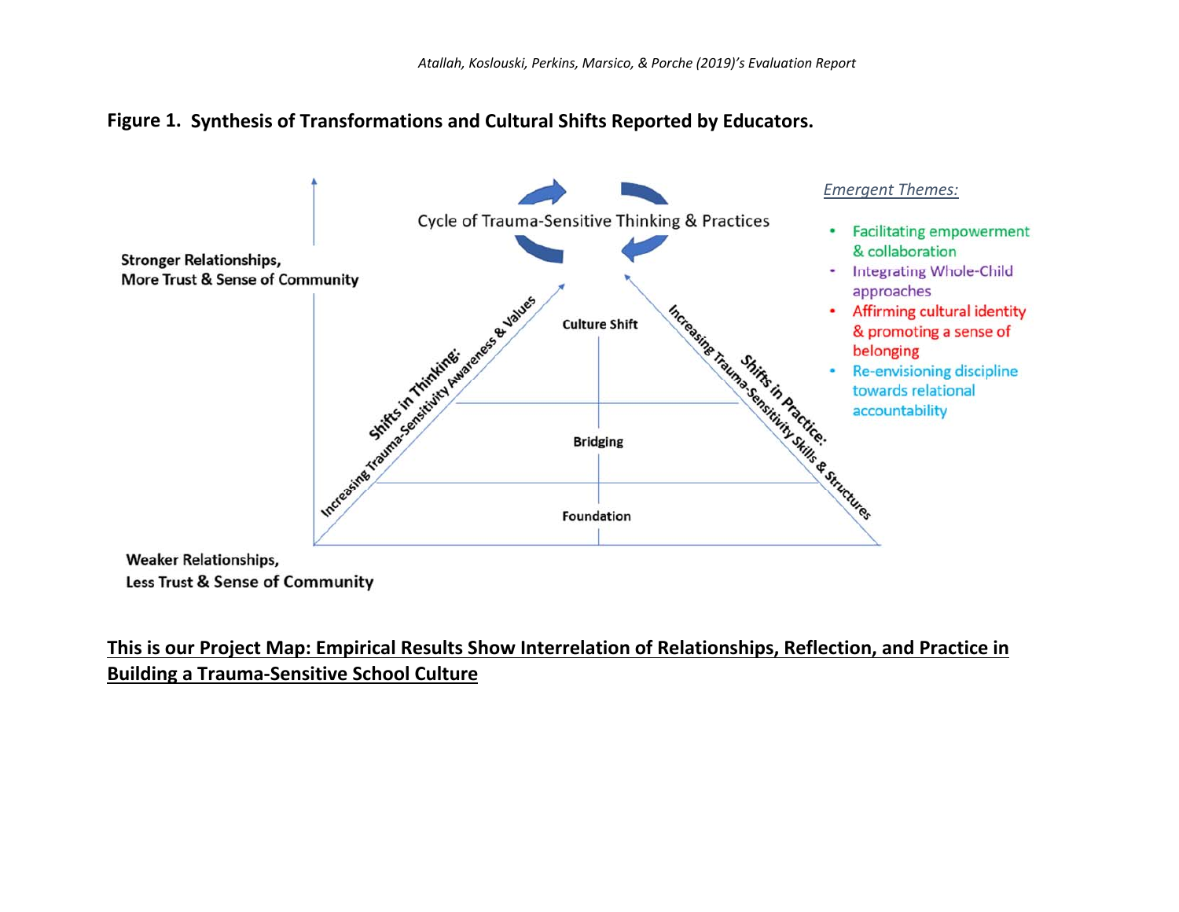**Figure 1. Synthesis of Transformations and Cultural Shifts Reported by Educators.**

Cycle of Trauma-Sensitive Thinking & Practices

Stronger Relationships, More Trust & Sense of Community

Weaker Relationships, Less Trust & Sense of Community

Shifts in Thinking: Increasing Trauma-Sensitivity Awareness & Values

Shifts in Practice: Increasing Trauma-Sensitivity Skills & Structures

Culture Shift

Bridging

Foundation

*Emergent Themes:*

- Facilitating empowerment & collaboration
- Integrating Whole-Child approaches
- Affirming cultural identity & promoting a sense of belonging
- Re-envisioning discipline towards relational accountability

**This is our Project Map: Empirical Results Show Interrelation of Relationships, Reflection, and Practice in Building a Trauma-Sensitive School Culture**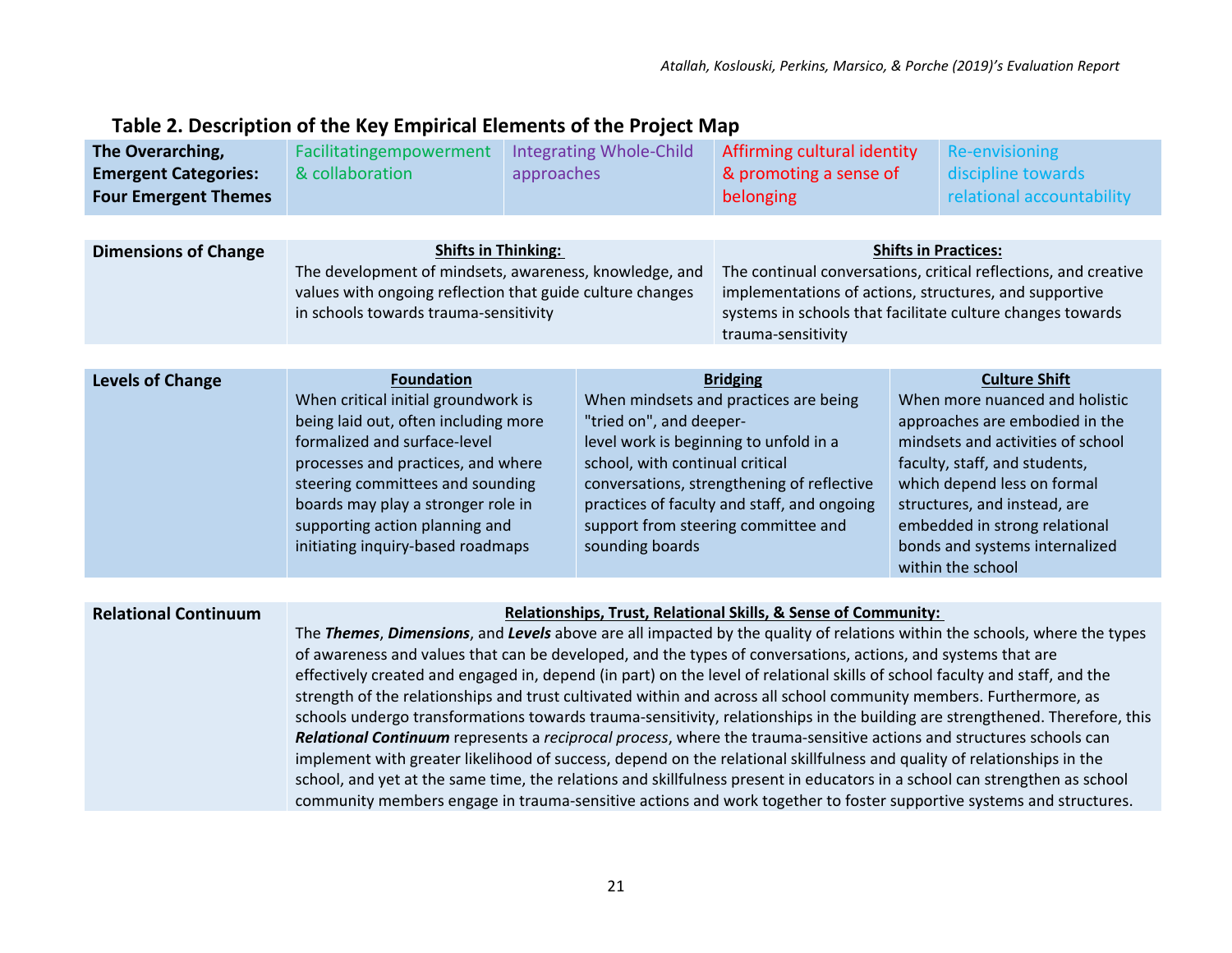## Table 2. Description of the Key Empirical Elements of the Project Map

| **The Overarching, Emergent Categories: Four Emergent Themes** | Facilitatingempowerment & collaboration | Integrating Whole-Child approaches | Affirming cultural identity & promoting a sense of belonging | Re-envisioning discipline towards relational accountability |
|---|---|---|---|---|

| **Dimensions of Change** | **Shifts in Thinking:** The development of mindsets, awareness, knowledge, and values with ongoing reflection that guide culture changes in schools towards trauma-sensitivity | **Shifts in Practices:** The continual conversations, critical reflections, and creative implementations of actions, structures, and supportive systems in schools that facilitate culture changes towards trauma-sensitivity |
|---|---|---|

| **Levels of Change** | **Foundation** When critical initial groundwork is being laid out, often including more formalized and surface-level processes and practices, and where steering committees and sounding boards may play a stronger role in supporting action planning and initiating inquiry-based roadmaps | **Bridging** When mindsets and practices are being "tried on", and deeper-level work is beginning to unfold in a school, with continual critical conversations, strengthening of reflective practices of faculty and staff, and ongoing support from steering committee and sounding boards | **Culture Shift** When more nuanced and holistic approaches are embodied in the mindsets and activities of school faculty, staff, and students, which depend less on formal structures, and instead, are embedded in strong relational bonds and systems internalized within the school |
|---|---|---|---|

| **Relational Continuum** | **Relationships, Trust, Relational Skills, & Sense of Community:** The ***Themes***, ***Dimensions***, and ***Levels*** above are all impacted by the quality of relations within the schools, where the types of awareness and values that can be developed, and the types of conversations, actions, and systems that are effectively created and engaged in, depend (in part) on the level of relational skills of school faculty and staff, and the strength of the relationships and trust cultivated within and across all school community members. Furthermore, as schools undergo transformations towards trauma-sensitivity, relationships in the building are strengthened. Therefore, this ***Relational Continuum*** represents a *reciprocal process*, where the trauma-sensitive actions and structures schools can implement with greater likelihood of success, depend on the relational skillfulness and quality of relationships in the school, and yet at the same time, the relations and skillfulness present in educators in a school can strengthen as school community members engage in trauma-sensitive actions and work together to foster supportive systems and structures. |
|---|---|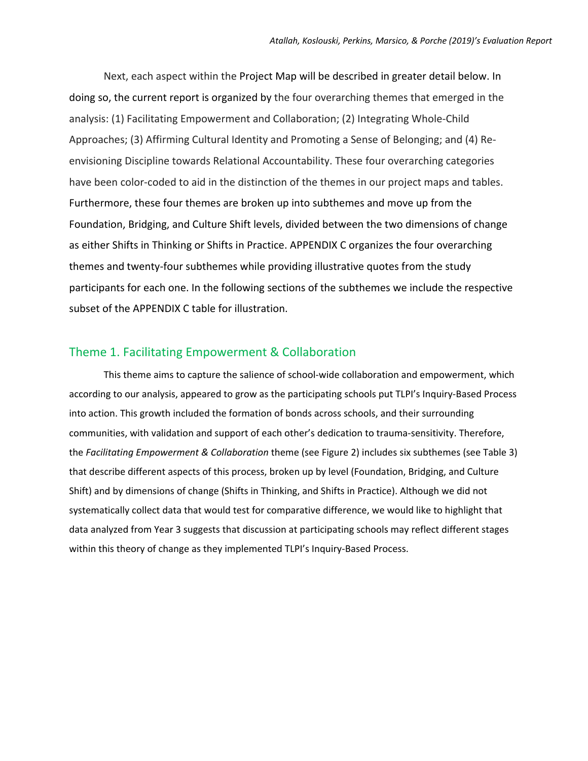Next, each aspect within the Project Map will be described in greater detail below. In doing so, the current report is organized by the four overarching themes that emerged in the analysis: (1) Facilitating Empowerment and Collaboration; (2) Integrating Whole-Child Approaches; (3) Affirming Cultural Identity and Promoting a Sense of Belonging; and (4) Re-envisioning Discipline towards Relational Accountability. These four overarching categories have been color-coded to aid in the distinction of the themes in our project maps and tables. Furthermore, these four themes are broken up into subthemes and move up from the Foundation, Bridging, and Culture Shift levels, divided between the two dimensions of change as either Shifts in Thinking or Shifts in Practice. APPENDIX C organizes the four overarching themes and twenty-four subthemes while providing illustrative quotes from the study participants for each one. In the following sections of the subthemes we include the respective subset of the APPENDIX C table for illustration.

## Theme 1. Facilitating Empowerment & Collaboration

This theme aims to capture the salience of school-wide collaboration and empowerment, which according to our analysis, appeared to grow as the participating schools put TLPI's Inquiry-Based Process into action. This growth included the formation of bonds across schools, and their surrounding communities, with validation and support of each other's dedication to trauma-sensitivity. Therefore, the *Facilitating Empowerment & Collaboration* theme (see Figure 2) includes six subthemes (see Table 3) that describe different aspects of this process, broken up by level (Foundation, Bridging, and Culture Shift) and by dimensions of change (Shifts in Thinking, and Shifts in Practice). Although we did not systematically collect data that would test for comparative difference, we would like to highlight that data analyzed from Year 3 suggests that discussion at participating schools may reflect different stages within this theory of change as they implemented TLPI's Inquiry-Based Process.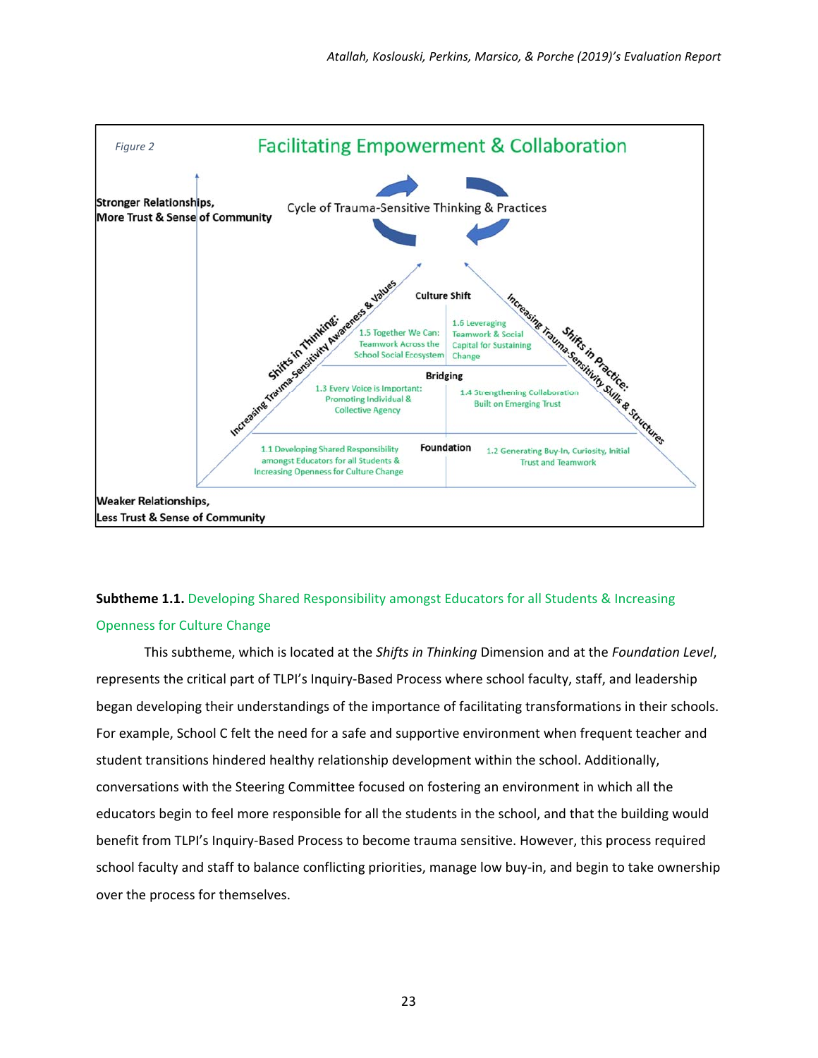*Figure 2*

**Facilitating Empowerment & Collaboration**

Cycle of Trauma-Sensitive Thinking & Practices

**Stronger Relationships, More Trust & Sense of Community**

**Shifts in Thinking:** Increasing Trauma-Sensitivity Awareness & Values

**Shifts in Practice:** Increasing Trauma-Sensitivity Skills & Structures

**Culture Shift**

1.5 Together We Can: Teamwork Across the School Social Ecosystem

1.6 Leveraging Teamwork & Social Capital for Sustaining Change

**Bridging**

1.3 Every Voice is Important: Promoting Individual & Collective Agency

1.4 Strengthening Collaboration Built on Emerging Trust

**Foundation**

1.1 Developing Shared Responsibility amongst Educators for all Students & Increasing Openness for Culture Change

1.2 Generating Buy-In, Curiosity, Initial Trust and Teamwork

**Weaker Relationships, Less Trust & Sense of Community**

**Subtheme 1.1.** Developing Shared Responsibility amongst Educators for all Students & Increasing Openness for Culture Change

This subtheme, which is located at the *Shifts in Thinking* Dimension and at the *Foundation Level*, represents the critical part of TLPI's Inquiry-Based Process where school faculty, staff, and leadership began developing their understandings of the importance of facilitating transformations in their schools. For example, School C felt the need for a safe and supportive environment when frequent teacher and student transitions hindered healthy relationship development within the school. Additionally, conversations with the Steering Committee focused on fostering an environment in which all the educators begin to feel more responsible for all the students in the school, and that the building would benefit from TLPI's Inquiry-Based Process to become trauma sensitive. However, this process required school faculty and staff to balance conflicting priorities, manage low buy-in, and begin to take ownership over the process for themselves.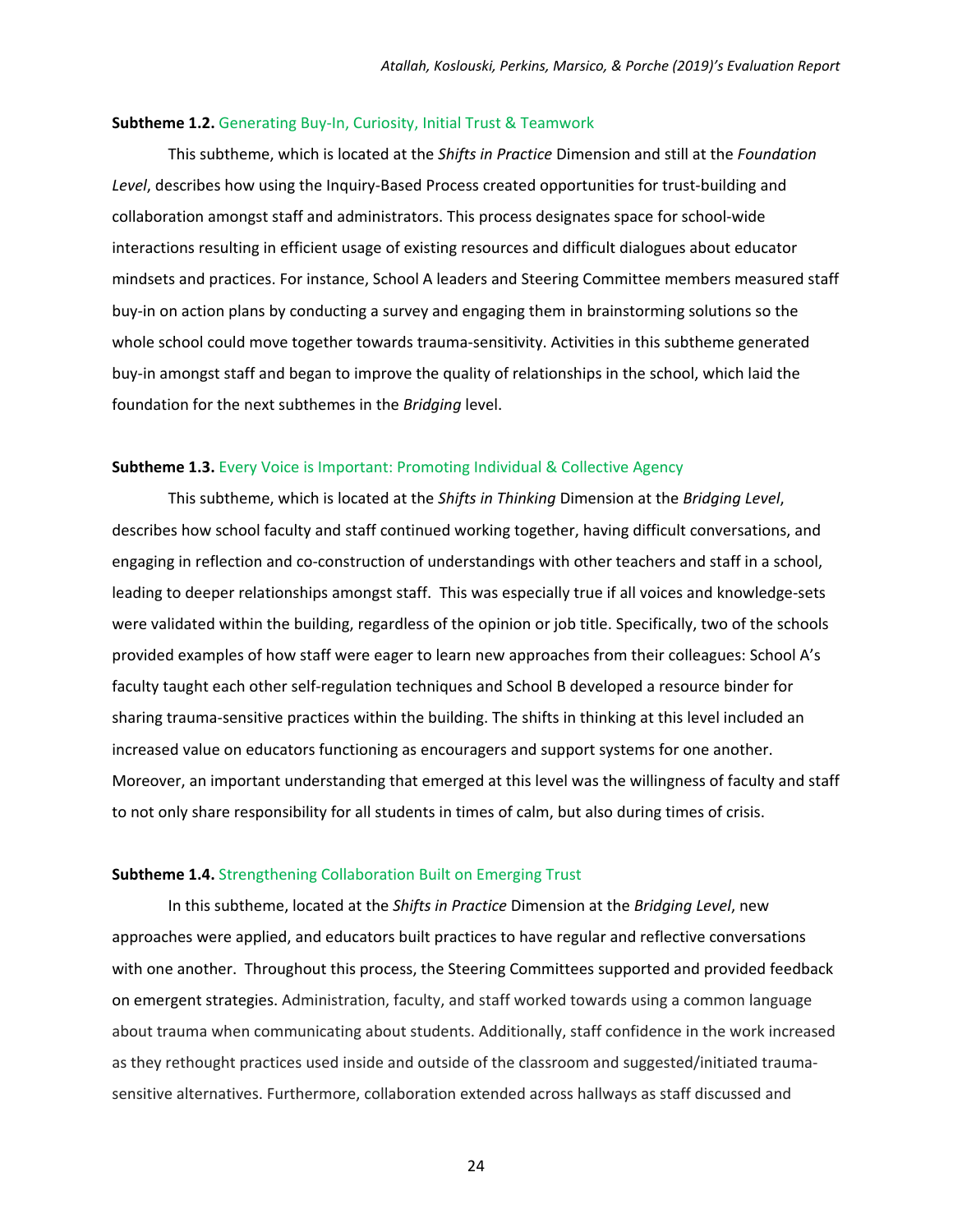**Subtheme 1.2.** Generating Buy-In, Curiosity, Initial Trust & Teamwork

This subtheme, which is located at the *Shifts in Practice* Dimension and still at the *Foundation Level*, describes how using the Inquiry-Based Process created opportunities for trust-building and collaboration amongst staff and administrators. This process designates space for school-wide interactions resulting in efficient usage of existing resources and difficult dialogues about educator mindsets and practices. For instance, School A leaders and Steering Committee members measured staff buy-in on action plans by conducting a survey and engaging them in brainstorming solutions so the whole school could move together towards trauma-sensitivity. Activities in this subtheme generated buy-in amongst staff and began to improve the quality of relationships in the school, which laid the foundation for the next subthemes in the *Bridging* level.

**Subtheme 1.3.** Every Voice is Important: Promoting Individual & Collective Agency

This subtheme, which is located at the *Shifts in Thinking* Dimension at the *Bridging Level*, describes how school faculty and staff continued working together, having difficult conversations, and engaging in reflection and co-construction of understandings with other teachers and staff in a school, leading to deeper relationships amongst staff. This was especially true if all voices and knowledge-sets were validated within the building, regardless of the opinion or job title. Specifically, two of the schools provided examples of how staff were eager to learn new approaches from their colleagues: School A's faculty taught each other self-regulation techniques and School B developed a resource binder for sharing trauma-sensitive practices within the building. The shifts in thinking at this level included an increased value on educators functioning as encouragers and support systems for one another. Moreover, an important understanding that emerged at this level was the willingness of faculty and staff to not only share responsibility for all students in times of calm, but also during times of crisis.

**Subtheme 1.4.** Strengthening Collaboration Built on Emerging Trust

In this subtheme, located at the *Shifts in Practice* Dimension at the *Bridging Level*, new approaches were applied, and educators built practices to have regular and reflective conversations with one another. Throughout this process, the Steering Committees supported and provided feedback on emergent strategies. Administration, faculty, and staff worked towards using a common language about trauma when communicating about students. Additionally, staff confidence in the work increased as they rethought practices used inside and outside of the classroom and suggested/initiated trauma-sensitive alternatives. Furthermore, collaboration extended across hallways as staff discussed and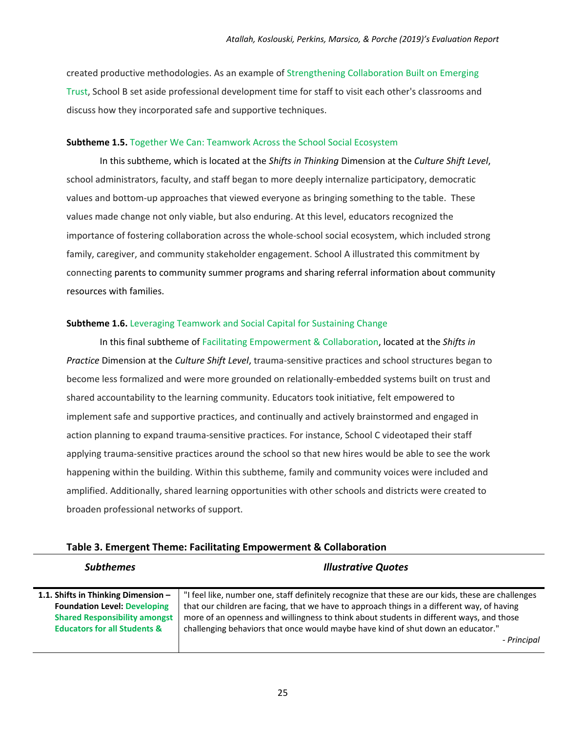created productive methodologies. As an example of Strengthening Collaboration Built on Emerging Trust, School B set aside professional development time for staff to visit each other's classrooms and discuss how they incorporated safe and supportive techniques.

**Subtheme 1.5.** Together We Can: Teamwork Across the School Social Ecosystem

In this subtheme, which is located at the *Shifts in Thinking* Dimension at the *Culture Shift Level*, school administrators, faculty, and staff began to more deeply internalize participatory, democratic values and bottom-up approaches that viewed everyone as bringing something to the table. These values made change not only viable, but also enduring. At this level, educators recognized the importance of fostering collaboration across the whole-school social ecosystem, which included strong family, caregiver, and community stakeholder engagement. School A illustrated this commitment by connecting parents to community summer programs and sharing referral information about community resources with families.

**Subtheme 1.6.** Leveraging Teamwork and Social Capital for Sustaining Change

In this final subtheme of Facilitating Empowerment & Collaboration, located at the *Shifts in Practice* Dimension at the *Culture Shift Level*, trauma-sensitive practices and school structures began to become less formalized and were more grounded on relationally-embedded systems built on trust and shared accountability to the learning community. Educators took initiative, felt empowered to implement safe and supportive practices, and continually and actively brainstormed and engaged in action planning to expand trauma-sensitive practices. For instance, School C videotaped their staff applying trauma-sensitive practices around the school so that new hires would be able to see the work happening within the building. Within this subtheme, family and community voices were included and amplified. Additionally, shared learning opportunities with other schools and districts were created to broaden professional networks of support.

**Table 3. Emergent Theme: Facilitating Empowerment & Collaboration**

| *Subthemes* | *Illustrative Quotes* |
|---|---|
| **1.1. Shifts in Thinking Dimension – Foundation Level: Developing Shared Responsibility amongst Educators for all Students &** | "I feel like, number one, staff definitely recognize that these are our kids, these are challenges that our children are facing, that we have to approach things in a different way, of having more of an openness and willingness to think about students in different ways, and those challenging behaviors that once would maybe have kind of shut down an educator." *- Principal* |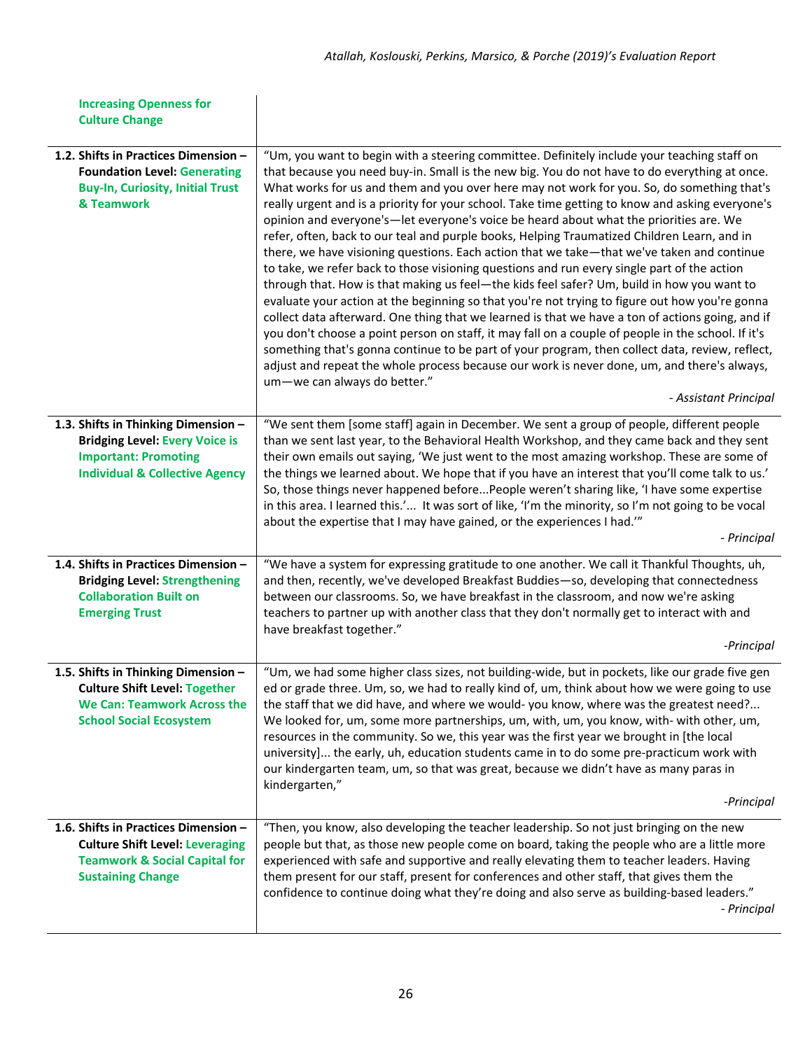| | |
|---|---|
| **Increasing Openness for Culture Change** | |
| **1.2. Shifts in Practices Dimension – Foundation Level: Generating Buy-In, Curiosity, Initial Trust & Teamwork** | "Um, you want to begin with a steering committee. Definitely include your teaching staff on that because you need buy-in. Small is the new big. You do not have to do everything at once. What works for us and them and you over here may not work for you. So, do something that's really urgent and is a priority for your school. Take time getting to know and asking everyone's opinion and everyone's—let everyone's voice be heard about what the priorities are. We refer, often, back to our teal and purple books, Helping Traumatized Children Learn, and in there, we have visioning questions. Each action that we take—that we've taken and continue to take, we refer back to those visioning questions and run every single part of the action through that. How is that making us feel—the kids feel safer? Um, build in how you want to evaluate your action at the beginning so that you're not trying to figure out how you're gonna collect data afterward. One thing that we learned is that we have a ton of actions going, and if you don't choose a point person on staff, it may fall on a couple of people in the school. If it's something that's gonna continue to be part of your program, then collect data, review, reflect, adjust and repeat the whole process because our work is never done, um, and there's always, um—we can always do better." *- Assistant Principal* |
| **1.3. Shifts in Thinking Dimension – Bridging Level: Every Voice is Important: Promoting Individual & Collective Agency** | "We sent them [some staff] again in December. We sent a group of people, different people than we sent last year, to the Behavioral Health Workshop, and they came back and they sent their own emails out saying, 'We just went to the most amazing workshop. These are some of the things we learned about. We hope that if you have an interest that you'll come talk to us.' So, those things never happened before...People weren't sharing like, 'I have some expertise in this area. I learned this.'... It was sort of like, 'I'm the minority, so I'm not going to be vocal about the expertise that I may have gained, or the experiences I had.'" *- Principal* |
| **1.4. Shifts in Practices Dimension – Bridging Level: Strengthening Collaboration Built on Emerging Trust** | "We have a system for expressing gratitude to one another. We call it Thankful Thoughts, uh, and then, recently, we've developed Breakfast Buddies—so, developing that connectedness between our classrooms. So, we have breakfast in the classroom, and now we're asking teachers to partner up with another class that they don't normally get to interact with and have breakfast together." *-Principal* |
| **1.5. Shifts in Thinking Dimension – Culture Shift Level: Together We Can: Teamwork Across the School Social Ecosystem** | "Um, we had some higher class sizes, not building-wide, but in pockets, like our grade five gen ed or grade three. Um, so, we had to really kind of, um, think about how we were going to use the staff that we did have, and where we would- you know, where was the greatest need?... We looked for, um, some more partnerships, um, with, um, you know, with- with other, um, resources in the community. So we, this year was the first year we brought in [the local university]... the early, uh, education students came in to do some pre-practicum work with our kindergarten team, um, so that was great, because we didn't have as many paras in kindergarten," *-Principal* |
| **1.6. Shifts in Practices Dimension – Culture Shift Level: Leveraging Teamwork & Social Capital for Sustaining Change** | "Then, you know, also developing the teacher leadership. So not just bringing on the new people but that, as those new people come on board, taking the people who are a little more experienced with safe and supportive and really elevating them to teacher leaders. Having them present for our staff, present for conferences and other staff, that gives them the confidence to continue doing what they're doing and also serve as building-based leaders." *- Principal* |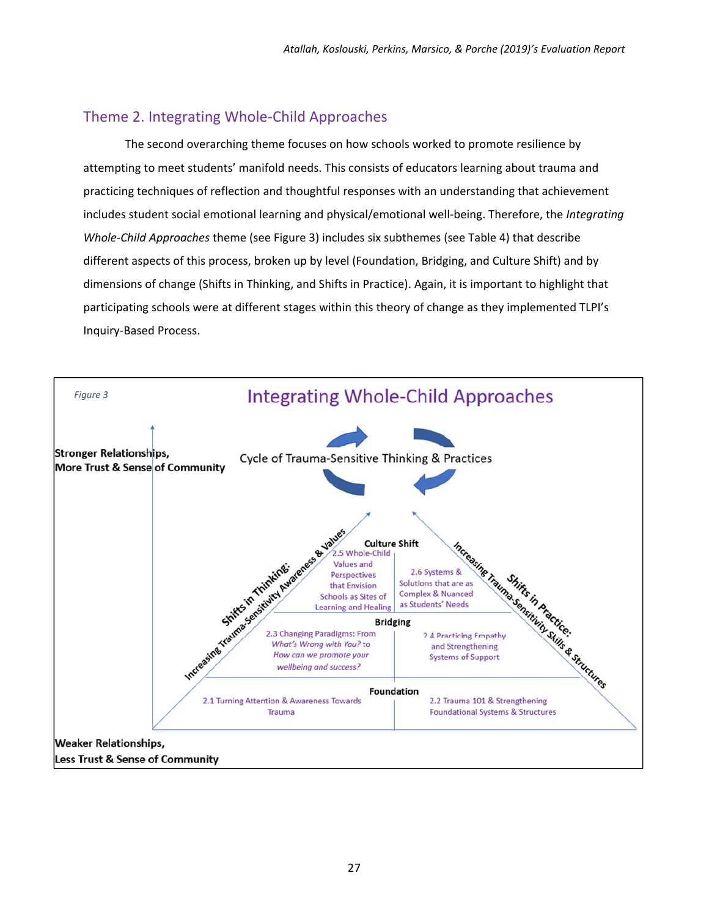## Theme 2. Integrating Whole-Child Approaches

The second overarching theme focuses on how schools worked to promote resilience by attempting to meet students' manifold needs. This consists of educators learning about trauma and practicing techniques of reflection and thoughtful responses with an understanding that achievement includes student social emotional learning and physical/emotional well-being. Therefore, the *Integrating Whole-Child Approaches* theme (see Figure 3) includes six subthemes (see Table 4) that describe different aspects of this process, broken up by level (Foundation, Bridging, and Culture Shift) and by dimensions of change (Shifts in Thinking, and Shifts in Practice). Again, it is important to highlight that participating schools were at different stages within this theory of change as they implemented TLPI's Inquiry-Based Process.

*Figure 3*

**Integrating Whole-Child Approaches**

Cycle of Trauma-Sensitive Thinking & Practices

**Stronger Relationships, More Trust & Sense of Community**

**Weaker Relationships, Less Trust & Sense of Community**

**Shifts in Thinking:** Increasing Trauma-Sensitivity Awareness & Values

**Shifts in Practice:** Increasing Trauma-Sensitivity Skills & Structures

**Culture Shift**
- 2.5 Whole-Child Values and Perspectives that Envision Schools as Sites of Learning and Healing
- 2.6 Systems & Solutions that are as Complex & Nuanced as Students' Needs

**Bridging**
- 2.3 Changing Paradigms: From *What's Wrong with You?* to *How can we promote your wellbeing and success?*
- 2.4 Practicing Empathy and Strengthening Systems of Support

**Foundation**
- 2.1 Turning Attention & Awareness Towards Trauma
- 2.2 Trauma 101 & Strengthening Foundational Systems & Structures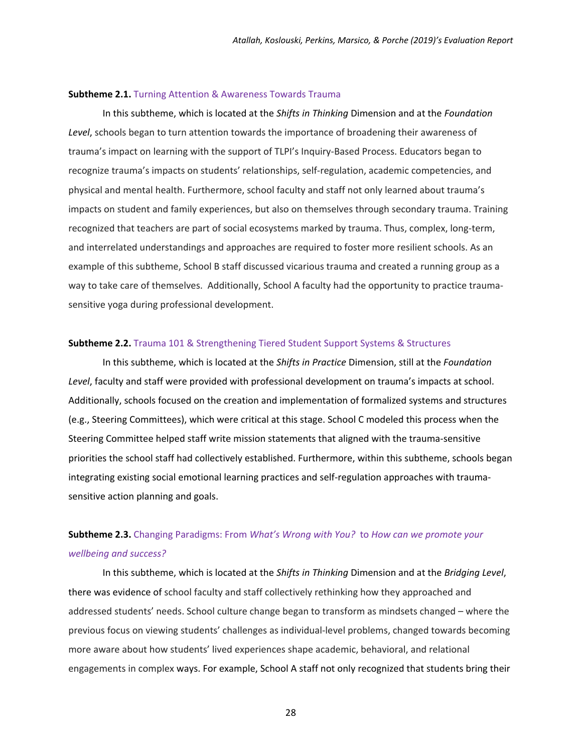**Subtheme 2.1.** Turning Attention & Awareness Towards Trauma

In this subtheme, which is located at the *Shifts in Thinking* Dimension and at the *Foundation Level*, schools began to turn attention towards the importance of broadening their awareness of trauma's impact on learning with the support of TLPI's Inquiry-Based Process. Educators began to recognize trauma's impacts on students' relationships, self-regulation, academic competencies, and physical and mental health. Furthermore, school faculty and staff not only learned about trauma's impacts on student and family experiences, but also on themselves through secondary trauma. Training recognized that teachers are part of social ecosystems marked by trauma. Thus, complex, long-term, and interrelated understandings and approaches are required to foster more resilient schools. As an example of this subtheme, School B staff discussed vicarious trauma and created a running group as a way to take care of themselves. Additionally, School A faculty had the opportunity to practice trauma-sensitive yoga during professional development.

**Subtheme 2.2.** Trauma 101 & Strengthening Tiered Student Support Systems & Structures

In this subtheme, which is located at the *Shifts in Practice* Dimension, still at the *Foundation Level*, faculty and staff were provided with professional development on trauma's impacts at school. Additionally, schools focused on the creation and implementation of formalized systems and structures (e.g., Steering Committees), which were critical at this stage. School C modeled this process when the Steering Committee helped staff write mission statements that aligned with the trauma-sensitive priorities the school staff had collectively established. Furthermore, within this subtheme, schools began integrating existing social emotional learning practices and self-regulation approaches with trauma-sensitive action planning and goals.

**Subtheme 2.3.** Changing Paradigms: From *What's Wrong with You?* to *How can we promote your wellbeing and success?*

In this subtheme, which is located at the *Shifts in Thinking* Dimension and at the *Bridging Level*, there was evidence of school faculty and staff collectively rethinking how they approached and addressed students' needs. School culture change began to transform as mindsets changed – where the previous focus on viewing students' challenges as individual-level problems, changed towards becoming more aware about how students' lived experiences shape academic, behavioral, and relational engagements in complex ways. For example, School A staff not only recognized that students bring their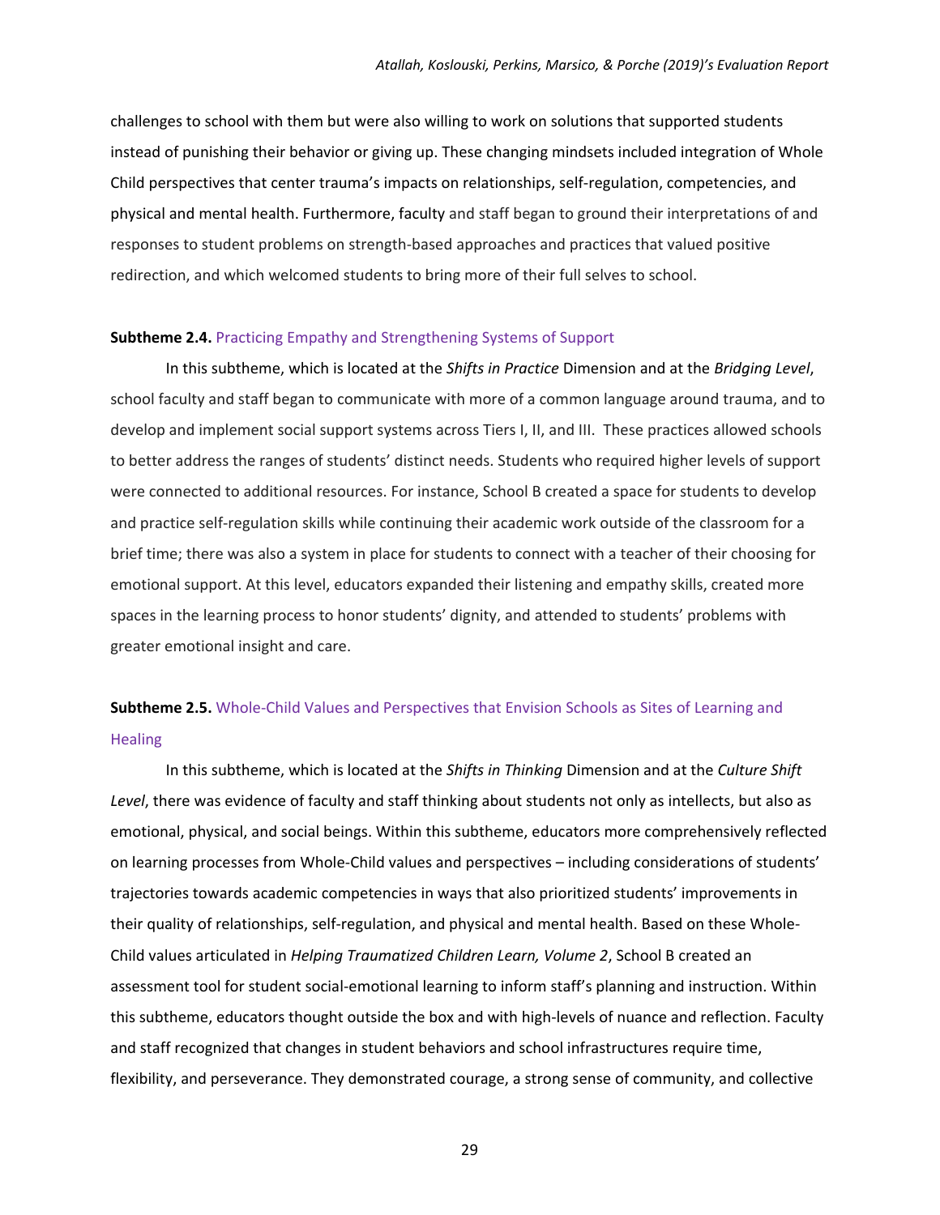challenges to school with them but were also willing to work on solutions that supported students instead of punishing their behavior or giving up. These changing mindsets included integration of Whole Child perspectives that center trauma's impacts on relationships, self-regulation, competencies, and physical and mental health. Furthermore, faculty and staff began to ground their interpretations of and responses to student problems on strength-based approaches and practices that valued positive redirection, and which welcomed students to bring more of their full selves to school.

**Subtheme 2.4.** Practicing Empathy and Strengthening Systems of Support

In this subtheme, which is located at the *Shifts in Practice* Dimension and at the *Bridging Level*, school faculty and staff began to communicate with more of a common language around trauma, and to develop and implement social support systems across Tiers I, II, and III. These practices allowed schools to better address the ranges of students' distinct needs. Students who required higher levels of support were connected to additional resources. For instance, School B created a space for students to develop and practice self-regulation skills while continuing their academic work outside of the classroom for a brief time; there was also a system in place for students to connect with a teacher of their choosing for emotional support. At this level, educators expanded their listening and empathy skills, created more spaces in the learning process to honor students' dignity, and attended to students' problems with greater emotional insight and care.

**Subtheme 2.5.** Whole-Child Values and Perspectives that Envision Schools as Sites of Learning and Healing

In this subtheme, which is located at the *Shifts in Thinking* Dimension and at the *Culture Shift Level*, there was evidence of faculty and staff thinking about students not only as intellects, but also as emotional, physical, and social beings. Within this subtheme, educators more comprehensively reflected on learning processes from Whole-Child values and perspectives – including considerations of students' trajectories towards academic competencies in ways that also prioritized students' improvements in their quality of relationships, self-regulation, and physical and mental health. Based on these Whole-Child values articulated in *Helping Traumatized Children Learn, Volume 2*, School B created an assessment tool for student social-emotional learning to inform staff's planning and instruction. Within this subtheme, educators thought outside the box and with high-levels of nuance and reflection. Faculty and staff recognized that changes in student behaviors and school infrastructures require time, flexibility, and perseverance. They demonstrated courage, a strong sense of community, and collective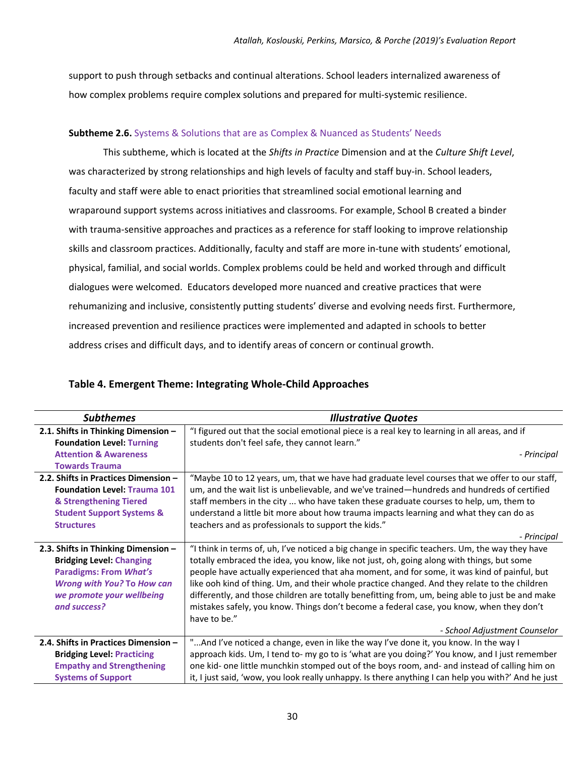support to push through setbacks and continual alterations. School leaders internalized awareness of how complex problems require complex solutions and prepared for multi-systemic resilience.

**Subtheme 2.6.** Systems & Solutions that are as Complex & Nuanced as Students' Needs

This subtheme, which is located at the *Shifts in Practice* Dimension and at the *Culture Shift Level*, was characterized by strong relationships and high levels of faculty and staff buy-in. School leaders, faculty and staff were able to enact priorities that streamlined social emotional learning and wraparound support systems across initiatives and classrooms. For example, School B created a binder with trauma-sensitive approaches and practices as a reference for staff looking to improve relationship skills and classroom practices. Additionally, faculty and staff are more in-tune with students' emotional, physical, familial, and social worlds. Complex problems could be held and worked through and difficult dialogues were welcomed. Educators developed more nuanced and creative practices that were rehumanizing and inclusive, consistently putting students' diverse and evolving needs first. Furthermore, increased prevention and resilience practices were implemented and adapted in schools to better address crises and difficult days, and to identify areas of concern or continual growth.

**Table 4. Emergent Theme: Integrating Whole-Child Approaches**

| *Subthemes* | *Illustrative Quotes* |
|---|---|
| **2.1. Shifts in Thinking Dimension – Foundation Level: Turning Attention & Awareness Towards Trauma** | "I figured out that the social emotional piece is a real key to learning in all areas, and if students don't feel safe, they cannot learn." *- Principal* |
| **2.2. Shifts in Practices Dimension – Foundation Level: Trauma 101 & Strengthening Tiered Student Support Systems & Structures** | "Maybe 10 to 12 years, um, that we have had graduate level courses that we offer to our staff, um, and the wait list is unbelievable, and we've trained—hundreds and hundreds of certified staff members in the city ... who have taken these graduate courses to help, um, them to understand a little bit more about how trauma impacts learning and what they can do as teachers and as professionals to support the kids." *- Principal* |
| **2.3. Shifts in Thinking Dimension – Bridging Level: Changing Paradigms: From *What's Wrong with You?* To *How can we promote your wellbeing and success?*** | "I think in terms of, uh, I've noticed a big change in specific teachers. Um, the way they have totally embraced the idea, you know, like not just, oh, going along with things, but some people have actually experienced that aha moment, and for some, it was kind of painful, but like ooh kind of thing. Um, and their whole practice changed. And they relate to the children differently, and those children are totally benefitting from, um, being able to just be and make mistakes safely, you know. Things don't become a federal case, you know, when they don't have to be." *- School Adjustment Counselor* |
| **2.4. Shifts in Practices Dimension – Bridging Level: Practicing Empathy and Strengthening Systems of Support** | "...And I've noticed a change, even in like the way I've done it, you know. In the way I approach kids. Um, I tend to- my go to is 'what are you doing?' You know, and I just remember one kid- one little munchkin stomped out of the boys room, and- and instead of calling him on it, I just said, 'wow, you look really unhappy. Is there anything I can help you with?' And he just |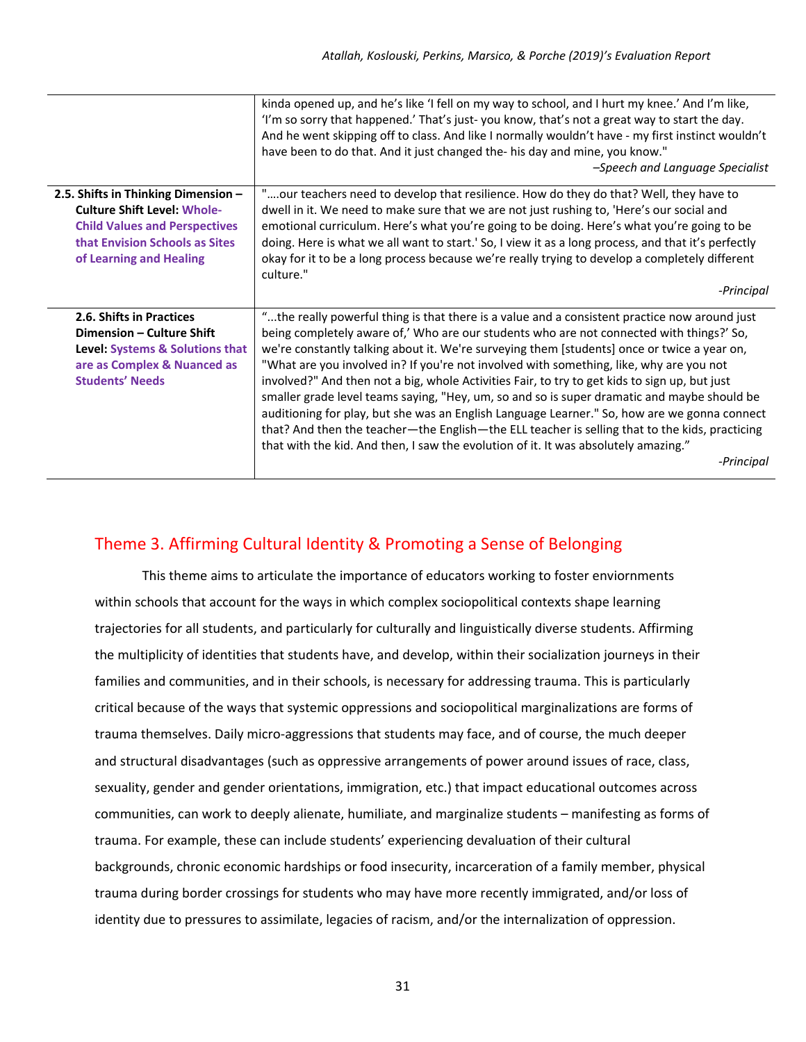| | |
|---|---|
| | kinda opened up, and he's like 'I fell on my way to school, and I hurt my knee.' And I'm like, 'I'm so sorry that happened.' That's just- you know, that's not a great way to start the day. And he went skipping off to class. And like I normally wouldn't have - my first instinct wouldn't have been to do that. And it just changed the- his day and mine, you know." *–Speech and Language Specialist* |
| **2.5. Shifts in Thinking Dimension – Culture Shift Level: Whole-Child Values and Perspectives that Envision Schools as Sites of Learning and Healing** | "....our teachers need to develop that resilience. How do they do that? Well, they have to dwell in it. We need to make sure that we are not just rushing to, 'Here's our social and emotional curriculum. Here's what you're going to be doing. Here's what you're going to be doing. Here is what we all want to start.' So, I view it as a long process, and that it's perfectly okay for it to be a long process because we're really trying to develop a completely different culture." *-Principal* |
| **2.6. Shifts in Practices Dimension – Culture Shift Level: Systems & Solutions that are as Complex & Nuanced as Students' Needs** | "...the really powerful thing is that there is a value and a consistent practice now around just being completely aware of,' Who are our students who are not connected with things?' So, we're constantly talking about it. We're surveying them [students] once or twice a year on, "What are you involved in? If you're not involved with something, like, why are you not involved?" And then not a big, whole Activities Fair, to try to get kids to sign up, but just smaller grade level teams saying, "Hey, um, so and so is super dramatic and maybe should be auditioning for play, but she was an English Language Learner." So, how are we gonna connect that? And then the teacher—the English—the ELL teacher is selling that to the kids, practicing that with the kid. And then, I saw the evolution of it. It was absolutely amazing." *-Principal* |

## Theme 3. Affirming Cultural Identity & Promoting a Sense of Belonging

This theme aims to articulate the importance of educators working to foster enviornments within schools that account for the ways in which complex sociopolitical contexts shape learning trajectories for all students, and particularly for culturally and linguistically diverse students. Affirming the multiplicity of identities that students have, and develop, within their socialization journeys in their families and communities, and in their schools, is necessary for addressing trauma. This is particularly critical because of the ways that systemic oppressions and sociopolitical marginalizations are forms of trauma themselves. Daily micro-aggressions that students may face, and of course, the much deeper and structural disadvantages (such as oppressive arrangements of power around issues of race, class, sexuality, gender and gender orientations, immigration, etc.) that impact educational outcomes across communities, can work to deeply alienate, humiliate, and marginalize students – manifesting as forms of trauma. For example, these can include students' experiencing devaluation of their cultural backgrounds, chronic economic hardships or food insecurity, incarceration of a family member, physical trauma during border crossings for students who may have more recently immigrated, and/or loss of identity due to pressures to assimilate, legacies of racism, and/or the internalization of oppression.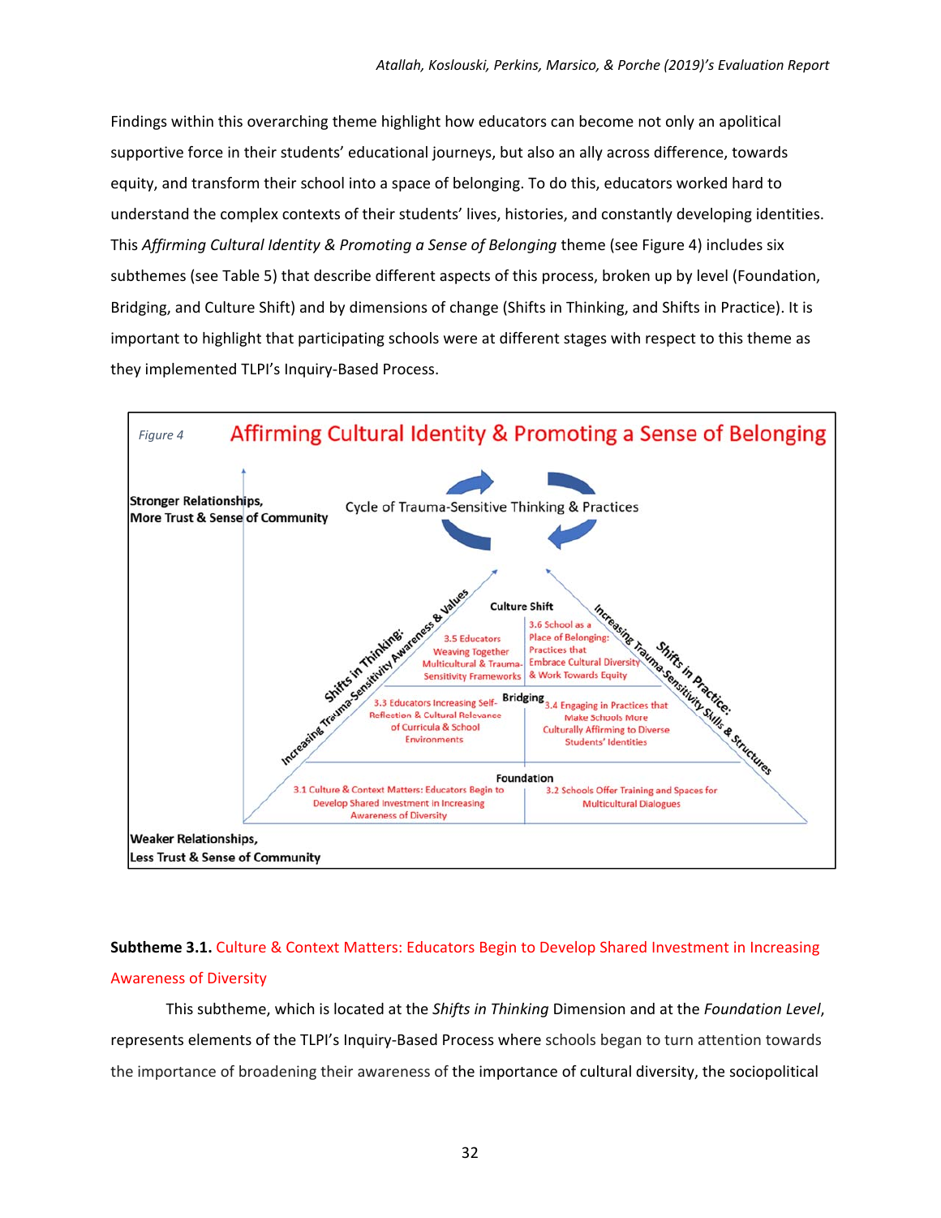Findings within this overarching theme highlight how educators can become not only an apolitical supportive force in their students' educational journeys, but also an ally across difference, towards equity, and transform their school into a space of belonging. To do this, educators worked hard to understand the complex contexts of their students' lives, histories, and constantly developing identities. This *Affirming Cultural Identity & Promoting a Sense of Belonging* theme (see Figure 4) includes six subthemes (see Table 5) that describe different aspects of this process, broken up by level (Foundation, Bridging, and Culture Shift) and by dimensions of change (Shifts in Thinking, and Shifts in Practice). It is important to highlight that participating schools were at different stages with respect to this theme as they implemented TLPI's Inquiry-Based Process.

*Figure 4* Affirming Cultural Identity & Promoting a Sense of Belonging

Stronger Relationships, More Trust & Sense of Community

Cycle of Trauma-Sensitive Thinking & Practices

Shifts in Thinking: Increasing Trauma-Sensitivity Awareness & Values

Shifts in Practice: Increasing Trauma-Sensitivity Skills & Structures

Culture Shift

3.5 Educators Weaving Together Multicultural & Trauma-Sensitivity Frameworks

3.6 School as a Place of Belonging: Practices that Embrace Cultural Diversity & Work Towards Equity

Bridging

3.3 Educators Increasing Self-Reflection & Cultural Relevance of Curricula & School Environments

3.4 Engaging in Practices that Make Schools More Culturally Affirming to Diverse Students' Identities

Foundation

3.1 Culture & Context Matters: Educators Begin to Develop Shared Investment in Increasing Awareness of Diversity

3.2 Schools Offer Training and Spaces for Multicultural Dialogues

Weaker Relationships, Less Trust & Sense of Community

**Subtheme 3.1.** Culture & Context Matters: Educators Begin to Develop Shared Investment in Increasing Awareness of Diversity

This subtheme, which is located at the *Shifts in Thinking* Dimension and at the *Foundation Level*, represents elements of the TLPI's Inquiry-Based Process where schools began to turn attention towards the importance of broadening their awareness of the importance of cultural diversity, the sociopolitical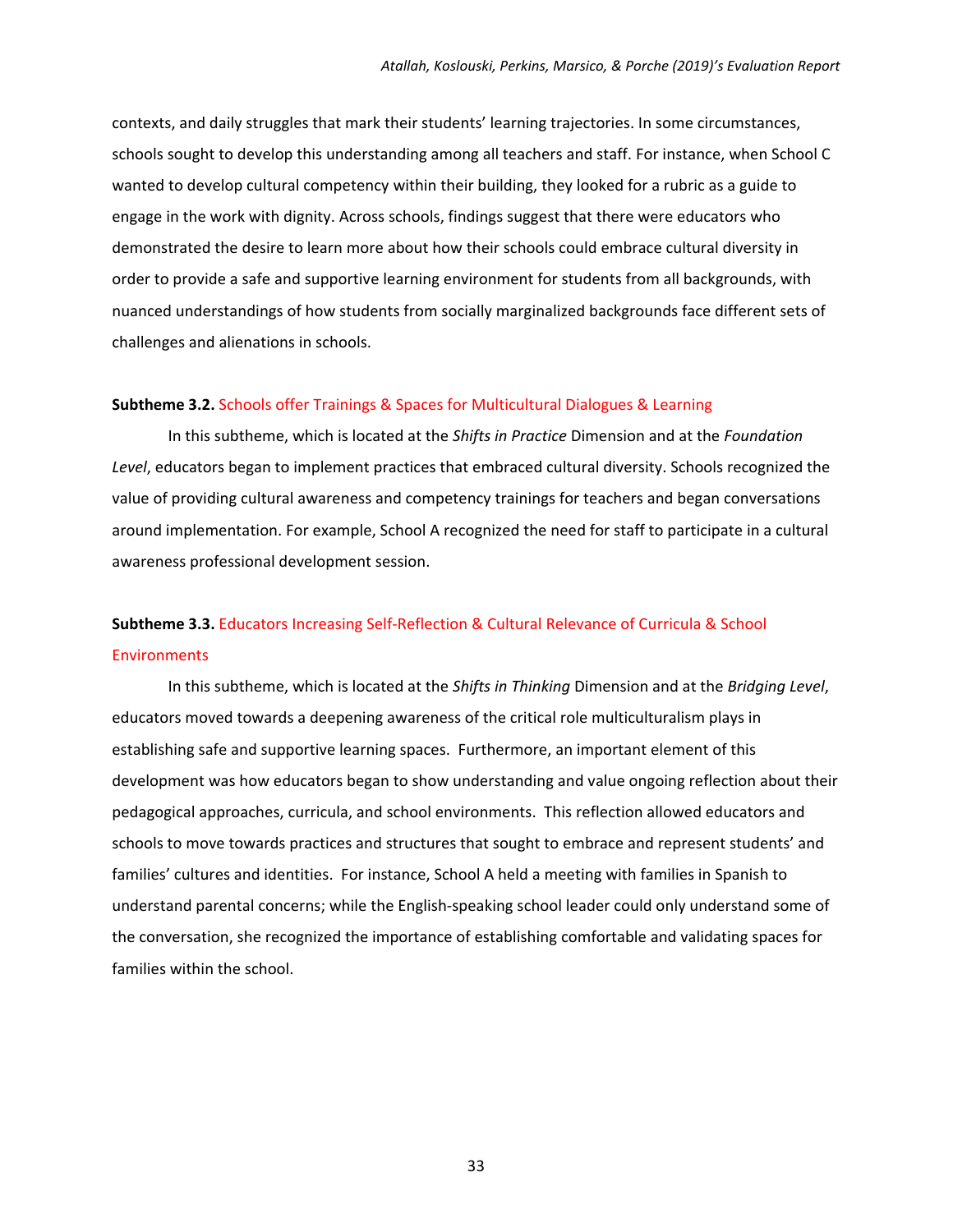contexts, and daily struggles that mark their students' learning trajectories. In some circumstances, schools sought to develop this understanding among all teachers and staff. For instance, when School C wanted to develop cultural competency within their building, they looked for a rubric as a guide to engage in the work with dignity. Across schools, findings suggest that there were educators who demonstrated the desire to learn more about how their schools could embrace cultural diversity in order to provide a safe and supportive learning environment for students from all backgrounds, with nuanced understandings of how students from socially marginalized backgrounds face different sets of challenges and alienations in schools.

**Subtheme 3.2.** Schools offer Trainings & Spaces for Multicultural Dialogues & Learning

In this subtheme, which is located at the *Shifts in Practice* Dimension and at the *Foundation Level*, educators began to implement practices that embraced cultural diversity. Schools recognized the value of providing cultural awareness and competency trainings for teachers and began conversations around implementation. For example, School A recognized the need for staff to participate in a cultural awareness professional development session.

**Subtheme 3.3.** Educators Increasing Self-Reflection & Cultural Relevance of Curricula & School Environments

In this subtheme, which is located at the *Shifts in Thinking* Dimension and at the *Bridging Level*, educators moved towards a deepening awareness of the critical role multiculturalism plays in establishing safe and supportive learning spaces. Furthermore, an important element of this development was how educators began to show understanding and value ongoing reflection about their pedagogical approaches, curricula, and school environments. This reflection allowed educators and schools to move towards practices and structures that sought to embrace and represent students' and families' cultures and identities. For instance, School A held a meeting with families in Spanish to understand parental concerns; while the English-speaking school leader could only understand some of the conversation, she recognized the importance of establishing comfortable and validating spaces for families within the school.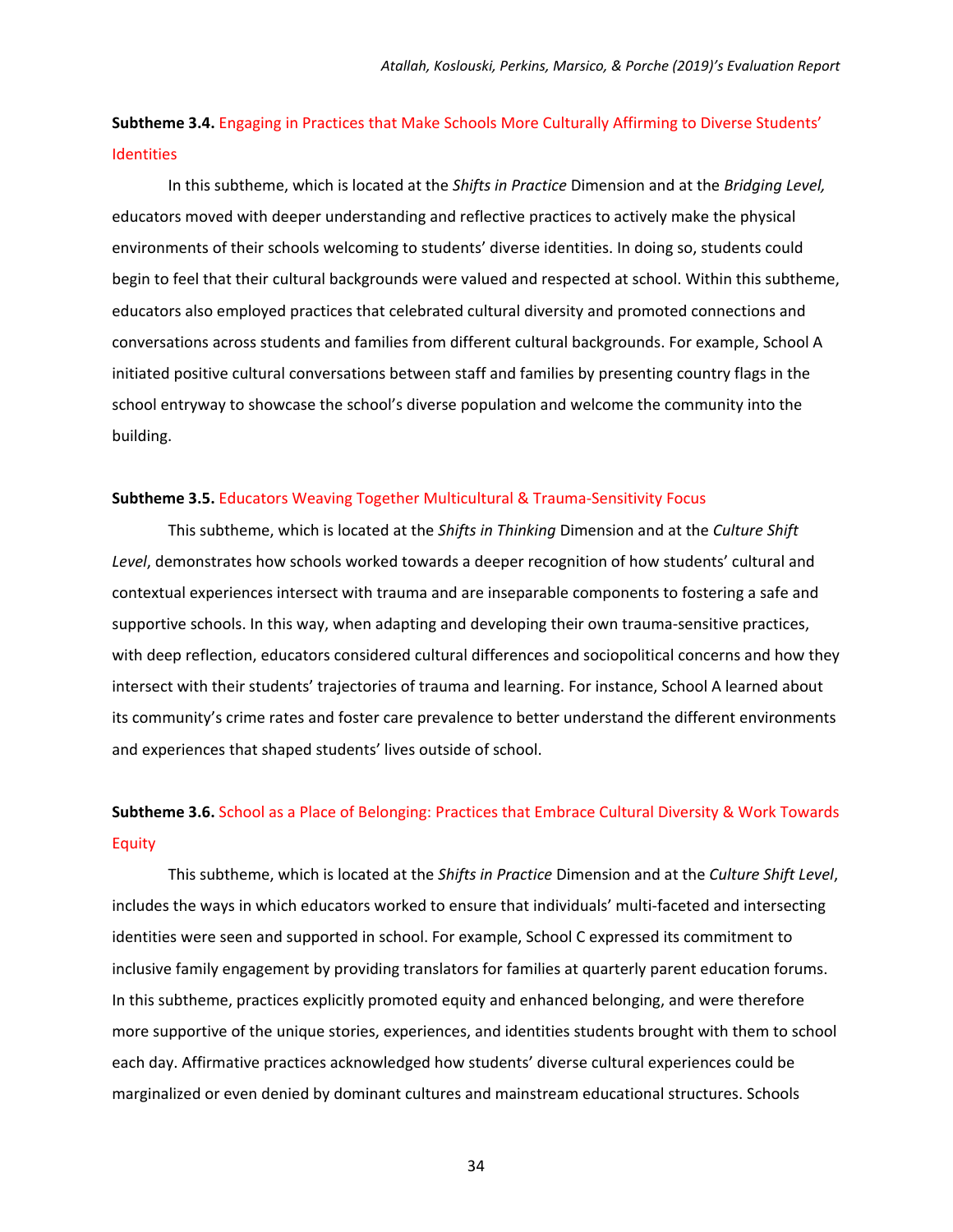**Subtheme 3.4.** Engaging in Practices that Make Schools More Culturally Affirming to Diverse Students' Identities

In this subtheme, which is located at the *Shifts in Practice* Dimension and at the *Bridging Level,* educators moved with deeper understanding and reflective practices to actively make the physical environments of their schools welcoming to students' diverse identities. In doing so, students could begin to feel that their cultural backgrounds were valued and respected at school. Within this subtheme, educators also employed practices that celebrated cultural diversity and promoted connections and conversations across students and families from different cultural backgrounds. For example, School A initiated positive cultural conversations between staff and families by presenting country flags in the school entryway to showcase the school's diverse population and welcome the community into the building.

**Subtheme 3.5.** Educators Weaving Together Multicultural & Trauma-Sensitivity Focus

This subtheme, which is located at the *Shifts in Thinking* Dimension and at the *Culture Shift Level*, demonstrates how schools worked towards a deeper recognition of how students' cultural and contextual experiences intersect with trauma and are inseparable components to fostering a safe and supportive schools. In this way, when adapting and developing their own trauma-sensitive practices, with deep reflection, educators considered cultural differences and sociopolitical concerns and how they intersect with their students' trajectories of trauma and learning. For instance, School A learned about its community's crime rates and foster care prevalence to better understand the different environments and experiences that shaped students' lives outside of school.

**Subtheme 3.6.** School as a Place of Belonging: Practices that Embrace Cultural Diversity & Work Towards Equity

This subtheme, which is located at the *Shifts in Practice* Dimension and at the *Culture Shift Level*, includes the ways in which educators worked to ensure that individuals' multi-faceted and intersecting identities were seen and supported in school. For example, School C expressed its commitment to inclusive family engagement by providing translators for families at quarterly parent education forums. In this subtheme, practices explicitly promoted equity and enhanced belonging, and were therefore more supportive of the unique stories, experiences, and identities students brought with them to school each day. Affirmative practices acknowledged how students' diverse cultural experiences could be marginalized or even denied by dominant cultures and mainstream educational structures. Schools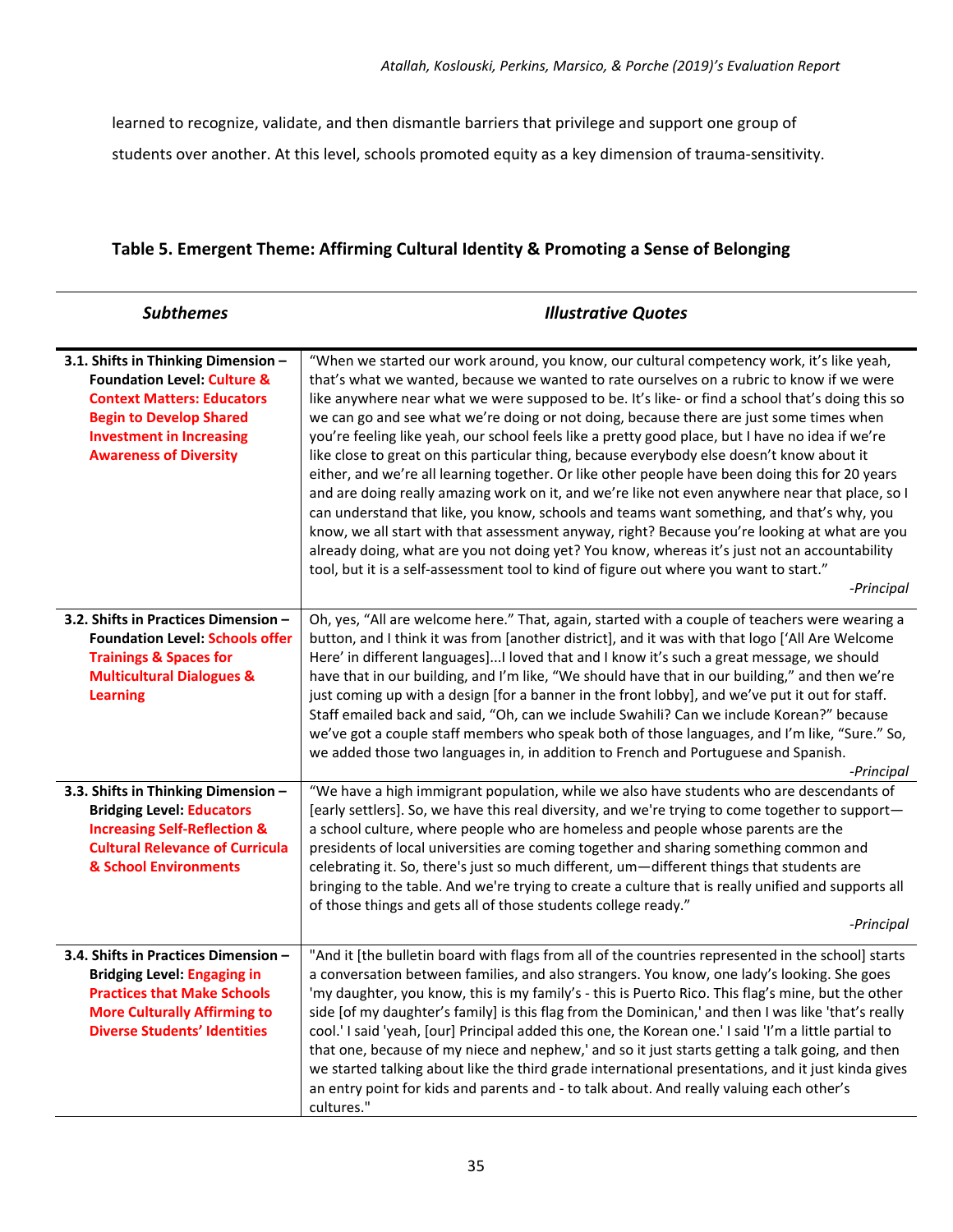learned to recognize, validate, and then dismantle barriers that privilege and support one group of students over another. At this level, schools promoted equity as a key dimension of trauma-sensitivity.

**Table 5. Emergent Theme: Affirming Cultural Identity & Promoting a Sense of Belonging**

| *Subthemes* | *Illustrative Quotes* |
|---|---|
| **3.1. Shifts in Thinking Dimension – Foundation Level: Culture & Context Matters: Educators Begin to Develop Shared Investment in Increasing Awareness of Diversity** | "When we started our work around, you know, our cultural competency work, it's like yeah, that's what we wanted, because we wanted to rate ourselves on a rubric to know if we were like anywhere near what we were supposed to be. It's like- or find a school that's doing this so we can go and see what we're doing or not doing, because there are just some times when you're feeling like yeah, our school feels like a pretty good place, but I have no idea if we're like close to great on this particular thing, because everybody else doesn't know about it either, and we're all learning together. Or like other people have been doing this for 20 years and are doing really amazing work on it, and we're like not even anywhere near that place, so I can understand that like, you know, schools and teams want something, and that's why, you know, we all start with that assessment anyway, right? Because you're looking at what are you already doing, what are you not doing yet? You know, whereas it's just not an accountability tool, but it is a self-assessment tool to kind of figure out where you want to start." *-Principal* |
| **3.2. Shifts in Practices Dimension – Foundation Level: Schools offer Trainings & Spaces for Multicultural Dialogues & Learning** | Oh, yes, "All are welcome here." That, again, started with a couple of teachers were wearing a button, and I think it was from [another district], and it was with that logo ['All Are Welcome Here' in different languages]...I loved that and I know it's such a great message, we should have that in our building, and I'm like, "We should have that in our building," and then we're just coming up with a design [for a banner in the front lobby], and we've put it out for staff. Staff emailed back and said, "Oh, can we include Swahili? Can we include Korean?" because we've got a couple staff members who speak both of those languages, and I'm like, "Sure." So, we added those two languages in, in addition to French and Portuguese and Spanish. *-Principal* |
| **3.3. Shifts in Thinking Dimension – Bridging Level: Educators Increasing Self-Reflection & Cultural Relevance of Curricula & School Environments** | "We have a high immigrant population, while we also have students who are descendants of [early settlers]. So, we have this real diversity, and we're trying to come together to support—a school culture, where people who are homeless and people whose parents are the presidents of local universities are coming together and sharing something common and celebrating it. So, there's just so much different, um—different things that students are bringing to the table. And we're trying to create a culture that is really unified and supports all of those things and gets all of those students college ready." *-Principal* |
| **3.4. Shifts in Practices Dimension – Bridging Level: Engaging in Practices that Make Schools More Culturally Affirming to Diverse Students' Identities** | "And it [the bulletin board with flags from all of the countries represented in the school] starts a conversation between families, and also strangers. You know, one lady's looking. She goes 'my daughter, you know, this is my family's - this is Puerto Rico. This flag's mine, but the other side [of my daughter's family] is this flag from the Dominican,' and then I was like 'that's really cool.' I said 'yeah, [our] Principal added this one, the Korean one.' I said 'I'm a little partial to that one, because of my niece and nephew,' and so it just starts getting a talk going, and then we started talking about like the third grade international presentations, and it just kinda gives an entry point for kids and parents and - to talk about. And really valuing each other's cultures." |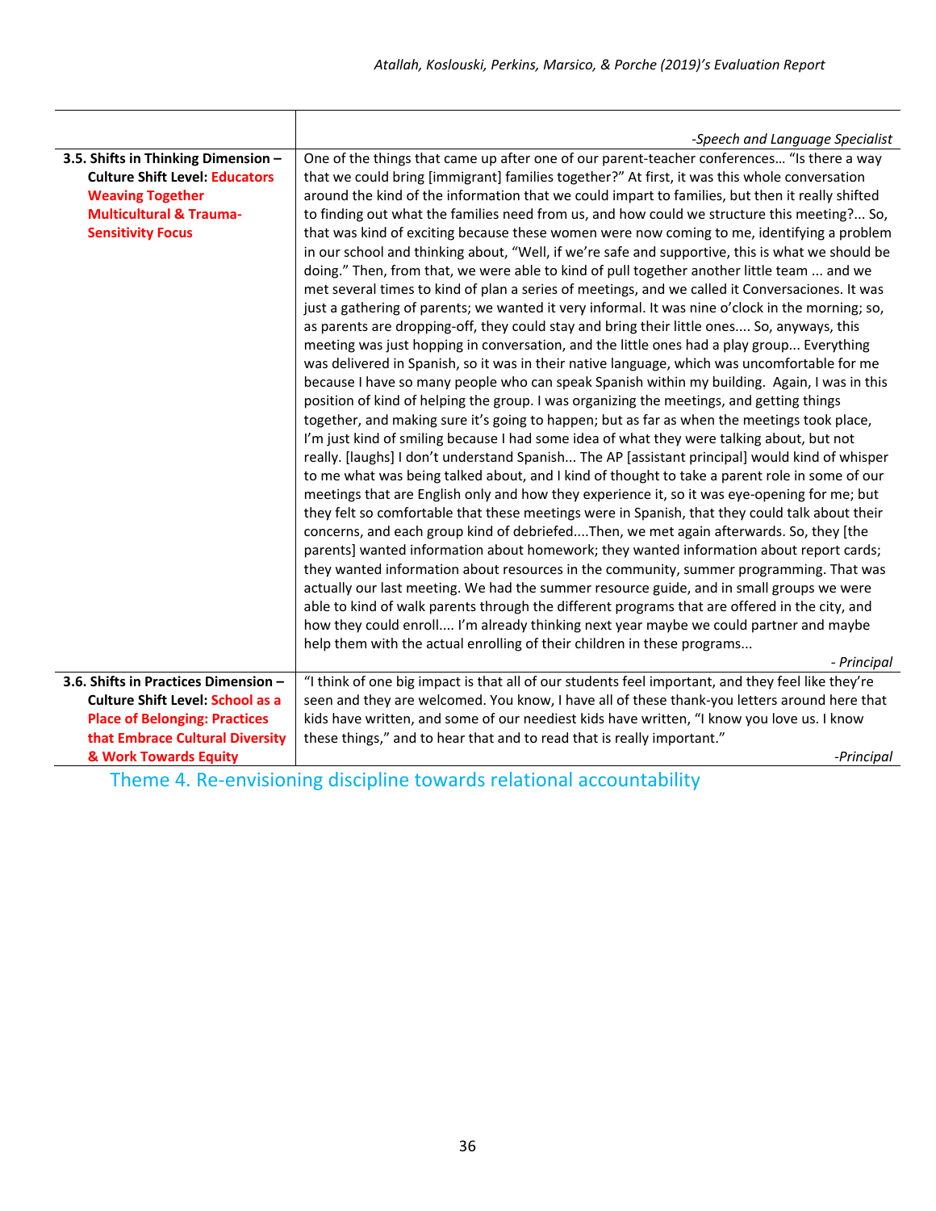| | |
|---|---|
| | *-Speech and Language Specialist* |
| **3.5. Shifts in Thinking Dimension – Culture Shift Level: Educators Weaving Together Multicultural & Trauma-Sensitivity Focus** | One of the things that came up after one of our parent-teacher conferences… "Is there a way that we could bring [immigrant] families together?" At first, it was this whole conversation around the kind of the information that we could impart to families, but then it really shifted to finding out what the families need from us, and how could we structure this meeting?... So, that was kind of exciting because these women were now coming to me, identifying a problem in our school and thinking about, "Well, if we're safe and supportive, this is what we should be doing." Then, from that, we were able to kind of pull together another little team ... and we met several times to kind of plan a series of meetings, and we called it Conversaciones. It was just a gathering of parents; we wanted it very informal. It was nine o'clock in the morning; so, as parents are dropping-off, they could stay and bring their little ones.... So, anyways, this meeting was just hopping in conversation, and the little ones had a play group... Everything was delivered in Spanish, so it was in their native language, which was uncomfortable for me because I have so many people who can speak Spanish within my building. Again, I was in this position of kind of helping the group. I was organizing the meetings, and getting things together, and making sure it's going to happen; but as far as when the meetings took place, I'm just kind of smiling because I had some idea of what they were talking about, but not really. [laughs] I don't understand Spanish... The AP [assistant principal] would kind of whisper to me what was being talked about, and I kind of thought to take a parent role in some of our meetings that are English only and how they experience it, so it was eye-opening for me; but they felt so comfortable that these meetings were in Spanish, that they could talk about their concerns, and each group kind of debriefed....Then, we met again afterwards. So, they [the parents] wanted information about homework; they wanted information about report cards; they wanted information about resources in the community, summer programming. That was actually our last meeting. We had the summer resource guide, and in small groups we were able to kind of walk parents through the different programs that are offered in the city, and how they could enroll.... I'm already thinking next year maybe we could partner and maybe help them with the actual enrolling of their children in these programs... *- Principal* |
| **3.6. Shifts in Practices Dimension – Culture Shift Level: School as a Place of Belonging: Practices that Embrace Cultural Diversity & Work Towards Equity** | "I think of one big impact is that all of our students feel important, and they feel like they're seen and they are welcomed. You know, I have all of these thank-you letters around here that kids have written, and some of our neediest kids have written, "I know you love us. I know these things," and to hear that and to read that is really important." *-Principal* |

## Theme 4. Re-envisioning discipline towards relational accountability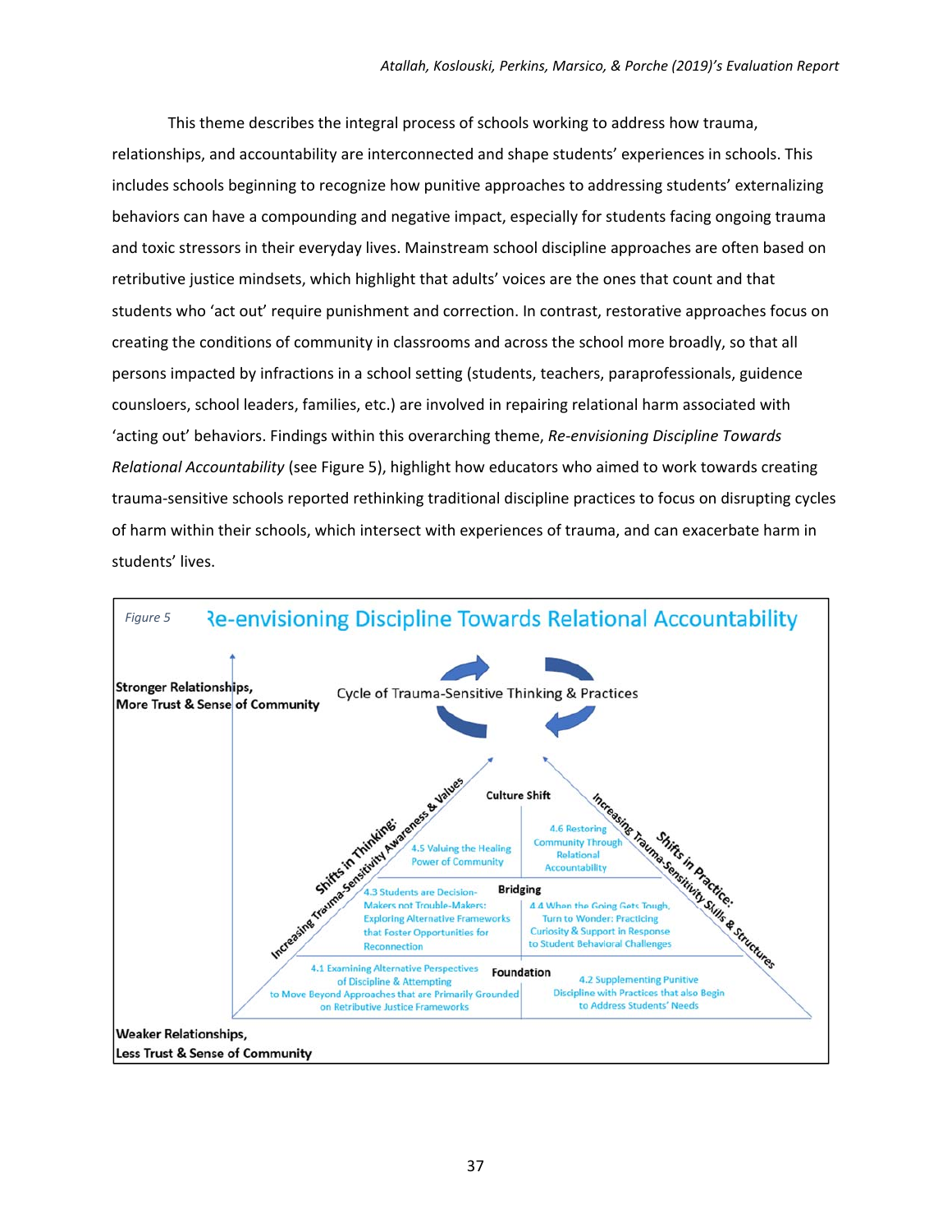This theme describes the integral process of schools working to address how trauma, relationships, and accountability are interconnected and shape students' experiences in schools. This includes schools beginning to recognize how punitive approaches to addressing students' externalizing behaviors can have a compounding and negative impact, especially for students facing ongoing trauma and toxic stressors in their everyday lives. Mainstream school discipline approaches are often based on retributive justice mindsets, which highlight that adults' voices are the ones that count and that students who 'act out' require punishment and correction. In contrast, restorative approaches focus on creating the conditions of community in classrooms and across the school more broadly, so that all persons impacted by infractions in a school setting (students, teachers, paraprofessionals, guidence counsloers, school leaders, families, etc.) are involved in repairing relational harm associated with 'acting out' behaviors. Findings within this overarching theme, *Re-envisioning Discipline Towards Relational Accountability* (see Figure 5), highlight how educators who aimed to work towards creating trauma-sensitive schools reported rethinking traditional discipline practices to focus on disrupting cycles of harm within their schools, which intersect with experiences of trauma, and can exacerbate harm in students' lives.

*Figure 5* Re-envisioning Discipline Towards Relational Accountability

Stronger Relationships, More Trust & Sense of Community

Cycle of Trauma-Sensitive Thinking & Practices

Shifts in Thinking: Increasing Trauma-Sensitivity Awareness & Values

Shifts in Practice: Increasing Trauma-Sensitivity Skills & Structures

Culture Shift
- 4.5 Valuing the Healing Power of Community
- 4.6 Restoring Community Through Relational Accountability

Bridging
- 4.3 Students are Decision-Makers not Trouble-Makers: Exploring Alternative Frameworks that Foster Opportunities for Reconnection
- 4.4 When the Going Gets Tough, Turn to Wonder: Practicing Curiosity & Support in Response to Student Behavioral Challenges

Foundation
- 4.1 Examining Alternative Perspectives of Discipline & Attempting to Move Beyond Approaches that are Primarily Grounded on Retributive Justice Frameworks
- 4.2 Supplementing Punitive Discipline with Practices that also Begin to Address Students' Needs

Weaker Relationships, Less Trust & Sense of Community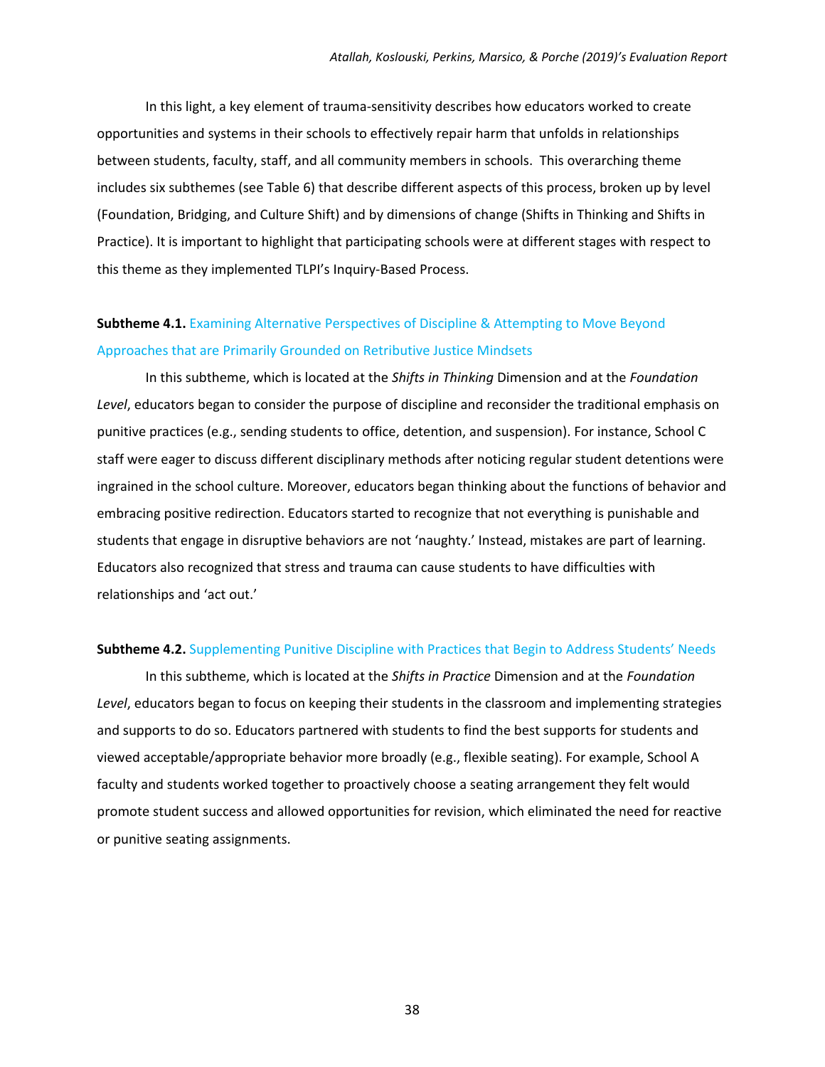In this light, a key element of trauma-sensitivity describes how educators worked to create opportunities and systems in their schools to effectively repair harm that unfolds in relationships between students, faculty, staff, and all community members in schools. This overarching theme includes six subthemes (see Table 6) that describe different aspects of this process, broken up by level (Foundation, Bridging, and Culture Shift) and by dimensions of change (Shifts in Thinking and Shifts in Practice). It is important to highlight that participating schools were at different stages with respect to this theme as they implemented TLPI's Inquiry-Based Process.

**Subtheme 4.1.** Examining Alternative Perspectives of Discipline & Attempting to Move Beyond Approaches that are Primarily Grounded on Retributive Justice Mindsets

In this subtheme, which is located at the *Shifts in Thinking* Dimension and at the *Foundation Level*, educators began to consider the purpose of discipline and reconsider the traditional emphasis on punitive practices (e.g., sending students to office, detention, and suspension). For instance, School C staff were eager to discuss different disciplinary methods after noticing regular student detentions were ingrained in the school culture. Moreover, educators began thinking about the functions of behavior and embracing positive redirection. Educators started to recognize that not everything is punishable and students that engage in disruptive behaviors are not 'naughty.' Instead, mistakes are part of learning. Educators also recognized that stress and trauma can cause students to have difficulties with relationships and 'act out.'

**Subtheme 4.2.** Supplementing Punitive Discipline with Practices that Begin to Address Students' Needs

In this subtheme, which is located at the *Shifts in Practice* Dimension and at the *Foundation Level*, educators began to focus on keeping their students in the classroom and implementing strategies and supports to do so. Educators partnered with students to find the best supports for students and viewed acceptable/appropriate behavior more broadly (e.g., flexible seating). For example, School A faculty and students worked together to proactively choose a seating arrangement they felt would promote student success and allowed opportunities for revision, which eliminated the need for reactive or punitive seating assignments.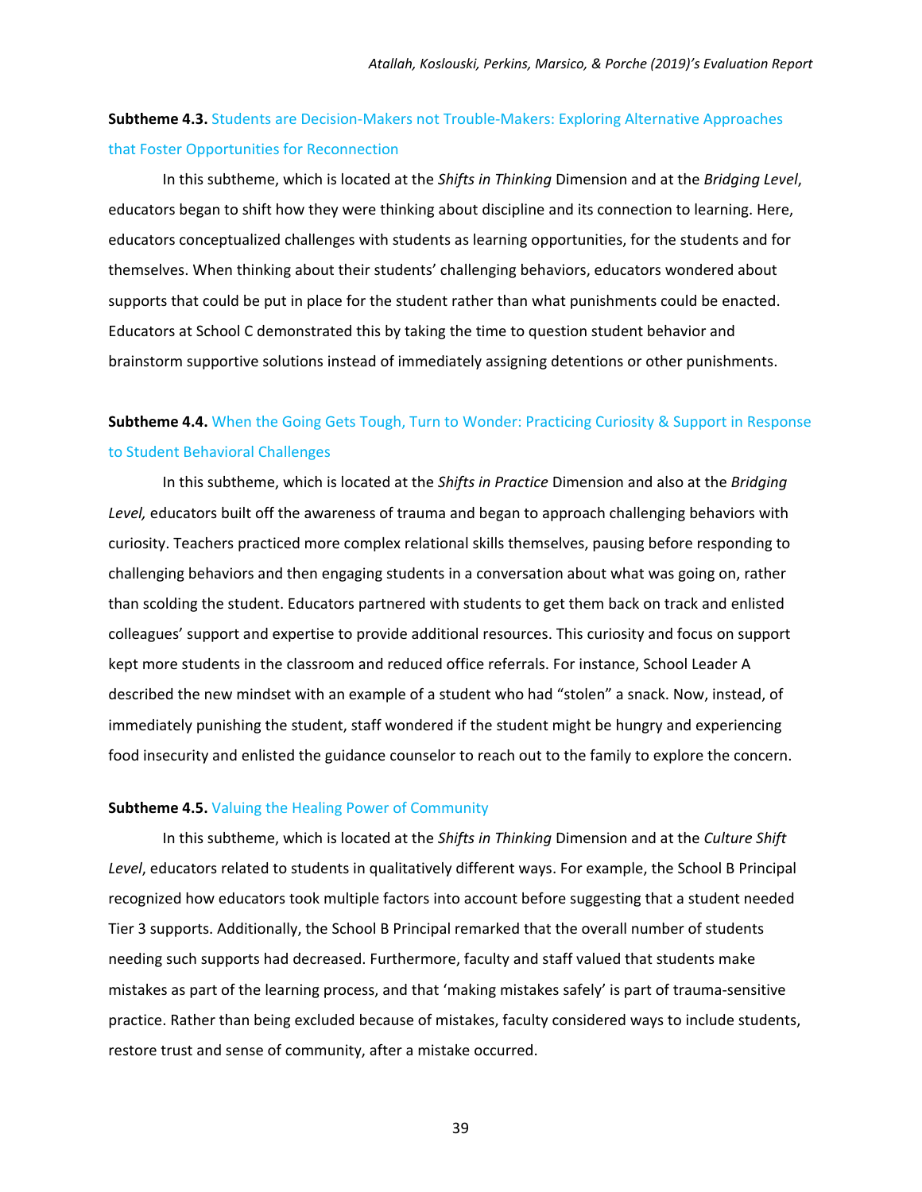**Subtheme 4.3.** Students are Decision-Makers not Trouble-Makers: Exploring Alternative Approaches that Foster Opportunities for Reconnection

In this subtheme, which is located at the *Shifts in Thinking* Dimension and at the *Bridging Level*, educators began to shift how they were thinking about discipline and its connection to learning. Here, educators conceptualized challenges with students as learning opportunities, for the students and for themselves. When thinking about their students' challenging behaviors, educators wondered about supports that could be put in place for the student rather than what punishments could be enacted. Educators at School C demonstrated this by taking the time to question student behavior and brainstorm supportive solutions instead of immediately assigning detentions or other punishments.

**Subtheme 4.4.** When the Going Gets Tough, Turn to Wonder: Practicing Curiosity & Support in Response to Student Behavioral Challenges

In this subtheme, which is located at the *Shifts in Practice* Dimension and also at the *Bridging Level,* educators built off the awareness of trauma and began to approach challenging behaviors with curiosity. Teachers practiced more complex relational skills themselves, pausing before responding to challenging behaviors and then engaging students in a conversation about what was going on, rather than scolding the student. Educators partnered with students to get them back on track and enlisted colleagues' support and expertise to provide additional resources. This curiosity and focus on support kept more students in the classroom and reduced office referrals. For instance, School Leader A described the new mindset with an example of a student who had "stolen" a snack. Now, instead, of immediately punishing the student, staff wondered if the student might be hungry and experiencing food insecurity and enlisted the guidance counselor to reach out to the family to explore the concern.

**Subtheme 4.5.** Valuing the Healing Power of Community

In this subtheme, which is located at the *Shifts in Thinking* Dimension and at the *Culture Shift Level*, educators related to students in qualitatively different ways. For example, the School B Principal recognized how educators took multiple factors into account before suggesting that a student needed Tier 3 supports. Additionally, the School B Principal remarked that the overall number of students needing such supports had decreased. Furthermore, faculty and staff valued that students make mistakes as part of the learning process, and that 'making mistakes safely' is part of trauma-sensitive practice. Rather than being excluded because of mistakes, faculty considered ways to include students, restore trust and sense of community, after a mistake occurred.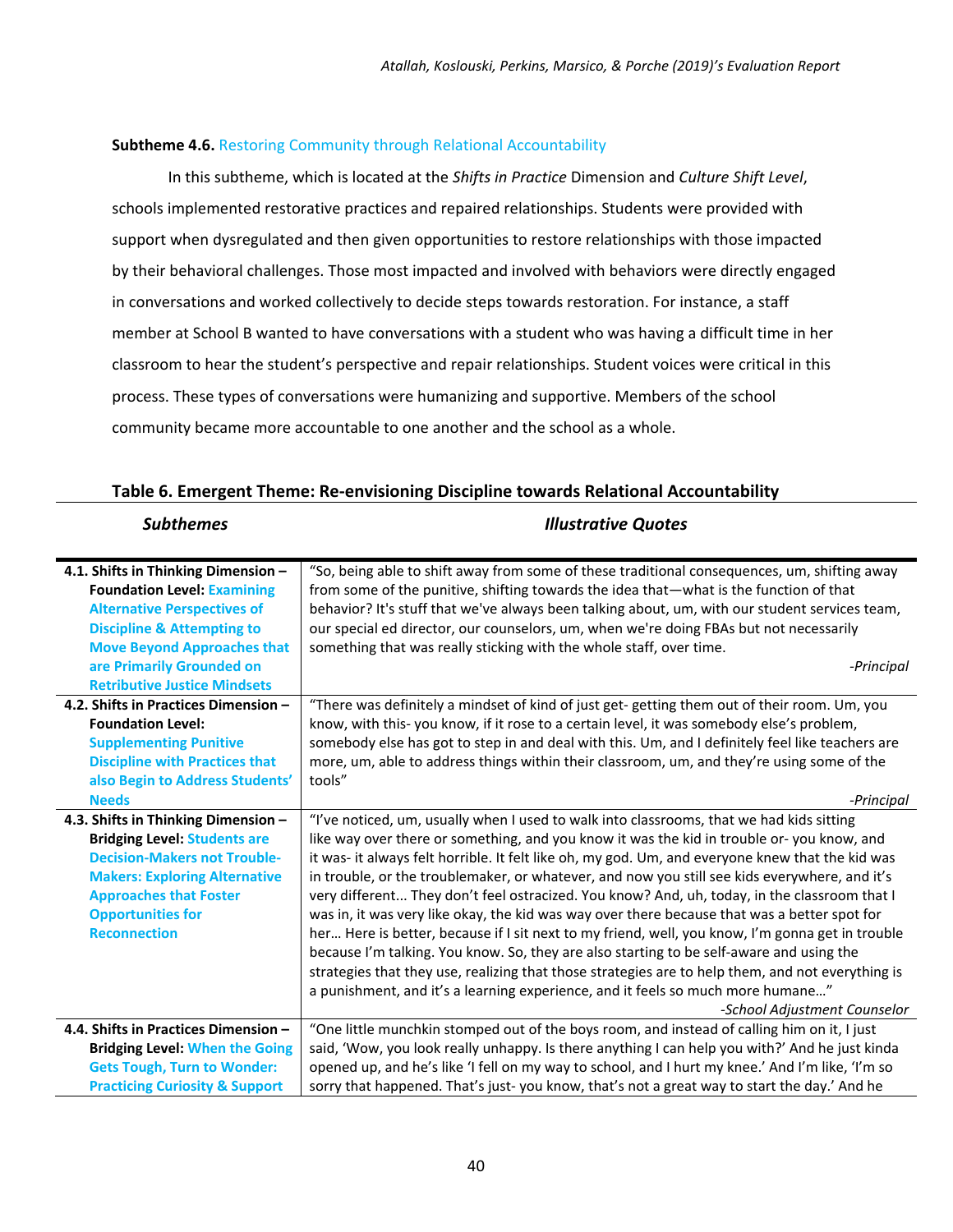**Subtheme 4.6.** Restoring Community through Relational Accountability

In this subtheme, which is located at the *Shifts in Practice* Dimension and *Culture Shift Level*, schools implemented restorative practices and repaired relationships. Students were provided with support when dysregulated and then given opportunities to restore relationships with those impacted by their behavioral challenges. Those most impacted and involved with behaviors were directly engaged in conversations and worked collectively to decide steps towards restoration. For instance, a staff member at School B wanted to have conversations with a student who was having a difficult time in her classroom to hear the student's perspective and repair relationships. Student voices were critical in this process. These types of conversations were humanizing and supportive. Members of the school community became more accountable to one another and the school as a whole.

**Table 6. Emergent Theme: Re-envisioning Discipline towards Relational Accountability**

| *Subthemes* | *Illustrative Quotes* |
|---|---|
| **4.1. Shifts in Thinking Dimension – Foundation Level: Examining Alternative Perspectives of Discipline & Attempting to Move Beyond Approaches that are Primarily Grounded on Retributive Justice Mindsets** | "So, being able to shift away from some of these traditional consequences, um, shifting away from some of the punitive, shifting towards the idea that—what is the function of that behavior? It's stuff that we've always been talking about, um, with our student services team, our special ed director, our counselors, um, when we're doing FBAs but not necessarily something that was really sticking with the whole staff, over time. *-Principal* |
| **4.2. Shifts in Practices Dimension – Foundation Level: Supplementing Punitive Discipline with Practices that also Begin to Address Students' Needs** | "There was definitely a mindset of kind of just get- getting them out of their room. Um, you know, with this- you know, if it rose to a certain level, it was somebody else's problem, somebody else has got to step in and deal with this. Um, and I definitely feel like teachers are more, um, able to address things within their classroom, um, and they're using some of the tools" *-Principal* |
| **4.3. Shifts in Thinking Dimension – Bridging Level: Students are Decision-Makers not Trouble-Makers: Exploring Alternative Approaches that Foster Opportunities for Reconnection** | "I've noticed, um, usually when I used to walk into classrooms, that we had kids sitting like way over there or something, and you know it was the kid in trouble or- you know, and it was- it always felt horrible. It felt like oh, my god. Um, and everyone knew that the kid was in trouble, or the troublemaker, or whatever, and now you still see kids everywhere, and it's very different... They don't feel ostracized. You know? And, uh, today, in the classroom that I was in, it was very like okay, the kid was way over there because that was a better spot for her... Here is better, because if I sit next to my friend, well, you know, I'm gonna get in trouble because I'm talking. You know. So, they are also starting to be self-aware and using the strategies that they use, realizing that those strategies are to help them, and not everything is a punishment, and it's a learning experience, and it feels so much more humane…" *-School Adjustment Counselor* |
| **4.4. Shifts in Practices Dimension – Bridging Level: When the Going Gets Tough, Turn to Wonder: Practicing Curiosity & Support** | "One little munchkin stomped out of the boys room, and instead of calling him on it, I just said, 'Wow, you look really unhappy. Is there anything I can help you with?' And he just kinda opened up, and he's like 'I fell on my way to school, and I hurt my knee.' And I'm like, 'I'm so sorry that happened. That's just- you know, that's not a great way to start the day.' And he |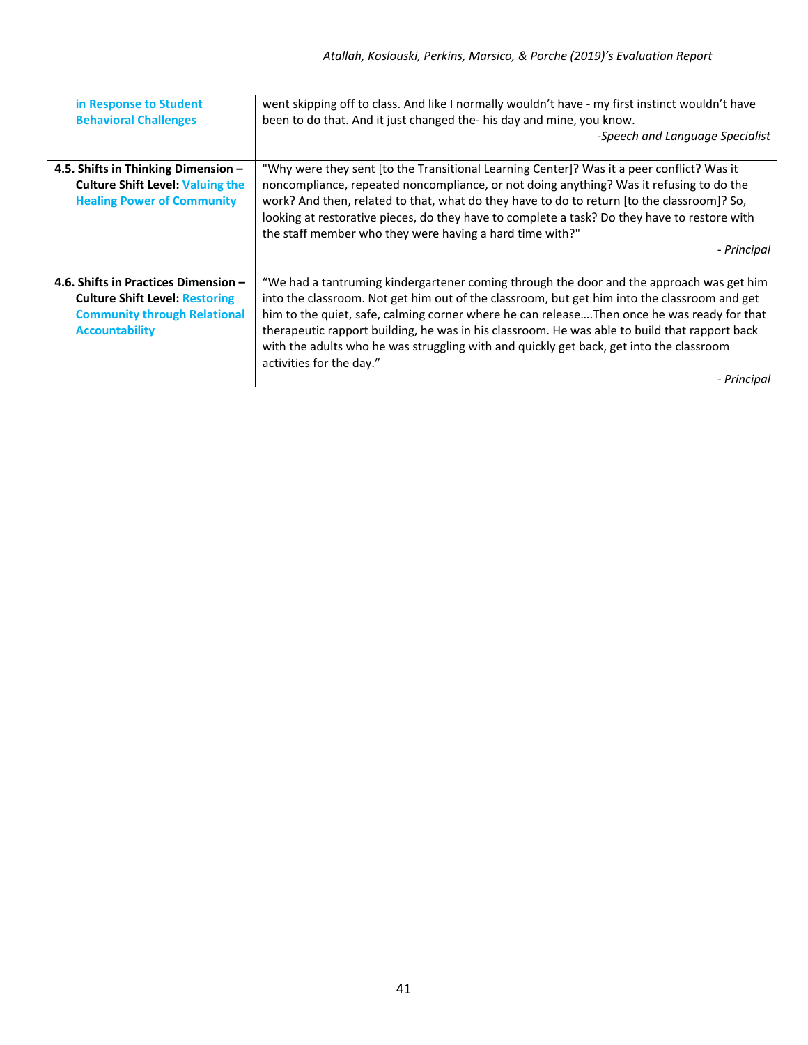| | |
|---|---|
| **in Response to Student Behavioral Challenges** | went skipping off to class. And like I normally wouldn't have - my first instinct wouldn't have been to do that. And it just changed the- his day and mine, you know. *-Speech and Language Specialist* |
| **4.5. Shifts in Thinking Dimension – Culture Shift Level: Valuing the Healing Power of Community** | "Why were they sent [to the Transitional Learning Center]? Was it a peer conflict? Was it noncompliance, repeated noncompliance, or not doing anything? Was it refusing to do the work? And then, related to that, what do they have to do to return [to the classroom]? So, looking at restorative pieces, do they have to complete a task? Do they have to restore with the staff member who they were having a hard time with?" *- Principal* |
| **4.6. Shifts in Practices Dimension – Culture Shift Level: Restoring Community through Relational Accountability** | "We had a tantruming kindergartener coming through the door and the approach was get him into the classroom. Not get him out of the classroom, but get him into the classroom and get him to the quiet, safe, calming corner where he can release….Then once he was ready for that therapeutic rapport building, he was in his classroom. He was able to build that rapport back with the adults who he was struggling with and quickly get back, get into the classroom activities for the day." *- Principal* |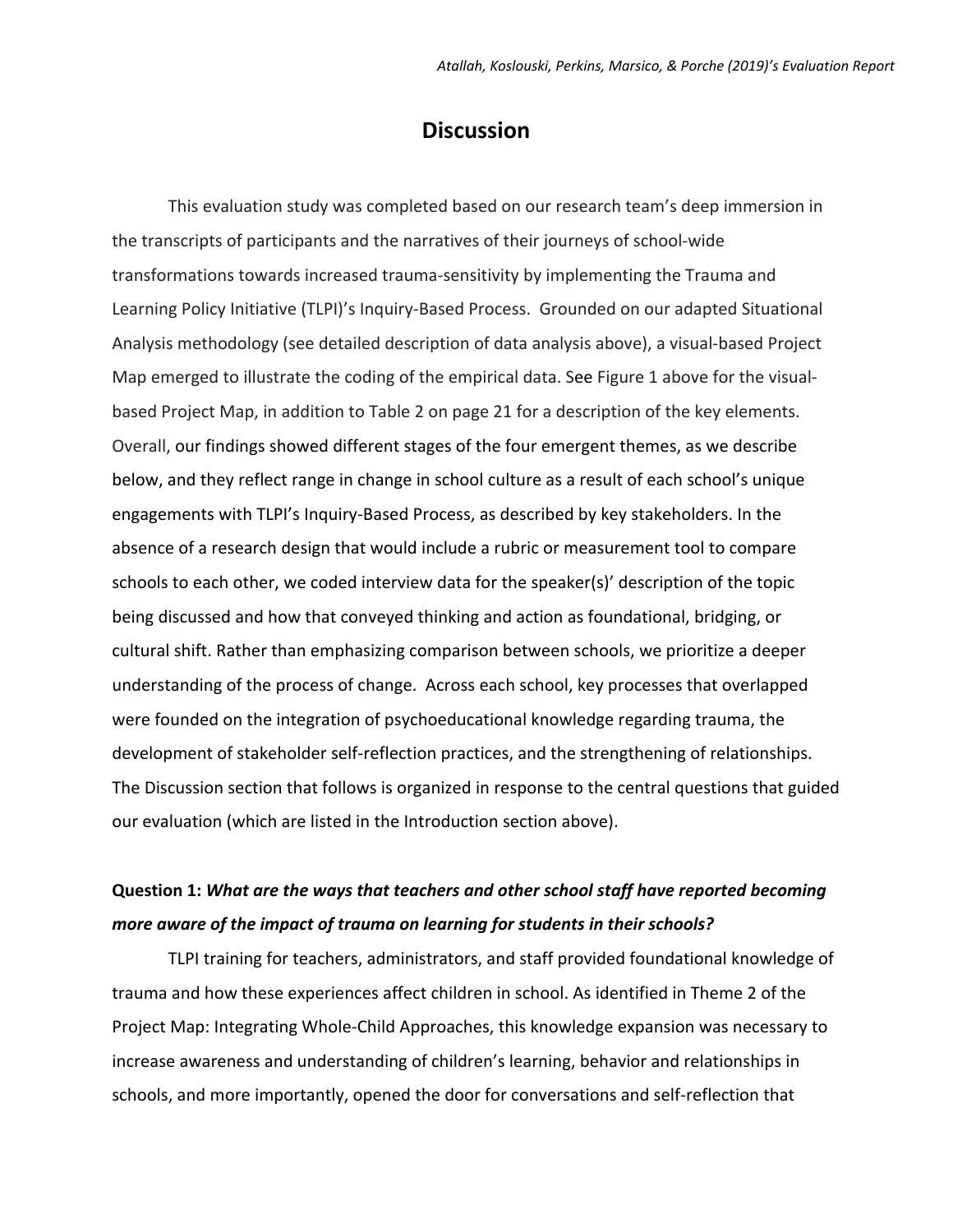# Discussion

This evaluation study was completed based on our research team's deep immersion in the transcripts of participants and the narratives of their journeys of school-wide transformations towards increased trauma-sensitivity by implementing the Trauma and Learning Policy Initiative (TLPI)'s Inquiry-Based Process. Grounded on our adapted Situational Analysis methodology (see detailed description of data analysis above), a visual-based Project Map emerged to illustrate the coding of the empirical data. See Figure 1 above for the visual-based Project Map, in addition to Table 2 on page 21 for a description of the key elements. Overall, our findings showed different stages of the four emergent themes, as we describe below, and they reflect range in change in school culture as a result of each school's unique engagements with TLPI's Inquiry-Based Process, as described by key stakeholders. In the absence of a research design that would include a rubric or measurement tool to compare schools to each other, we coded interview data for the speaker(s)' description of the topic being discussed and how that conveyed thinking and action as foundational, bridging, or cultural shift. Rather than emphasizing comparison between schools, we prioritize a deeper understanding of the process of change. Across each school, key processes that overlapped were founded on the integration of psychoeducational knowledge regarding trauma, the development of stakeholder self-reflection practices, and the strengthening of relationships. The Discussion section that follows is organized in response to the central questions that guided our evaluation (which are listed in the Introduction section above).

**Question 1: *What are the ways that teachers and other school staff have reported becoming more aware of the impact of trauma on learning for students in their schools?***

TLPI training for teachers, administrators, and staff provided foundational knowledge of trauma and how these experiences affect children in school. As identified in Theme 2 of the Project Map: Integrating Whole-Child Approaches, this knowledge expansion was necessary to increase awareness and understanding of children's learning, behavior and relationships in schools, and more importantly, opened the door for conversations and self-reflection that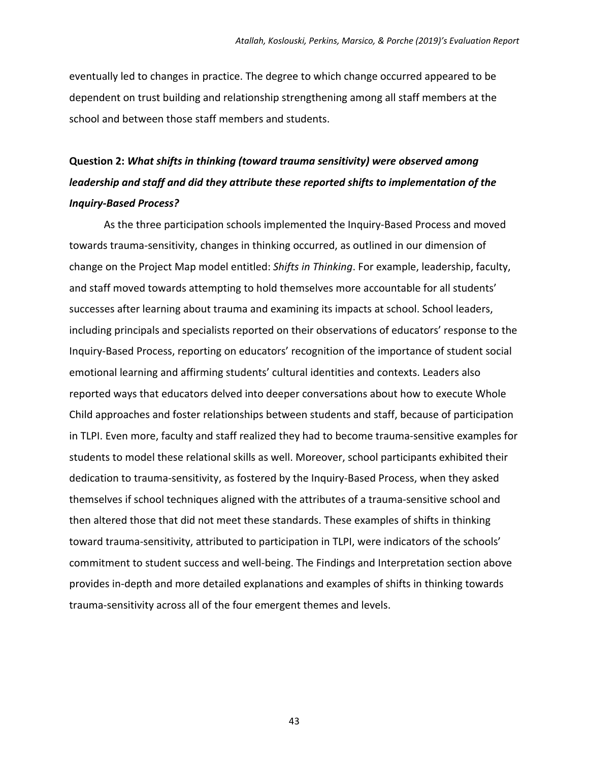eventually led to changes in practice. The degree to which change occurred appeared to be dependent on trust building and relationship strengthening among all staff members at the school and between those staff members and students.

**Question 2:** ***What shifts in thinking (toward trauma sensitivity) were observed among leadership and staff and did they attribute these reported shifts to implementation of the Inquiry-Based Process?***

As the three participation schools implemented the Inquiry-Based Process and moved towards trauma-sensitivity, changes in thinking occurred, as outlined in our dimension of change on the Project Map model entitled: *Shifts in Thinking*. For example, leadership, faculty, and staff moved towards attempting to hold themselves more accountable for all students' successes after learning about trauma and examining its impacts at school. School leaders, including principals and specialists reported on their observations of educators' response to the Inquiry-Based Process, reporting on educators' recognition of the importance of student social emotional learning and affirming students' cultural identities and contexts. Leaders also reported ways that educators delved into deeper conversations about how to execute Whole Child approaches and foster relationships between students and staff, because of participation in TLPI. Even more, faculty and staff realized they had to become trauma-sensitive examples for students to model these relational skills as well. Moreover, school participants exhibited their dedication to trauma-sensitivity, as fostered by the Inquiry-Based Process, when they asked themselves if school techniques aligned with the attributes of a trauma-sensitive school and then altered those that did not meet these standards. These examples of shifts in thinking toward trauma-sensitivity, attributed to participation in TLPI, were indicators of the schools' commitment to student success and well-being. The Findings and Interpretation section above provides in-depth and more detailed explanations and examples of shifts in thinking towards trauma-sensitivity across all of the four emergent themes and levels.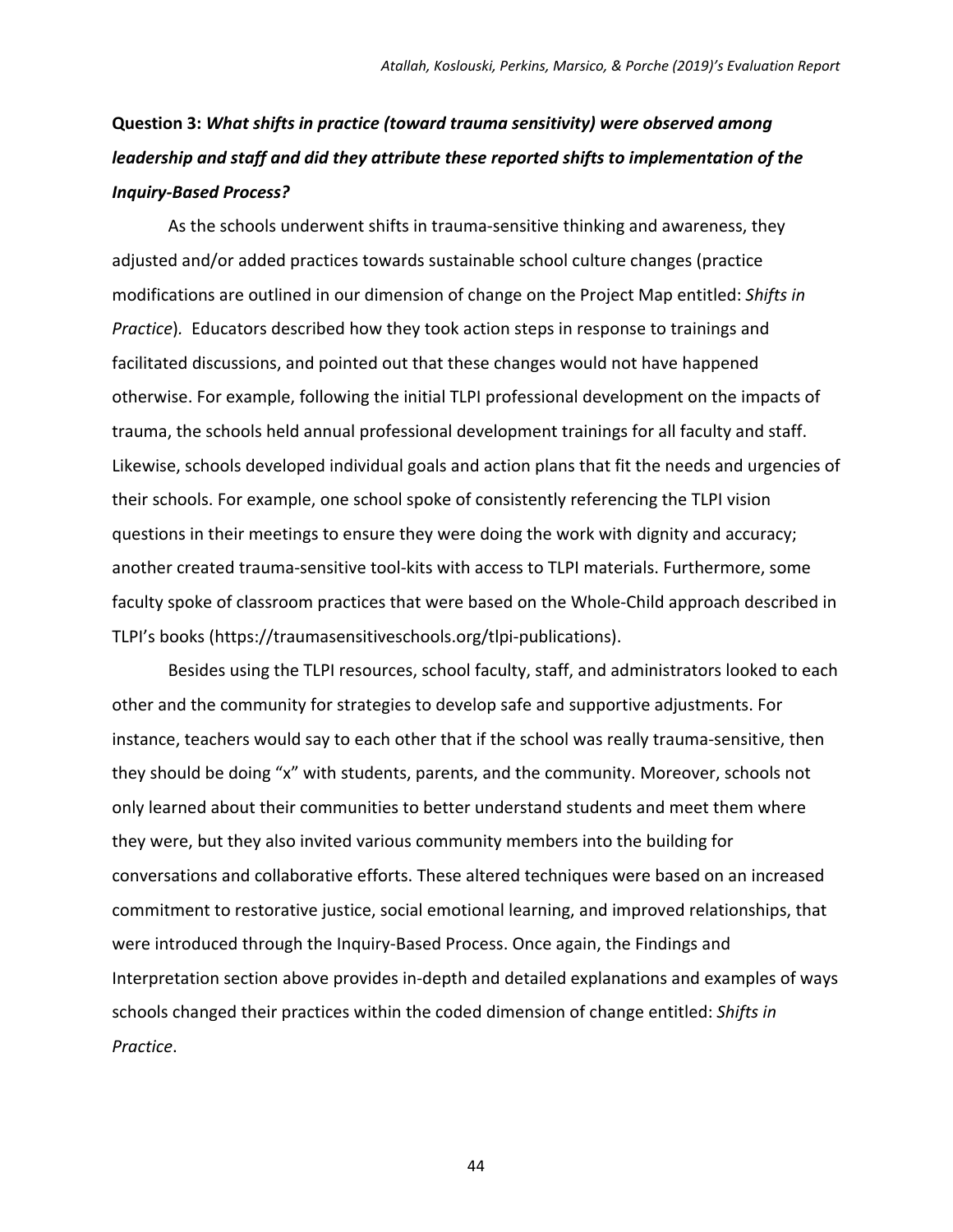**Question 3: *What shifts in practice (toward trauma sensitivity) were observed among leadership and staff and did they attribute these reported shifts to implementation of the Inquiry-Based Process?***

As the schools underwent shifts in trauma-sensitive thinking and awareness, they adjusted and/or added practices towards sustainable school culture changes (practice modifications are outlined in our dimension of change on the Project Map entitled: *Shifts in Practice*). Educators described how they took action steps in response to trainings and facilitated discussions, and pointed out that these changes would not have happened otherwise. For example, following the initial TLPI professional development on the impacts of trauma, the schools held annual professional development trainings for all faculty and staff. Likewise, schools developed individual goals and action plans that fit the needs and urgencies of their schools. For example, one school spoke of consistently referencing the TLPI vision questions in their meetings to ensure they were doing the work with dignity and accuracy; another created trauma-sensitive tool-kits with access to TLPI materials. Furthermore, some faculty spoke of classroom practices that were based on the Whole-Child approach described in TLPI's books (https://traumasensitiveschools.org/tlpi-publications).

Besides using the TLPI resources, school faculty, staff, and administrators looked to each other and the community for strategies to develop safe and supportive adjustments. For instance, teachers would say to each other that if the school was really trauma-sensitive, then they should be doing "x" with students, parents, and the community. Moreover, schools not only learned about their communities to better understand students and meet them where they were, but they also invited various community members into the building for conversations and collaborative efforts. These altered techniques were based on an increased commitment to restorative justice, social emotional learning, and improved relationships, that were introduced through the Inquiry-Based Process. Once again, the Findings and Interpretation section above provides in-depth and detailed explanations and examples of ways schools changed their practices within the coded dimension of change entitled: *Shifts in Practice*.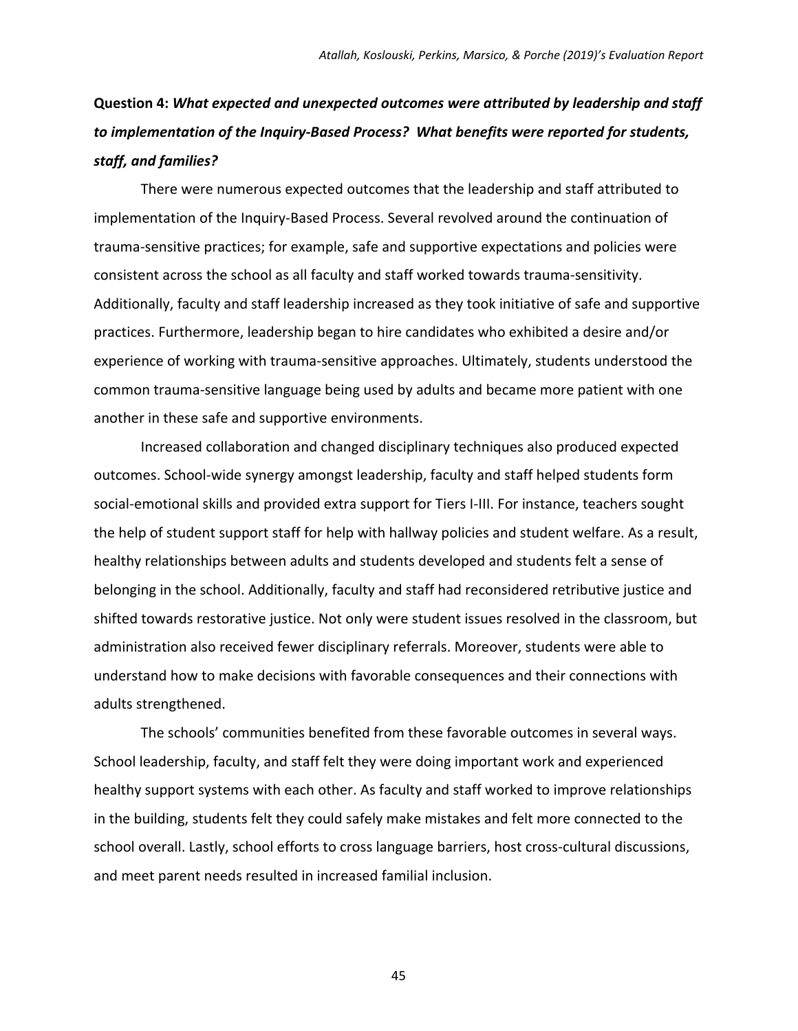**Question 4: *What expected and unexpected outcomes were attributed by leadership and staff to implementation of the Inquiry-Based Process? What benefits were reported for students, staff, and families?***

There were numerous expected outcomes that the leadership and staff attributed to implementation of the Inquiry-Based Process. Several revolved around the continuation of trauma-sensitive practices; for example, safe and supportive expectations and policies were consistent across the school as all faculty and staff worked towards trauma-sensitivity. Additionally, faculty and staff leadership increased as they took initiative of safe and supportive practices. Furthermore, leadership began to hire candidates who exhibited a desire and/or experience of working with trauma-sensitive approaches. Ultimately, students understood the common trauma-sensitive language being used by adults and became more patient with one another in these safe and supportive environments.

Increased collaboration and changed disciplinary techniques also produced expected outcomes. School-wide synergy amongst leadership, faculty and staff helped students form social-emotional skills and provided extra support for Tiers I-III. For instance, teachers sought the help of student support staff for help with hallway policies and student welfare. As a result, healthy relationships between adults and students developed and students felt a sense of belonging in the school. Additionally, faculty and staff had reconsidered retributive justice and shifted towards restorative justice. Not only were student issues resolved in the classroom, but administration also received fewer disciplinary referrals. Moreover, students were able to understand how to make decisions with favorable consequences and their connections with adults strengthened.

The schools' communities benefited from these favorable outcomes in several ways. School leadership, faculty, and staff felt they were doing important work and experienced healthy support systems with each other. As faculty and staff worked to improve relationships in the building, students felt they could safely make mistakes and felt more connected to the school overall. Lastly, school efforts to cross language barriers, host cross-cultural discussions, and meet parent needs resulted in increased familial inclusion.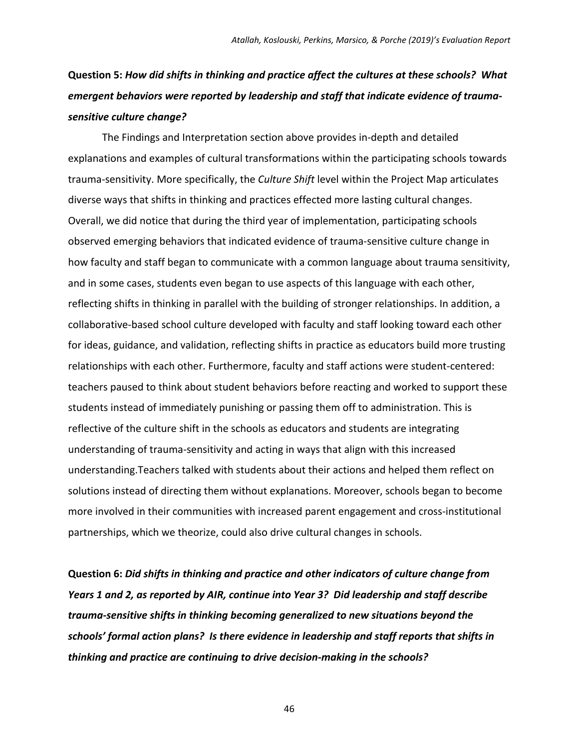**Question 5:** ***How did shifts in thinking and practice affect the cultures at these schools? What emergent behaviors were reported by leadership and staff that indicate evidence of trauma-sensitive culture change?***

The Findings and Interpretation section above provides in-depth and detailed explanations and examples of cultural transformations within the participating schools towards trauma-sensitivity. More specifically, the *Culture Shift* level within the Project Map articulates diverse ways that shifts in thinking and practices effected more lasting cultural changes. Overall, we did notice that during the third year of implementation, participating schools observed emerging behaviors that indicated evidence of trauma-sensitive culture change in how faculty and staff began to communicate with a common language about trauma sensitivity, and in some cases, students even began to use aspects of this language with each other, reflecting shifts in thinking in parallel with the building of stronger relationships. In addition, a collaborative-based school culture developed with faculty and staff looking toward each other for ideas, guidance, and validation, reflecting shifts in practice as educators build more trusting relationships with each other. Furthermore, faculty and staff actions were student-centered: teachers paused to think about student behaviors before reacting and worked to support these students instead of immediately punishing or passing them off to administration. This is reflective of the culture shift in the schools as educators and students are integrating understanding of trauma-sensitivity and acting in ways that align with this increased understanding.Teachers talked with students about their actions and helped them reflect on solutions instead of directing them without explanations. Moreover, schools began to become more involved in their communities with increased parent engagement and cross-institutional partnerships, which we theorize, could also drive cultural changes in schools.

**Question 6:** ***Did shifts in thinking and practice and other indicators of culture change from Years 1 and 2, as reported by AIR, continue into Year 3? Did leadership and staff describe trauma-sensitive shifts in thinking becoming generalized to new situations beyond the schools' formal action plans? Is there evidence in leadership and staff reports that shifts in thinking and practice are continuing to drive decision-making in the schools?***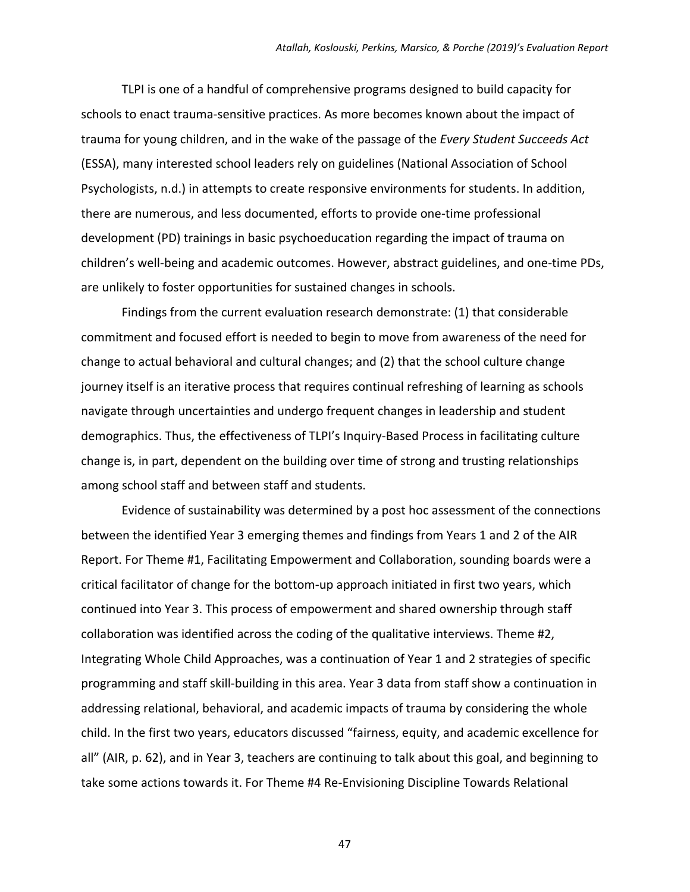TLPI is one of a handful of comprehensive programs designed to build capacity for schools to enact trauma-sensitive practices. As more becomes known about the impact of trauma for young children, and in the wake of the passage of the *Every Student Succeeds Act* (ESSA), many interested school leaders rely on guidelines (National Association of School Psychologists, n.d.) in attempts to create responsive environments for students. In addition, there are numerous, and less documented, efforts to provide one-time professional development (PD) trainings in basic psychoeducation regarding the impact of trauma on children's well-being and academic outcomes. However, abstract guidelines, and one-time PDs, are unlikely to foster opportunities for sustained changes in schools.

Findings from the current evaluation research demonstrate: (1) that considerable commitment and focused effort is needed to begin to move from awareness of the need for change to actual behavioral and cultural changes; and (2) that the school culture change journey itself is an iterative process that requires continual refreshing of learning as schools navigate through uncertainties and undergo frequent changes in leadership and student demographics. Thus, the effectiveness of TLPI's Inquiry-Based Process in facilitating culture change is, in part, dependent on the building over time of strong and trusting relationships among school staff and between staff and students.

Evidence of sustainability was determined by a post hoc assessment of the connections between the identified Year 3 emerging themes and findings from Years 1 and 2 of the AIR Report. For Theme #1, Facilitating Empowerment and Collaboration, sounding boards were a critical facilitator of change for the bottom-up approach initiated in first two years, which continued into Year 3. This process of empowerment and shared ownership through staff collaboration was identified across the coding of the qualitative interviews. Theme #2, Integrating Whole Child Approaches, was a continuation of Year 1 and 2 strategies of specific programming and staff skill-building in this area. Year 3 data from staff show a continuation in addressing relational, behavioral, and academic impacts of trauma by considering the whole child. In the first two years, educators discussed "fairness, equity, and academic excellence for all" (AIR, p. 62), and in Year 3, teachers are continuing to talk about this goal, and beginning to take some actions towards it. For Theme #4 Re-Envisioning Discipline Towards Relational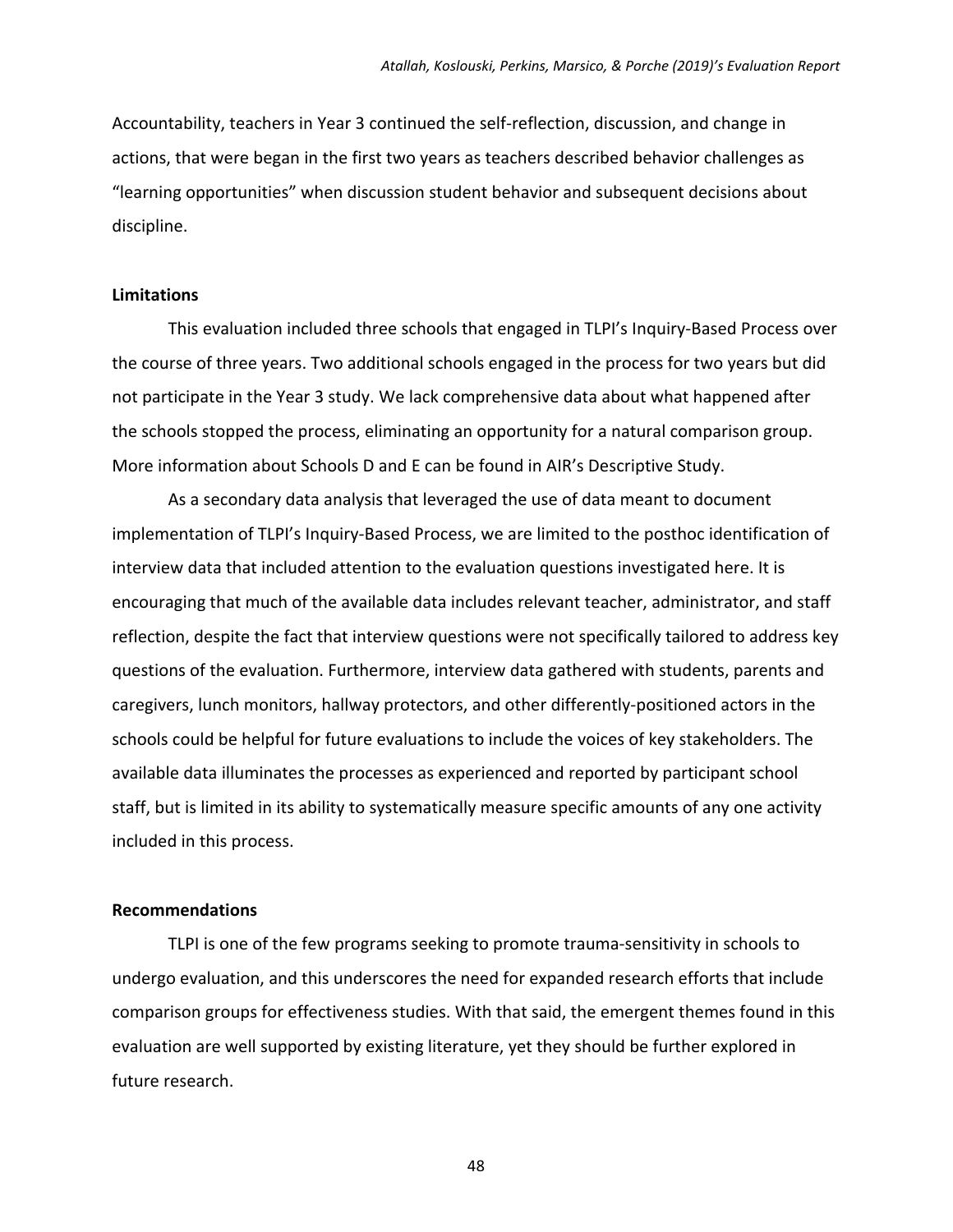Accountability, teachers in Year 3 continued the self-reflection, discussion, and change in actions, that were began in the first two years as teachers described behavior challenges as "learning opportunities" when discussion student behavior and subsequent decisions about discipline.

**Limitations**

This evaluation included three schools that engaged in TLPI's Inquiry-Based Process over the course of three years. Two additional schools engaged in the process for two years but did not participate in the Year 3 study. We lack comprehensive data about what happened after the schools stopped the process, eliminating an opportunity for a natural comparison group. More information about Schools D and E can be found in AIR's Descriptive Study.

As a secondary data analysis that leveraged the use of data meant to document implementation of TLPI's Inquiry-Based Process, we are limited to the posthoc identification of interview data that included attention to the evaluation questions investigated here. It is encouraging that much of the available data includes relevant teacher, administrator, and staff reflection, despite the fact that interview questions were not specifically tailored to address key questions of the evaluation. Furthermore, interview data gathered with students, parents and caregivers, lunch monitors, hallway protectors, and other differently-positioned actors in the schools could be helpful for future evaluations to include the voices of key stakeholders. The available data illuminates the processes as experienced and reported by participant school staff, but is limited in its ability to systematically measure specific amounts of any one activity included in this process.

**Recommendations**

TLPI is one of the few programs seeking to promote trauma-sensitivity in schools to undergo evaluation, and this underscores the need for expanded research efforts that include comparison groups for effectiveness studies. With that said, the emergent themes found in this evaluation are well supported by existing literature, yet they should be further explored in future research.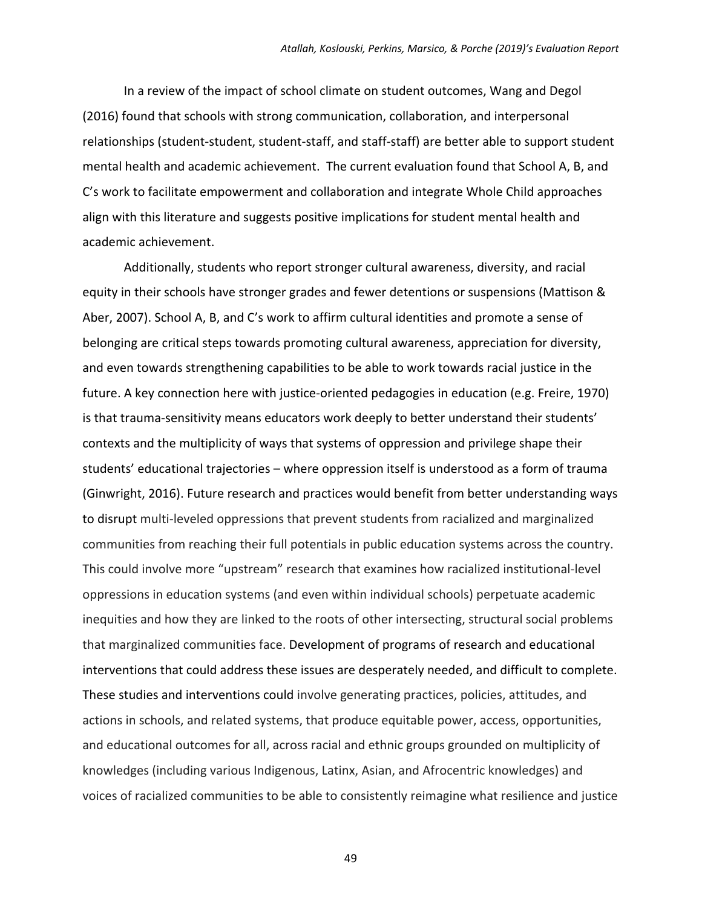In a review of the impact of school climate on student outcomes, Wang and Degol (2016) found that schools with strong communication, collaboration, and interpersonal relationships (student-student, student-staff, and staff-staff) are better able to support student mental health and academic achievement.  The current evaluation found that School A, B, and C's work to facilitate empowerment and collaboration and integrate Whole Child approaches align with this literature and suggests positive implications for student mental health and academic achievement.

Additionally, students who report stronger cultural awareness, diversity, and racial equity in their schools have stronger grades and fewer detentions or suspensions (Mattison & Aber, 2007). School A, B, and C's work to affirm cultural identities and promote a sense of belonging are critical steps towards promoting cultural awareness, appreciation for diversity, and even towards strengthening capabilities to be able to work towards racial justice in the future. A key connection here with justice-oriented pedagogies in education (e.g. Freire, 1970) is that trauma-sensitivity means educators work deeply to better understand their students' contexts and the multiplicity of ways that systems of oppression and privilege shape their students' educational trajectories – where oppression itself is understood as a form of trauma (Ginwright, 2016). Future research and practices would benefit from better understanding ways to disrupt multi-leveled oppressions that prevent students from racialized and marginalized communities from reaching their full potentials in public education systems across the country. This could involve more "upstream" research that examines how racialized institutional-level oppressions in education systems (and even within individual schools) perpetuate academic inequities and how they are linked to the roots of other intersecting, structural social problems that marginalized communities face. Development of programs of research and educational interventions that could address these issues are desperately needed, and difficult to complete. These studies and interventions could involve generating practices, policies, attitudes, and actions in schools, and related systems, that produce equitable power, access, opportunities, and educational outcomes for all, across racial and ethnic groups grounded on multiplicity of knowledges (including various Indigenous, Latinx, Asian, and Afrocentric knowledges) and voices of racialized communities to be able to consistently reimagine what resilience and justice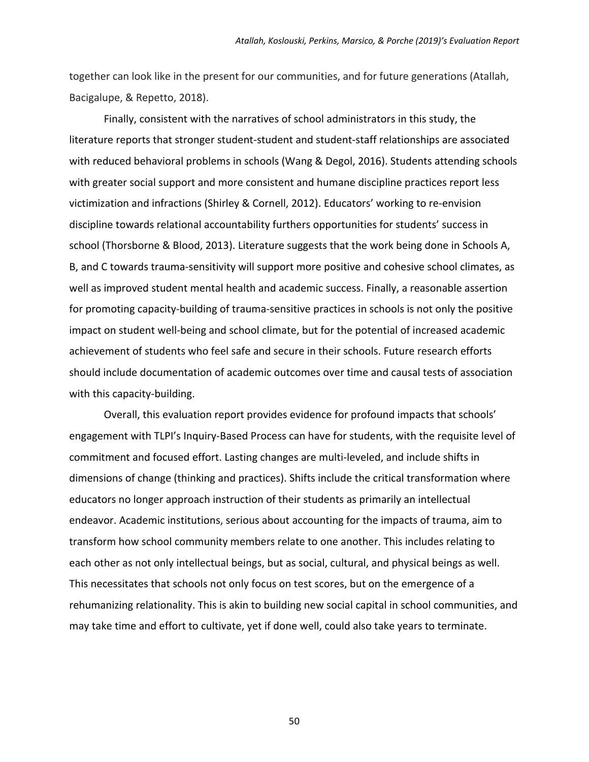together can look like in the present for our communities, and for future generations (Atallah, Bacigalupe, & Repetto, 2018).

Finally, consistent with the narratives of school administrators in this study, the literature reports that stronger student-student and student-staff relationships are associated with reduced behavioral problems in schools (Wang & Degol, 2016). Students attending schools with greater social support and more consistent and humane discipline practices report less victimization and infractions (Shirley & Cornell, 2012). Educators' working to re-envision discipline towards relational accountability furthers opportunities for students' success in school (Thorsborne & Blood, 2013). Literature suggests that the work being done in Schools A, B, and C towards trauma-sensitivity will support more positive and cohesive school climates, as well as improved student mental health and academic success. Finally, a reasonable assertion for promoting capacity-building of trauma-sensitive practices in schools is not only the positive impact on student well-being and school climate, but for the potential of increased academic achievement of students who feel safe and secure in their schools. Future research efforts should include documentation of academic outcomes over time and causal tests of association with this capacity-building.

Overall, this evaluation report provides evidence for profound impacts that schools' engagement with TLPI's Inquiry-Based Process can have for students, with the requisite level of commitment and focused effort. Lasting changes are multi-leveled, and include shifts in dimensions of change (thinking and practices). Shifts include the critical transformation where educators no longer approach instruction of their students as primarily an intellectual endeavor. Academic institutions, serious about accounting for the impacts of trauma, aim to transform how school community members relate to one another. This includes relating to each other as not only intellectual beings, but as social, cultural, and physical beings as well. This necessitates that schools not only focus on test scores, but on the emergence of a rehumanizing relationality. This is akin to building new social capital in school communities, and may take time and effort to cultivate, yet if done well, could also take years to terminate.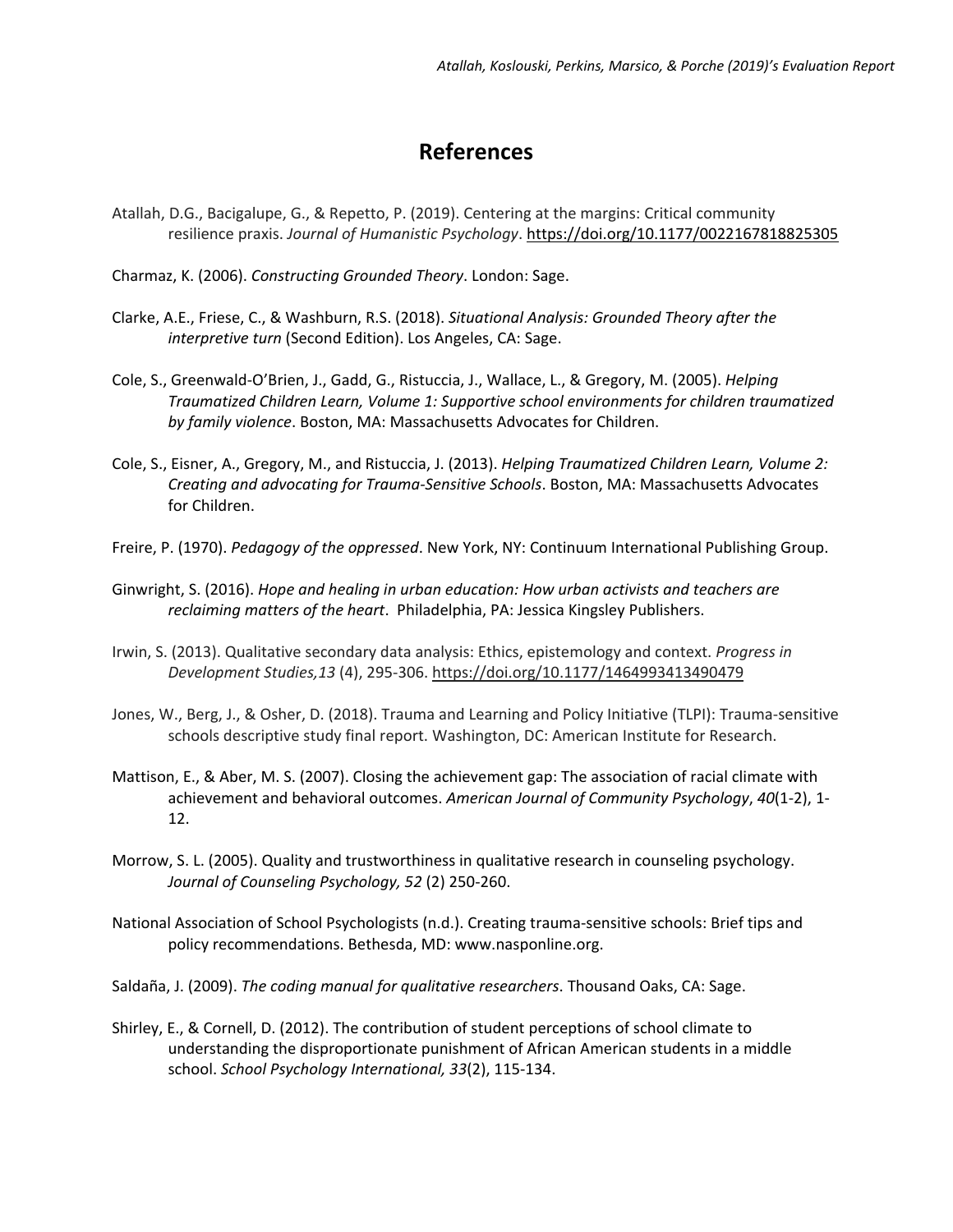# References

Atallah, D.G., Bacigalupe, G., & Repetto, P. (2019). Centering at the margins: Critical community resilience praxis. *Journal of Humanistic Psychology*. https://doi.org/10.1177/0022167818825305

Charmaz, K. (2006). *Constructing Grounded Theory*. London: Sage.

Clarke, A.E., Friese, C., & Washburn, R.S. (2018). *Situational Analysis: Grounded Theory after the interpretive turn* (Second Edition). Los Angeles, CA: Sage.

Cole, S., Greenwald-O'Brien, J., Gadd, G., Ristuccia, J., Wallace, L., & Gregory, M. (2005). *Helping Traumatized Children Learn, Volume 1: Supportive school environments for children traumatized by family violence*. Boston, MA: Massachusetts Advocates for Children.

Cole, S., Eisner, A., Gregory, M., and Ristuccia, J. (2013). *Helping Traumatized Children Learn, Volume 2: Creating and advocating for Trauma-Sensitive Schools*. Boston, MA: Massachusetts Advocates for Children.

Freire, P. (1970). *Pedagogy of the oppressed*. New York, NY: Continuum International Publishing Group.

Ginwright, S. (2016). *Hope and healing in urban education: How urban activists and teachers are reclaiming matters of the heart*. Philadelphia, PA: Jessica Kingsley Publishers.

Irwin, S. (2013). Qualitative secondary data analysis: Ethics, epistemology and context. *Progress in Development Studies,13* (4), 295-306. https://doi.org/10.1177/1464993413490479

Jones, W., Berg, J., & Osher, D. (2018). Trauma and Learning and Policy Initiative (TLPI): Trauma-sensitive schools descriptive study final report. Washington, DC: American Institute for Research.

Mattison, E., & Aber, M. S. (2007). Closing the achievement gap: The association of racial climate with achievement and behavioral outcomes. *American Journal of Community Psychology*, *40*(1-2), 1-12.

Morrow, S. L. (2005). Quality and trustworthiness in qualitative research in counseling psychology. *Journal of Counseling Psychology, 52* (2) 250-260.

National Association of School Psychologists (n.d.). Creating trauma-sensitive schools: Brief tips and policy recommendations. Bethesda, MD: www.nasponline.org.

Saldaña, J. (2009). *The coding manual for qualitative researchers*. Thousand Oaks, CA: Sage.

Shirley, E., & Cornell, D. (2012). The contribution of student perceptions of school climate to understanding the disproportionate punishment of African American students in a middle school. *School Psychology International, 33*(2), 115-134.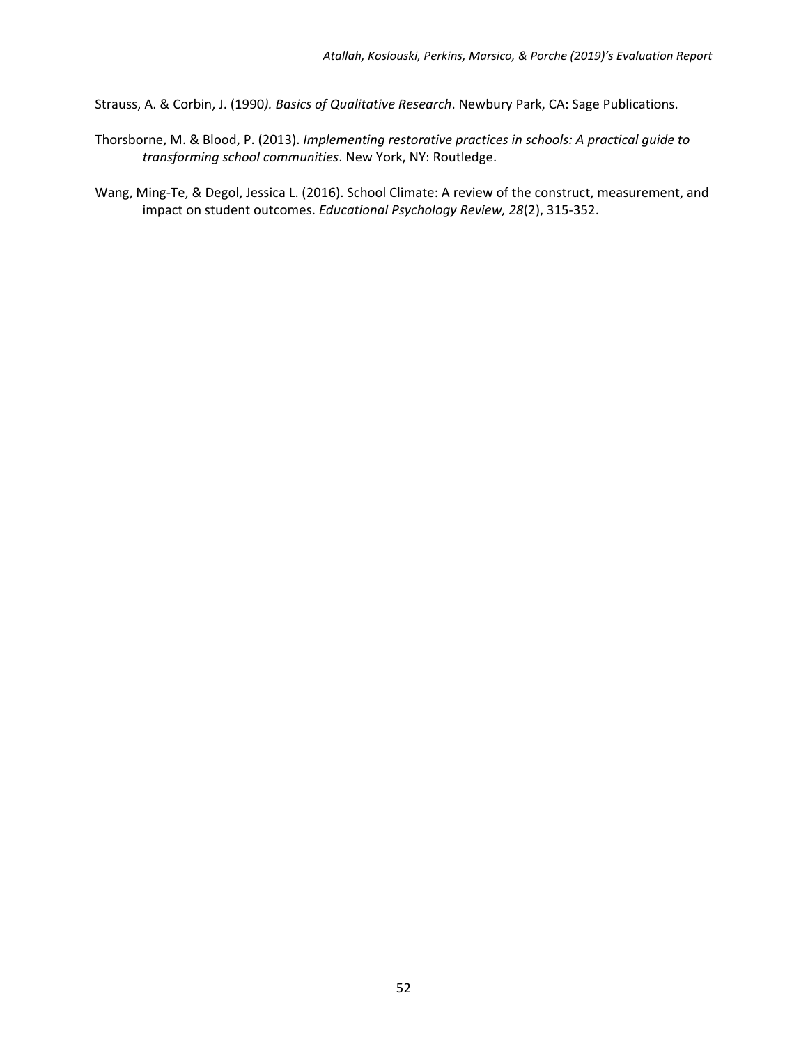Strauss, A. & Corbin, J. (1990*). Basics of Qualitative Research*. Newbury Park, CA: Sage Publications.

Thorsborne, M. & Blood, P. (2013). *Implementing restorative practices in schools: A practical guide to transforming school communities*. New York, NY: Routledge.

Wang, Ming-Te, & Degol, Jessica L. (2016). School Climate: A review of the construct, measurement, and impact on student outcomes. *Educational Psychology Review, 28*(2), 315-352.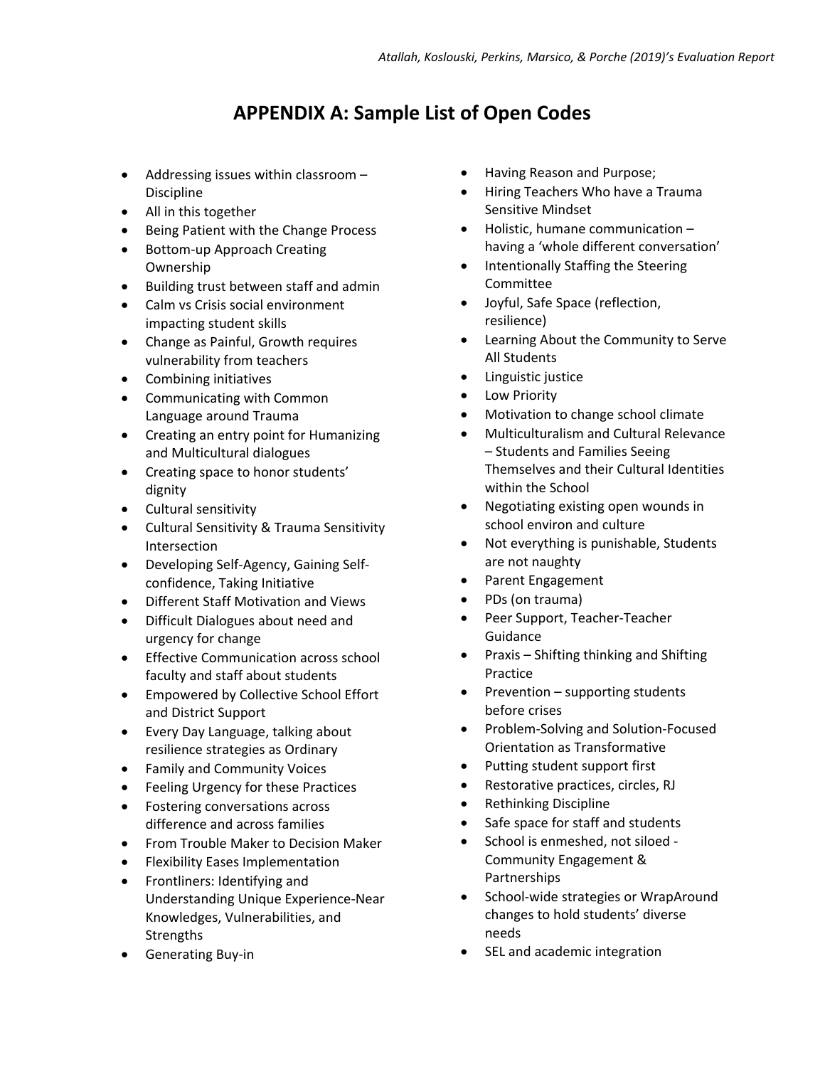# APPENDIX A: Sample List of Open Codes

- Addressing issues within classroom – Discipline
- All in this together
- Being Patient with the Change Process
- Bottom-up Approach Creating Ownership
- Building trust between staff and admin
- Calm vs Crisis social environment impacting student skills
- Change as Painful, Growth requires vulnerability from teachers
- Combining initiatives
- Communicating with Common Language around Trauma
- Creating an entry point for Humanizing and Multicultural dialogues
- Creating space to honor students' dignity
- Cultural sensitivity
- Cultural Sensitivity & Trauma Sensitivity Intersection
- Developing Self-Agency, Gaining Self-confidence, Taking Initiative
- Different Staff Motivation and Views
- Difficult Dialogues about need and urgency for change
- Effective Communication across school faculty and staff about students
- Empowered by Collective School Effort and District Support
- Every Day Language, talking about resilience strategies as Ordinary
- Family and Community Voices
- Feeling Urgency for these Practices
- Fostering conversations across difference and across families
- From Trouble Maker to Decision Maker
- Flexibility Eases Implementation
- Frontliners: Identifying and Understanding Unique Experience-Near Knowledges, Vulnerabilities, and Strengths
- Generating Buy-in
- Having Reason and Purpose;
- Hiring Teachers Who have a Trauma Sensitive Mindset
- Holistic, humane communication – having a 'whole different conversation'
- Intentionally Staffing the Steering Committee
- Joyful, Safe Space (reflection, resilience)
- Learning About the Community to Serve All Students
- Linguistic justice
- Low Priority
- Motivation to change school climate
- Multiculturalism and Cultural Relevance – Students and Families Seeing Themselves and their Cultural Identities within the School
- Negotiating existing open wounds in school environ and culture
- Not everything is punishable, Students are not naughty
- Parent Engagement
- PDs (on trauma)
- Peer Support, Teacher-Teacher Guidance
- Praxis – Shifting thinking and Shifting Practice
- Prevention – supporting students before crises
- Problem-Solving and Solution-Focused Orientation as Transformative
- Putting student support first
- Restorative practices, circles, RJ
- Rethinking Discipline
- Safe space for staff and students
- School is enmeshed, not siloed - Community Engagement & Partnerships
- School-wide strategies or WrapAround changes to hold students' diverse needs
- SEL and academic integration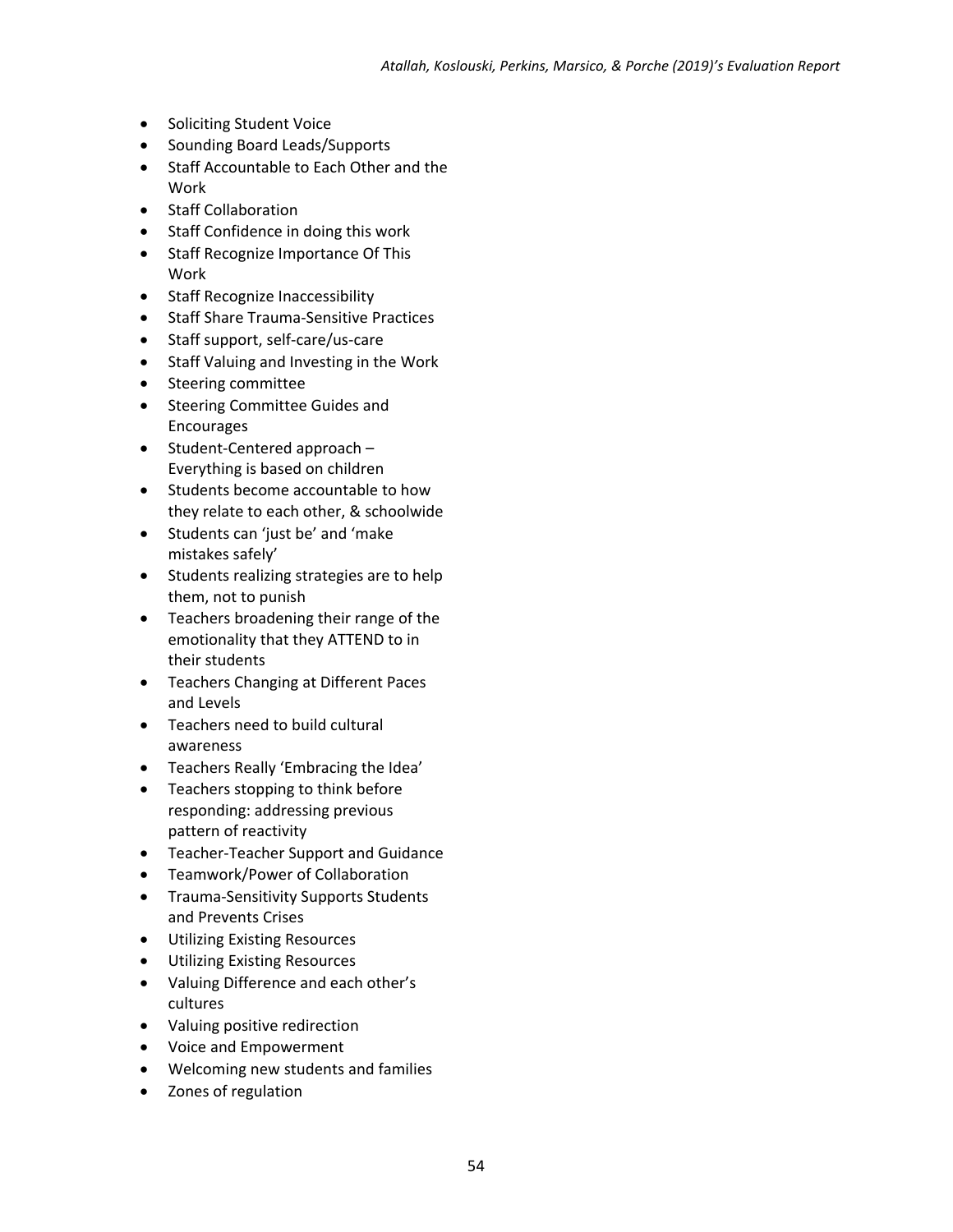- Soliciting Student Voice
- Sounding Board Leads/Supports
- Staff Accountable to Each Other and the Work
- Staff Collaboration
- Staff Confidence in doing this work
- Staff Recognize Importance Of This Work
- Staff Recognize Inaccessibility
- Staff Share Trauma-Sensitive Practices
- Staff support, self-care/us-care
- Staff Valuing and Investing in the Work
- Steering committee
- Steering Committee Guides and Encourages
- Student-Centered approach – Everything is based on children
- Students become accountable to how they relate to each other, & schoolwide
- Students can 'just be' and 'make mistakes safely'
- Students realizing strategies are to help them, not to punish
- Teachers broadening their range of the emotionality that they ATTEND to in their students
- Teachers Changing at Different Paces and Levels
- Teachers need to build cultural awareness
- Teachers Really 'Embracing the Idea'
- Teachers stopping to think before responding: addressing previous pattern of reactivity
- Teacher-Teacher Support and Guidance
- Teamwork/Power of Collaboration
- Trauma-Sensitivity Supports Students and Prevents Crises
- Utilizing Existing Resources
- Utilizing Existing Resources
- Valuing Difference and each other's cultures
- Valuing positive redirection
- Voice and Empowerment
- Welcoming new students and families
- Zones of regulation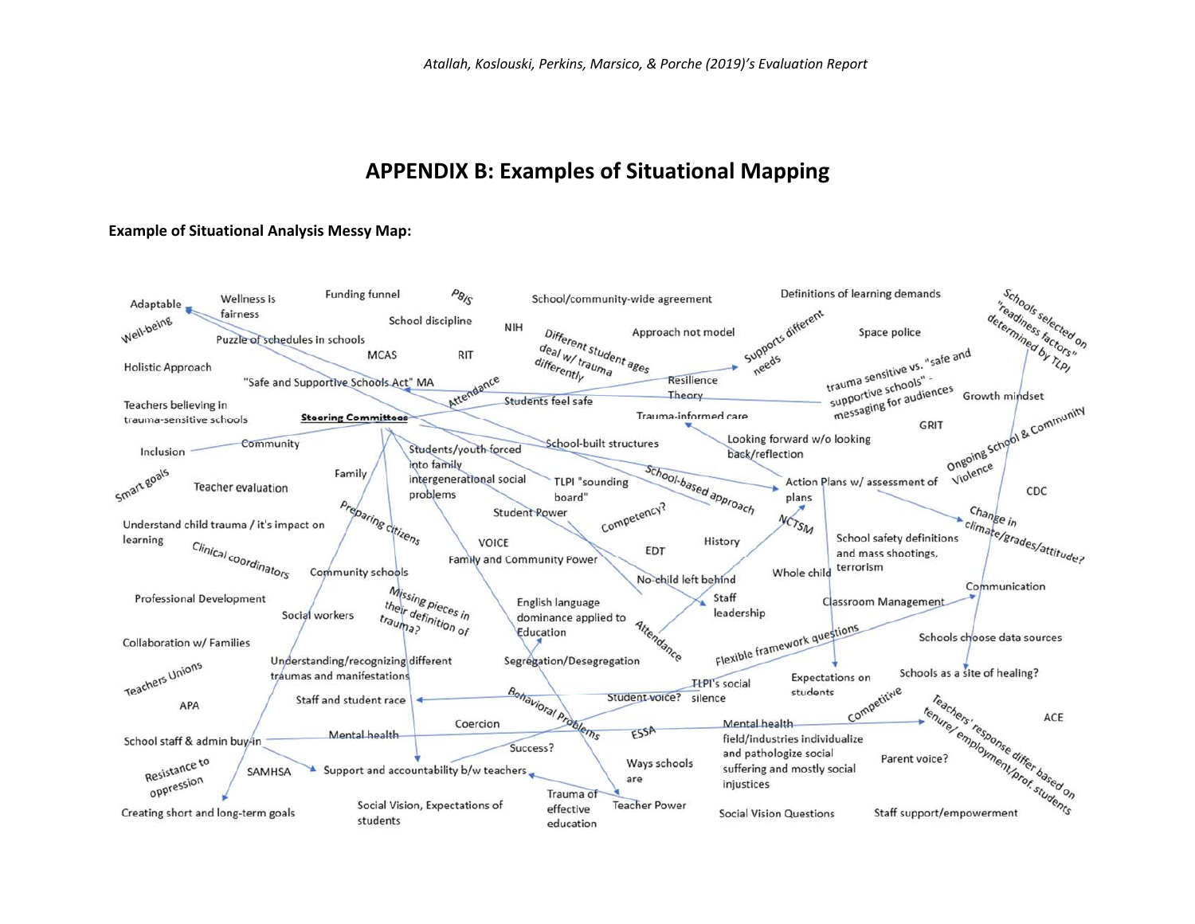## APPENDIX B: Examples of Situational Mapping

**Example of Situational Analysis Messy Map:**

Adaptable
Wellness is fairness
Funding funnel
PBIS
School/community-wide agreement
Definitions of learning demands
Schools selected on "readiness factors" determined by TLPI
Well-being
School discipline
NIH
Approach not model
Space police
Puzzle of schedules in schools
Different student ages deal w/ trauma differently
Supports different needs
MCAS
RIT
Holistic Approach
trauma sensitive vs. "safe and supportive schools" - messaging for audiences
"Safe and Supportive Schools Act" MA
Attendance
Resilience Theory
Growth mindset
Teachers believing in trauma-sensitive schools
Students feel safe
**Steering Committees**
Trauma-informed care
GRIT
Ongoing School & Community Violence
Community
School-built structures
Looking forward w/o looking back/reflection
Inclusion
Students/youth forced into family intergenerational social problems
Family
School-based approach
Smart goals
TLPI "sounding board"
Action Plans w/ assessment of plans
CDC
Teacher evaluation
Preparing citizens
Student Power
Competency?
Change in climate/grades/attitude?
Understand child trauma / it's impact on learning
NCTSM
History
VOICE
EDT
School safety definitions and mass shootings, terrorism
Clinical coordinators
Family and Community Power
Community schools
No-child left behind
Whole child
Communication
Missing pieces in their definition of trauma?
Staff leadership
Professional Development
English language dominance applied to Education
Classroom Management
Social workers
Attendance
Schools choose data sources
Collaboration w/ Families
Flexible framework questions
Understanding/recognizing different traumas and manifestations
Segregation/Desegregation
Teachers Unions
Schools as a site of healing?
TLPI's social silence
Expectations on students
Staff and student race
Behavioral Problems
Student voice?
Competitive
APA
ACE
Coercion
Mental health
Teachers' response differ based on tenure/employment/prof. students
School staff & admin buy-in
Mental health
ESSA
Mental health field/industries individualize and pathologize social suffering and mostly social injustices
Success?
Parent voice?
Resistance to oppression
SAMHSA
Support and accountability b/w teachers
Ways schools are
Trauma of effective education
Teacher Power
Creating short and long-term goals
Social Vision, Expectations of students
Social Vision Questions
Staff support/empowerment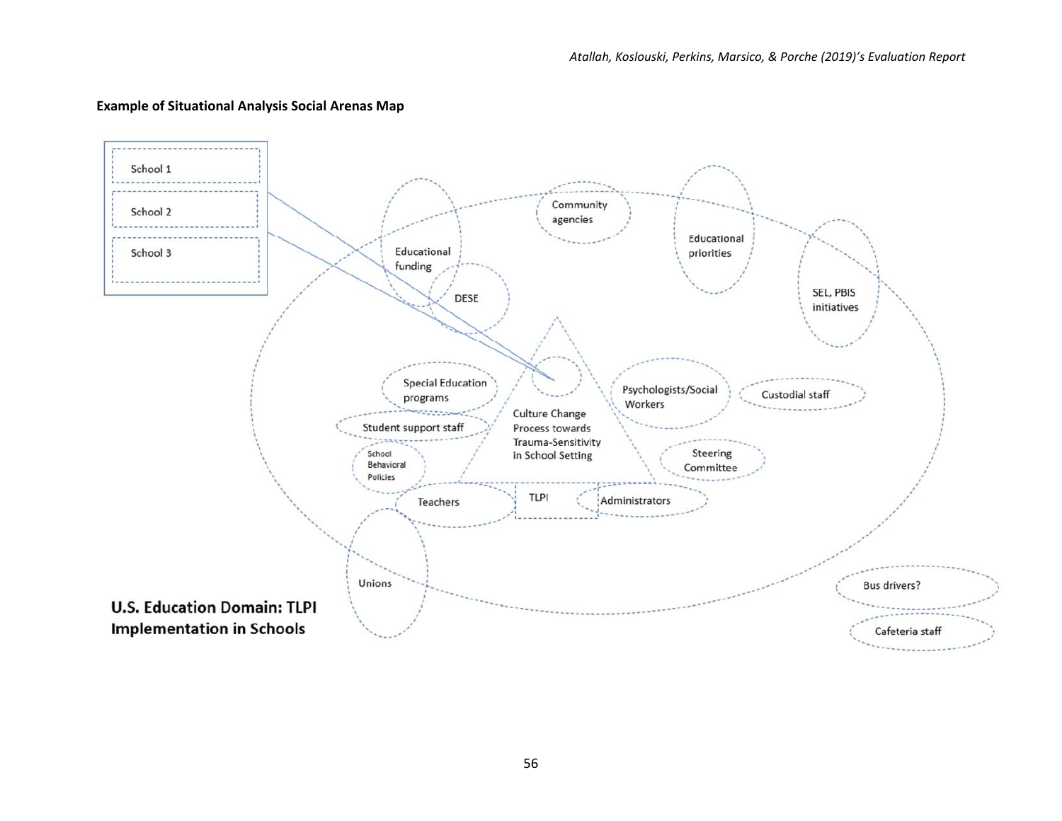**Example of Situational Analysis Social Arenas Map**

School 1

School 2

School 3

Community agencies

Educational funding

Educational priorities

DESE

SEL, PBIS initiatives

Special Education programs

Culture Change Process towards Trauma-Sensitivity in School Setting

Psychologists/Social Workers

Custodial staff

Student support staff

School Behavioral Policies

Steering Committee

Teachers

TLPI

Administrators

Unions

Bus drivers?

Cafeteria staff

**U.S. Education Domain: TLPI Implementation in Schools**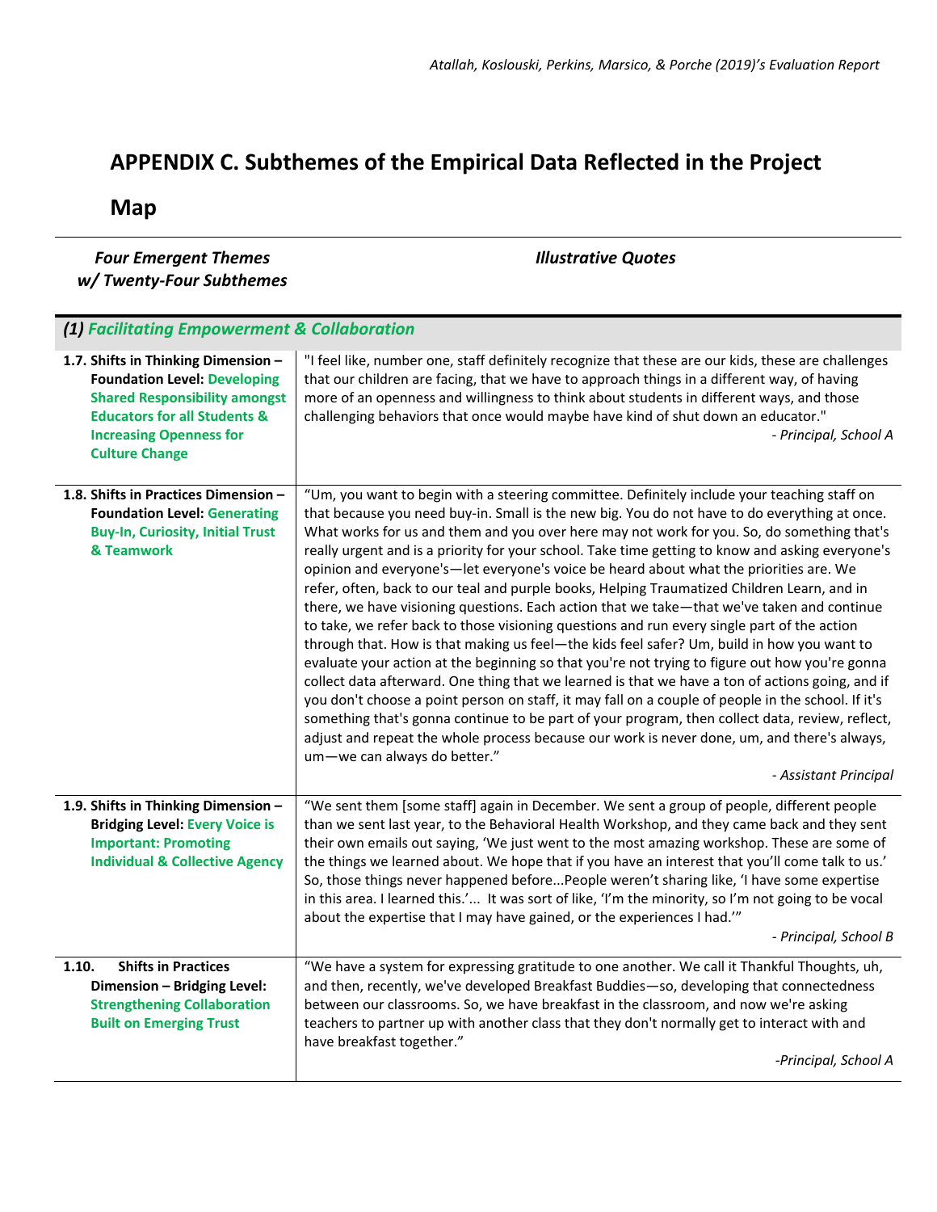# APPENDIX C. Subthemes of the Empirical Data Reflected in the Project Map

| *Four Emergent Themes w/ Twenty-Four Subthemes* | *Illustrative Quotes* |
|---|---|
| ***(1) Facilitating Empowerment & Collaboration*** | |
| **1.7. Shifts in Thinking Dimension – Foundation Level: Developing Shared Responsibility amongst Educators for all Students & Increasing Openness for Culture Change** | "I feel like, number one, staff definitely recognize that these are our kids, these are challenges that our children are facing, that we have to approach things in a different way, of having more of an openness and willingness to think about students in different ways, and those challenging behaviors that once would maybe have kind of shut down an educator." *- Principal, School A* |
| **1.8. Shifts in Practices Dimension – Foundation Level: Generating Buy-In, Curiosity, Initial Trust & Teamwork** | "Um, you want to begin with a steering committee. Definitely include your teaching staff on that because you need buy-in. Small is the new big. You do not have to do everything at once. What works for us and them and you over here may not work for you. So, do something that's really urgent and is a priority for your school. Take time getting to know and asking everyone's opinion and everyone's—let everyone's voice be heard about what the priorities are. We refer, often, back to our teal and purple books, Helping Traumatized Children Learn, and in there, we have visioning questions. Each action that we take—that we've taken and continue to take, we refer back to those visioning questions and run every single part of the action through that. How is that making us feel—the kids feel safer? Um, build in how you want to evaluate your action at the beginning so that you're not trying to figure out how you're gonna collect data afterward. One thing that we learned is that we have a ton of actions going, and if you don't choose a point person on staff, it may fall on a couple of people in the school. If it's something that's gonna continue to be part of your program, then collect data, review, reflect, adjust and repeat the whole process because our work is never done, um, and there's always, um—we can always do better." *- Assistant Principal* |
| **1.9. Shifts in Thinking Dimension – Bridging Level: Every Voice is Important: Promoting Individual & Collective Agency** | "We sent them [some staff] again in December. We sent a group of people, different people than we sent last year, to the Behavioral Health Workshop, and they came back and they sent their own emails out saying, 'We just went to the most amazing workshop. These are some of the things we learned about. We hope that if you have an interest that you'll come talk to us.' So, those things never happened before...People weren't sharing like, 'I have some expertise in this area. I learned this.'... It was sort of like, 'I'm the minority, so I'm not going to be vocal about the expertise that I may have gained, or the experiences I had.'" *- Principal, School B* |
| **1.10. Shifts in Practices Dimension – Bridging Level: Strengthening Collaboration Built on Emerging Trust** | "We have a system for expressing gratitude to one another. We call it Thankful Thoughts, uh, and then, recently, we've developed Breakfast Buddies—so, developing that connectedness between our classrooms. So, we have breakfast in the classroom, and now we're asking teachers to partner up with another class that they don't normally get to interact with and have breakfast together." *-Principal, School A* |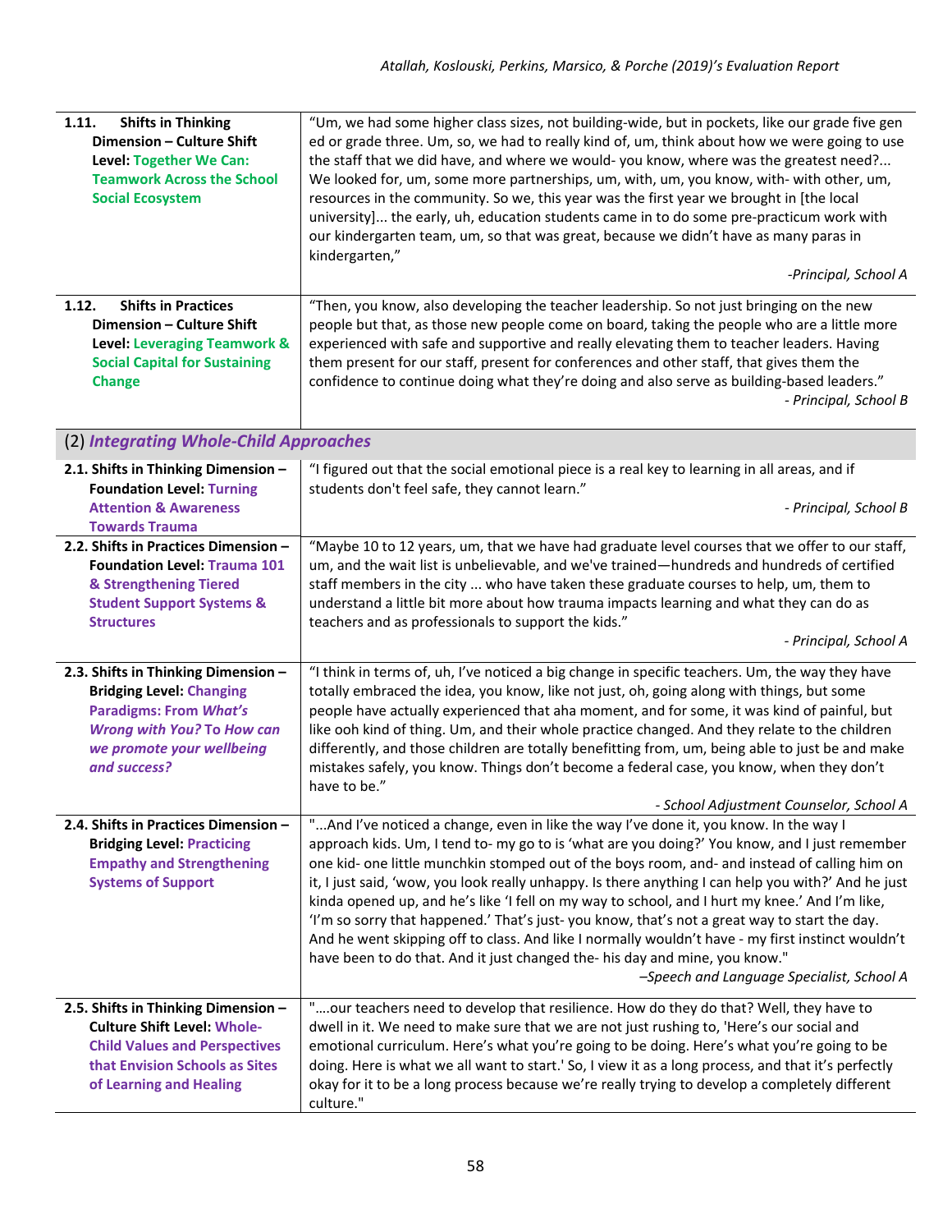| | |
|---|---|
| **1.11. Shifts in Thinking Dimension – Culture Shift Level: Together We Can: Teamwork Across the School Social Ecosystem** | "Um, we had some higher class sizes, not building-wide, but in pockets, like our grade five gen ed or grade three. Um, so, we had to really kind of, um, think about how we were going to use the staff that we did have, and where we would- you know, where was the greatest need?... We looked for, um, some more partnerships, um, with, um, you know, with- with other, um, resources in the community. So we, this year was the first year we brought in [the local university]... the early, uh, education students came in to do some pre-practicum work with our kindergarten team, um, so that was great, because we didn't have as many paras in kindergarten," *-Principal, School A* |
| **1.12. Shifts in Practices Dimension – Culture Shift Level: Leveraging Teamwork & Social Capital for Sustaining Change** | "Then, you know, also developing the teacher leadership. So not just bringing on the new people but that, as those new people come on board, taking the people who are a little more experienced with safe and supportive and really elevating them to teacher leaders. Having them present for our staff, present for conferences and other staff, that gives them the confidence to continue doing what they're doing and also serve as building-based leaders." *- Principal, School B* |
| (2) ***Integrating Whole-Child Approaches*** | |
| **2.1. Shifts in Thinking Dimension – Foundation Level: Turning Attention & Awareness Towards Trauma** | "I figured out that the social emotional piece is a real key to learning in all areas, and if students don't feel safe, they cannot learn." *- Principal, School B* |
| **2.2. Shifts in Practices Dimension – Foundation Level: Trauma 101 & Strengthening Tiered Student Support Systems & Structures** | "Maybe 10 to 12 years, um, that we have had graduate level courses that we offer to our staff, um, and the wait list is unbelievable, and we've trained—hundreds and hundreds of certified staff members in the city ... who have taken these graduate courses to help, um, them to understand a little bit more about how trauma impacts learning and what they can do as teachers and as professionals to support the kids." *- Principal, School A* |
| **2.3. Shifts in Thinking Dimension – Bridging Level: Changing Paradigms: From *What's Wrong with You?* To *How can we promote your wellbeing and success?*** | "I think in terms of, uh, I've noticed a big change in specific teachers. Um, the way they have totally embraced the idea, you know, like not just, oh, going along with things, but some people have actually experienced that aha moment, and for some, it was kind of painful, but like ooh kind of thing. Um, and their whole practice changed. And they relate to the children differently, and those children are totally benefitting from, um, being able to just be and make mistakes safely, you know. Things don't become a federal case, you know, when they don't have to be." *- School Adjustment Counselor, School A* |
| **2.4. Shifts in Practices Dimension – Bridging Level: Practicing Empathy and Strengthening Systems of Support** | "...And I've noticed a change, even in like the way I've done it, you know. In the way I approach kids. Um, I tend to- my go to is 'what are you doing?' You know, and I just remember one kid- one little munchkin stomped out of the boys room, and- and instead of calling him on it, I just said, 'wow, you look really unhappy. Is there anything I can help you with?' And he just kinda opened up, and he's like 'I fell on my way to school, and I hurt my knee.' And I'm like, 'I'm so sorry that happened.' That's just- you know, that's not a great way to start the day. And he went skipping off to class. And like I normally wouldn't have - my first instinct wouldn't have been to do that. And it just changed the- his day and mine, you know." *–Speech and Language Specialist, School A* |
| **2.5. Shifts in Thinking Dimension – Culture Shift Level: Whole-Child Values and Perspectives that Envision Schools as Sites of Learning and Healing** | "....our teachers need to develop that resilience. How do they do that? Well, they have to dwell in it. We need to make sure that we are not just rushing to, 'Here's our social and emotional curriculum. Here's what you're going to be doing. Here's what you're going to be doing. Here is what we all want to start.' So, I view it as a long process, and that it's perfectly okay for it to be a long process because we're really trying to develop a completely different culture." |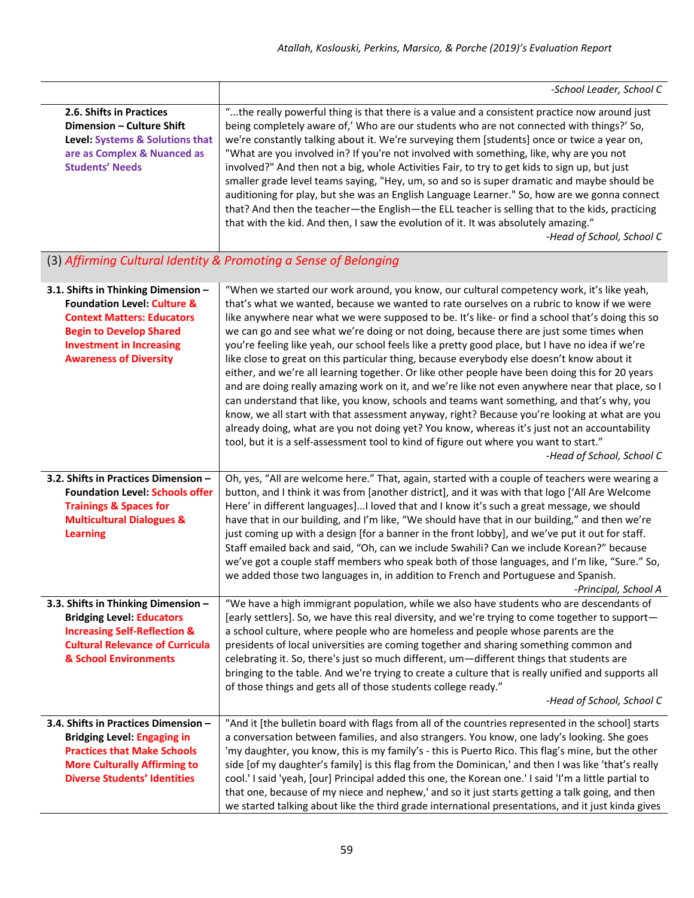| | |
|---|---|
| | *-School Leader, School C* |
| **2.6. Shifts in Practices Dimension – Culture Shift Level: Systems & Solutions that are as Complex & Nuanced as Students' Needs** | "...the really powerful thing is that there is a value and a consistent practice now around just being completely aware of,' Who are our students who are not connected with things?' So, we're constantly talking about it. We're surveying them [students] once or twice a year on, "What are you involved in? If you're not involved with something, like, why are you not involved?" And then not a big, whole Activities Fair, to try to get kids to sign up, but just smaller grade level teams saying, "Hey, um, so and so is super dramatic and maybe should be auditioning for play, but she was an English Language Learner." So, how are we gonna connect that? And then the teacher—the English—the ELL teacher is selling that to the kids, practicing that with the kid. And then, I saw the evolution of it. It was absolutely amazing." *-Head of School, School C* |
| **(3) *Affirming Cultural Identity & Promoting a Sense of Belonging*** | |
| **3.1. Shifts in Thinking Dimension – Foundation Level: Culture & Context Matters: Educators Begin to Develop Shared Investment in Increasing Awareness of Diversity** | "When we started our work around, you know, our cultural competency work, it's like yeah, that's what we wanted, because we wanted to rate ourselves on a rubric to know if we were like anywhere near what we were supposed to be. It's like- or find a school that's doing this so we can go and see what we're doing or not doing, because there are just some times when you're feeling like yeah, our school feels like a pretty good place, but I have no idea if we're like close to great on this particular thing, because everybody else doesn't know about it either, and we're all learning together. Or like other people have been doing this for 20 years and are doing really amazing work on it, and we're like not even anywhere near that place, so I can understand that like, you know, schools and teams want something, and that's why, you know, we all start with that assessment anyway, right? Because you're looking at what are you already doing, what are you not doing yet? You know, whereas it's just not an accountability tool, but it is a self-assessment tool to kind of figure out where you want to start." *-Head of School, School C* |
| **3.2. Shifts in Practices Dimension – Foundation Level: Schools offer Trainings & Spaces for Multicultural Dialogues & Learning** | Oh, yes, "All are welcome here." That, again, started with a couple of teachers were wearing a button, and I think it was from [another district], and it was with that logo ['All Are Welcome Here' in different languages]...I loved that and I know it's such a great message, we should have that in our building, and I'm like, "We should have that in our building," and then we're just coming up with a design [for a banner in the front lobby], and we've put it out for staff. Staff emailed back and said, "Oh, can we include Swahili? Can we include Korean?" because we've got a couple staff members who speak both of those languages, and I'm like, "Sure." So, we added those two languages in, in addition to French and Portuguese and Spanish. *-Principal, School A* |
| **3.3. Shifts in Thinking Dimension – Bridging Level: Educators Increasing Self-Reflection & Cultural Relevance of Curricula & School Environments** | "We have a high immigrant population, while we also have students who are descendants of [early settlers]. So, we have this real diversity, and we're trying to come together to support—a school culture, where people who are homeless and people whose parents are the presidents of local universities are coming together and sharing something common and celebrating it. So, there's just so much different, um—different things that students are bringing to the table. And we're trying to create a culture that is really unified and supports all of those things and gets all of those students college ready." *-Head of School, School C* |
| **3.4. Shifts in Practices Dimension – Bridging Level: Engaging in Practices that Make Schools More Culturally Affirming to Diverse Students' Identities** | "And it [the bulletin board with flags from all of the countries represented in the school] starts a conversation between families, and also strangers. You know, one lady's looking. She goes 'my daughter, you know, this is my family's - this is Puerto Rico. This flag's mine, but the other side [of my daughter's family] is this flag from the Dominican,' and then I was like 'that's really cool.' I said 'yeah, [our] Principal added this one, the Korean one.' I said 'I'm a little partial to that one, because of my niece and nephew,' and so it just starts getting a talk going, and then we started talking about like the third grade international presentations, and it just kinda gives |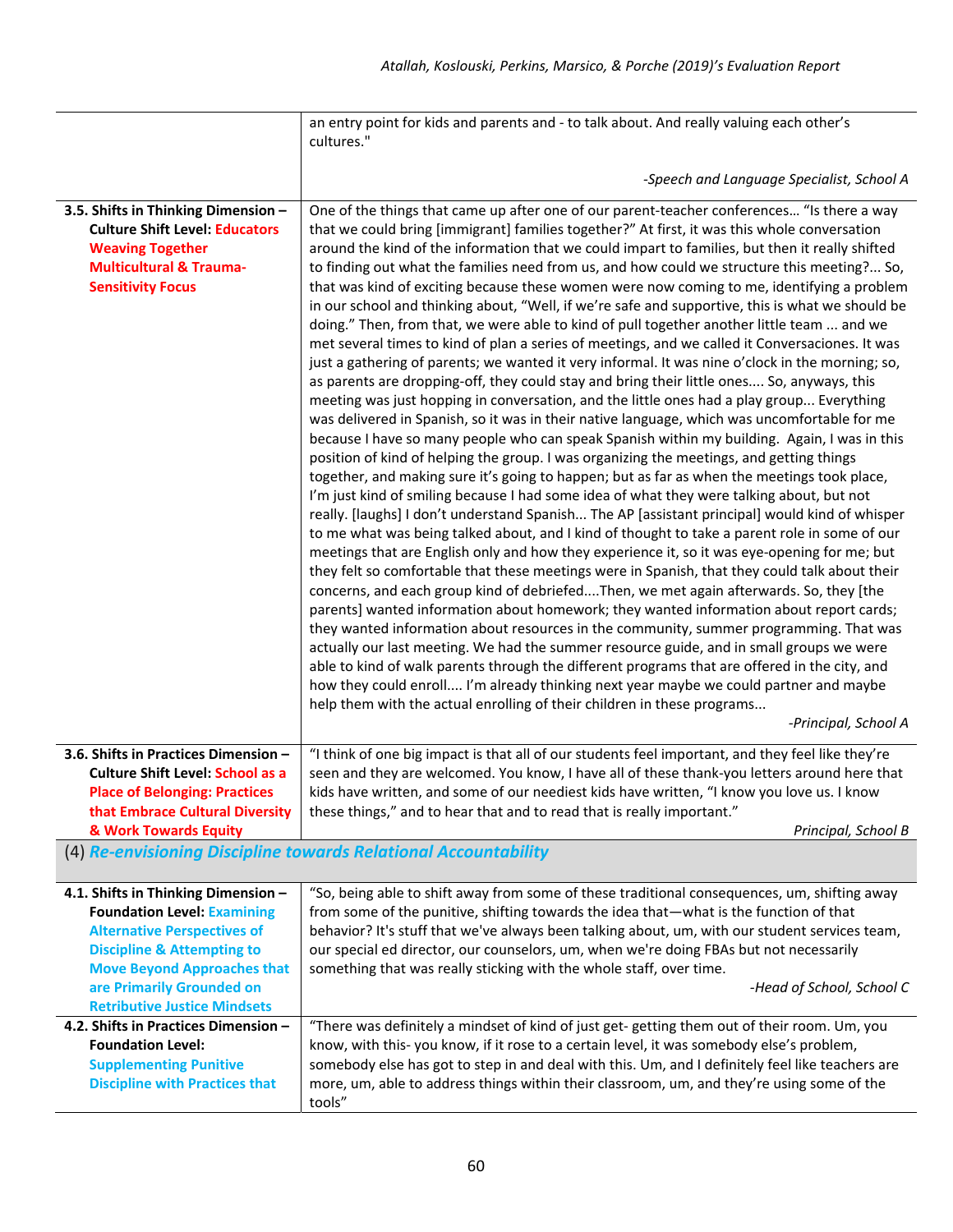| | |
|---|---|
| | an entry point for kids and parents and - to talk about. And really valuing each other's cultures."<br><br>*-Speech and Language Specialist, School A* |
| **3.5. Shifts in Thinking Dimension – Culture Shift Level: Educators Weaving Together Multicultural & Trauma-Sensitivity Focus** | One of the things that came up after one of our parent-teacher conferences… "Is there a way that we could bring [immigrant] families together?" At first, it was this whole conversation around the kind of the information that we could impart to families, but then it really shifted to finding out what the families need from us, and how could we structure this meeting?... So, that was kind of exciting because these women were now coming to me, identifying a problem in our school and thinking about, "Well, if we're safe and supportive, this is what we should be doing." Then, from that, we were able to kind of pull together another little team ... and we met several times to kind of plan a series of meetings, and we called it Conversaciones. It was just a gathering of parents; we wanted it very informal. It was nine o'clock in the morning; so, as parents are dropping-off, they could stay and bring their little ones.... So, anyways, this meeting was just hopping in conversation, and the little ones had a play group... Everything was delivered in Spanish, so it was in their native language, which was uncomfortable for me because I have so many people who can speak Spanish within my building. Again, I was in this position of kind of helping the group. I was organizing the meetings, and getting things together, and making sure it's going to happen; but as far as when the meetings took place, I'm just kind of smiling because I had some idea of what they were talking about, but not really. [laughs] I don't understand Spanish... The AP [assistant principal] would kind of whisper to me what was being talked about, and I kind of thought to take a parent role in some of our meetings that are English only and how they experience it, so it was eye-opening for me; but they felt so comfortable that these meetings were in Spanish, that they could talk about their concerns, and each group kind of debriefed....Then, we met again afterwards. So, they [the parents] wanted information about homework; they wanted information about report cards; they wanted information about resources in the community, summer programming. That was actually our last meeting. We had the summer resource guide, and in small groups we were able to kind of walk parents through the different programs that are offered in the city, and how they could enroll.... I'm already thinking next year maybe we could partner and maybe help them with the actual enrolling of their children in these programs...<br><br>*-Principal, School A* |
| **3.6. Shifts in Practices Dimension – Culture Shift Level: School as a Place of Belonging: Practices that Embrace Cultural Diversity & Work Towards Equity** | "I think of one big impact is that all of our students feel important, and they feel like they're seen and they are welcomed. You know, I have all of these thank-you letters around here that kids have written, and some of our neediest kids have written, "I know you love us. I know these things," and to hear that and to read that is really important."<br><br>*Principal, School B* |
| **(4) *Re-envisioning Discipline towards Relational Accountability*** | |
| **4.1. Shifts in Thinking Dimension – Foundation Level: Examining Alternative Perspectives of Discipline & Attempting to Move Beyond Approaches that are Primarily Grounded on Retributive Justice Mindsets** | "So, being able to shift away from some of these traditional consequences, um, shifting away from some of the punitive, shifting towards the idea that—what is the function of that behavior? It's stuff that we've always been talking about, um, with our student services team, our special ed director, our counselors, um, when we're doing FBAs but not necessarily something that was really sticking with the whole staff, over time.<br><br>*-Head of School, School C* |
| **4.2. Shifts in Practices Dimension – Foundation Level: Supplementing Punitive Discipline with Practices that** | "There was definitely a mindset of kind of just get- getting them out of their room. Um, you know, with this- you know, if it rose to a certain level, it was somebody else's problem, somebody else has got to step in and deal with this. Um, and I definitely feel like teachers are more, um, able to address things within their classroom, um, and they're using some of the tools" |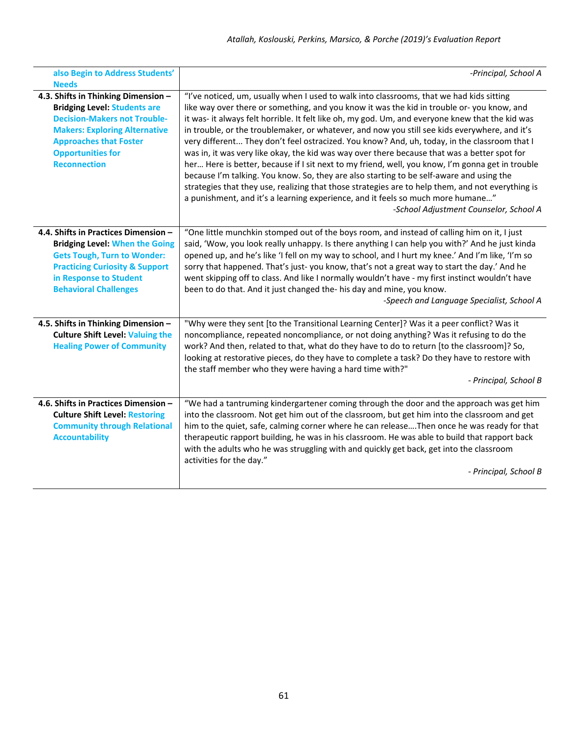| | |
|---|---|
| **also Begin to Address Students' Needs** | *-Principal, School A* |
| **4.3. Shifts in Thinking Dimension – Bridging Level: Students are Decision-Makers not Trouble-Makers: Exploring Alternative Approaches that Foster Opportunities for Reconnection** | "I've noticed, um, usually when I used to walk into classrooms, that we had kids sitting like way over there or something, and you know it was the kid in trouble or- you know, and it was- it always felt horrible. It felt like oh, my god. Um, and everyone knew that the kid was in trouble, or the troublemaker, or whatever, and now you still see kids everywhere, and it's very different... They don't feel ostracized. You know? And, uh, today, in the classroom that I was in, it was very like okay, the kid was way over there because that was a better spot for her… Here is better, because if I sit next to my friend, well, you know, I'm gonna get in trouble because I'm talking. You know. So, they are also starting to be self-aware and using the strategies that they use, realizing that those strategies are to help them, and not everything is a punishment, and it's a learning experience, and it feels so much more humane…" *-School Adjustment Counselor, School A* |
| **4.4. Shifts in Practices Dimension – Bridging Level: When the Going Gets Tough, Turn to Wonder: Practicing Curiosity & Support in Response to Student Behavioral Challenges** | "One little munchkin stomped out of the boys room, and instead of calling him on it, I just said, 'Wow, you look really unhappy. Is there anything I can help you with?' And he just kinda opened up, and he's like 'I fell on my way to school, and I hurt my knee.' And I'm like, 'I'm so sorry that happened. That's just- you know, that's not a great way to start the day.' And he went skipping off to class. And like I normally wouldn't have - my first instinct wouldn't have been to do that. And it just changed the- his day and mine, you know. *-Speech and Language Specialist, School A* |
| **4.5. Shifts in Thinking Dimension – Culture Shift Level: Valuing the Healing Power of Community** | "Why were they sent [to the Transitional Learning Center]? Was it a peer conflict? Was it noncompliance, repeated noncompliance, or not doing anything? Was it refusing to do the work? And then, related to that, what do they have to do to return [to the classroom]? So, looking at restorative pieces, do they have to complete a task? Do they have to restore with the staff member who they were having a hard time with?" *- Principal, School B* |
| **4.6. Shifts in Practices Dimension – Culture Shift Level: Restoring Community through Relational Accountability** | "We had a tantruming kindergartener coming through the door and the approach was get him into the classroom. Not get him out of the classroom, but get him into the classroom and get him to the quiet, safe, calming corner where he can release….Then once he was ready for that therapeutic rapport building, he was in his classroom. He was able to build that rapport back with the adults who he was struggling with and quickly get back, get into the classroom activities for the day." *- Principal, School B* |